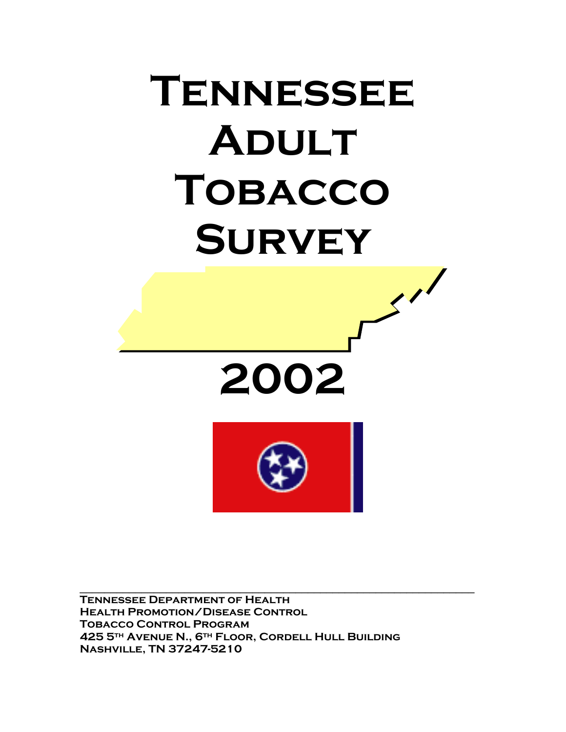# Tennessee Adult Tobacco Survey

# 2002

Tennessee Department of Health
Health Promotion/Disease Control
Tobacco Control Program
425 5th Avenue N., 6th Floor, Cordell Hull Building
Nashville, TN 37247-5210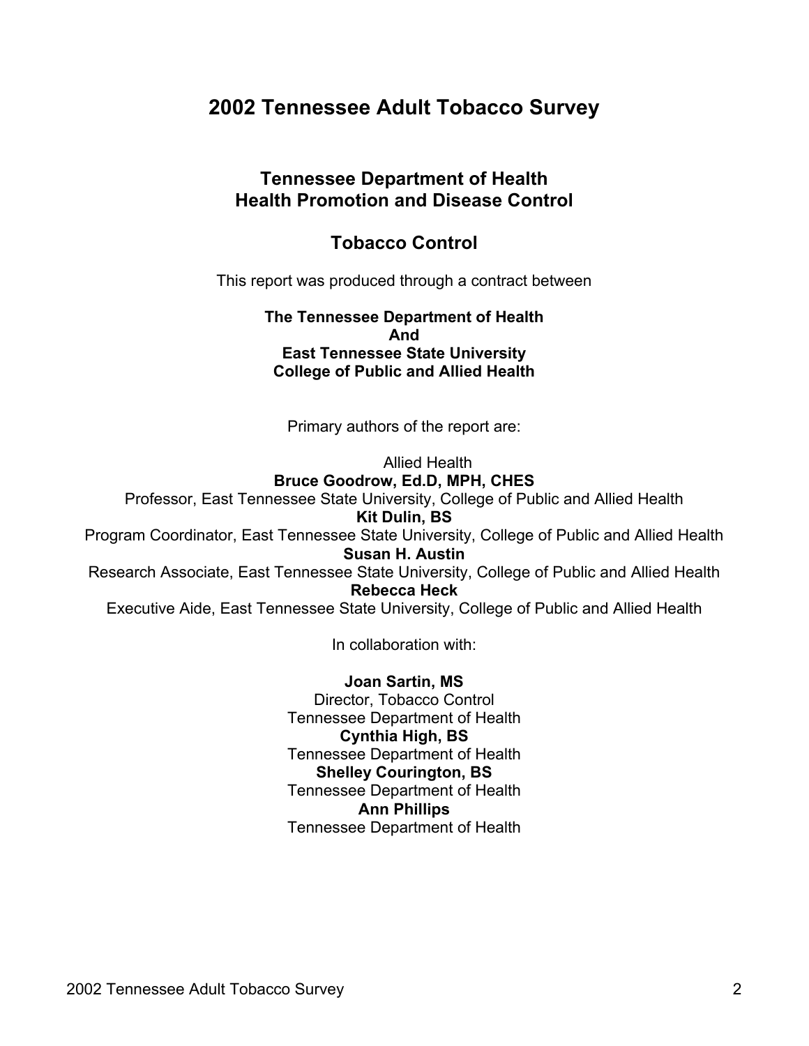# 2002 Tennessee Adult Tobacco Survey

## Tennessee Department of Health
## Health Promotion and Disease Control

## Tobacco Control

This report was produced through a contract between

**The Tennessee Department of Health**
**And**
**East Tennessee State University**
**College of Public and Allied Health**

Primary authors of the report are:

Allied Health
**Bruce Goodrow, Ed.D, MPH, CHES**
Professor, East Tennessee State University, College of Public and Allied Health
**Kit Dulin, BS**
Program Coordinator, East Tennessee State University, College of Public and Allied Health
**Susan H. Austin**
Research Associate, East Tennessee State University, College of Public and Allied Health
**Rebecca Heck**
Executive Aide, East Tennessee State University, College of Public and Allied Health

In collaboration with:

**Joan Sartin, MS**
Director, Tobacco Control
Tennessee Department of Health
**Cynthia High, BS**
Tennessee Department of Health
**Shelley Courington, BS**
Tennessee Department of Health
**Ann Phillips**
Tennessee Department of Health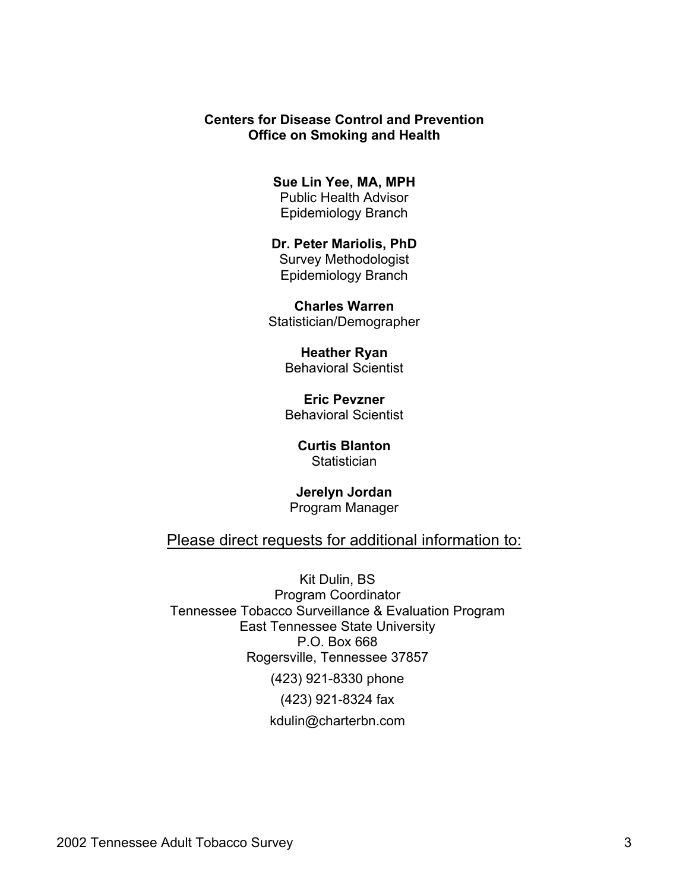**Centers for Disease Control and Prevention**
**Office on Smoking and Health**

**Sue Lin Yee, MA, MPH**
Public Health Advisor
Epidemiology Branch

**Dr. Peter Mariolis, PhD**
Survey Methodologist
Epidemiology Branch

**Charles Warren**
Statistician/Demographer

**Heather Ryan**
Behavioral Scientist

**Eric Pevzner**
Behavioral Scientist

**Curtis Blanton**
Statistician

**Jerelyn Jordan**
Program Manager

Please direct requests for additional information to:

Kit Dulin, BS
Program Coordinator
Tennessee Tobacco Surveillance & Evaluation Program
East Tennessee State University
P.O. Box 668
Rogersville, Tennessee 37857
(423) 921-8330 phone
(423) 921-8324 fax
kdulin@charterbn.com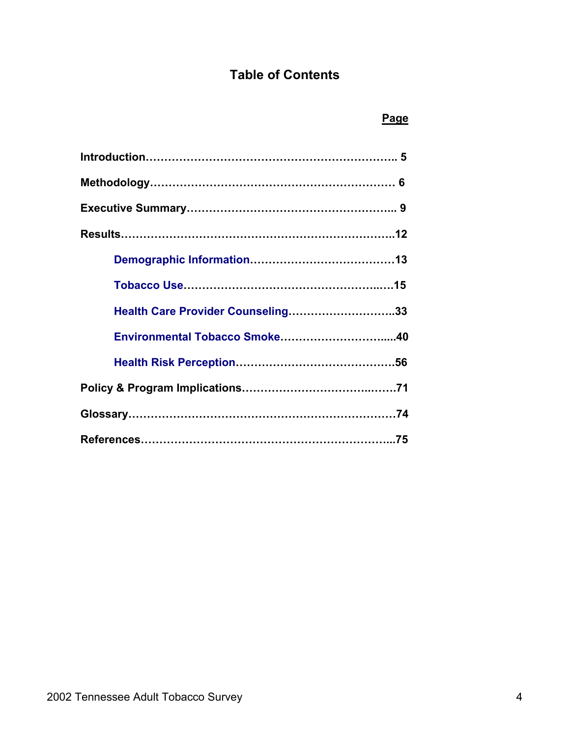# Table of Contents

**Page**

**Introduction……………………………………………………….. 5**

**Methodology……………………………………………………… 6**

**Executive Summary……………………………………………... 9**

**Results…………………………………………………………….12**

- **Demographic Information…………………………………13**
- **Tobacco Use………………………………………..….15**
- **Health Care Provider Counseling………………………..33**
- **Environmental Tobacco Smoke…………………….....40**
- **Health Risk Perception…………………………………….56**

**Policy & Program Implications………………………..……71**

**Glossary…………………………………………………………74**

**References……………………………………………………...75**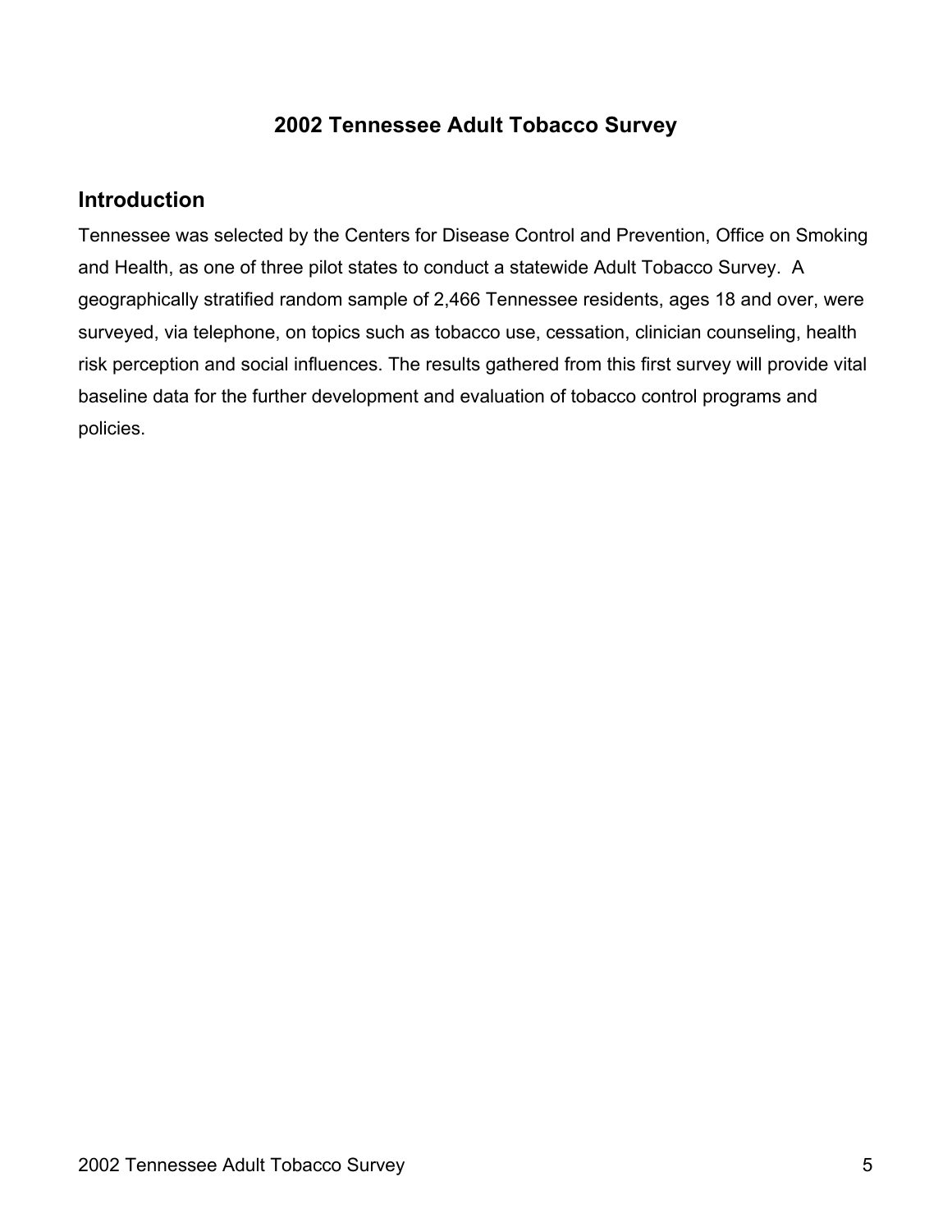## 2002 Tennessee Adult Tobacco Survey

### Introduction

Tennessee was selected by the Centers for Disease Control and Prevention, Office on Smoking and Health, as one of three pilot states to conduct a statewide Adult Tobacco Survey. A geographically stratified random sample of 2,466 Tennessee residents, ages 18 and over, were surveyed, via telephone, on topics such as tobacco use, cessation, clinician counseling, health risk perception and social influences. The results gathered from this first survey will provide vital baseline data for the further development and evaluation of tobacco control programs and policies.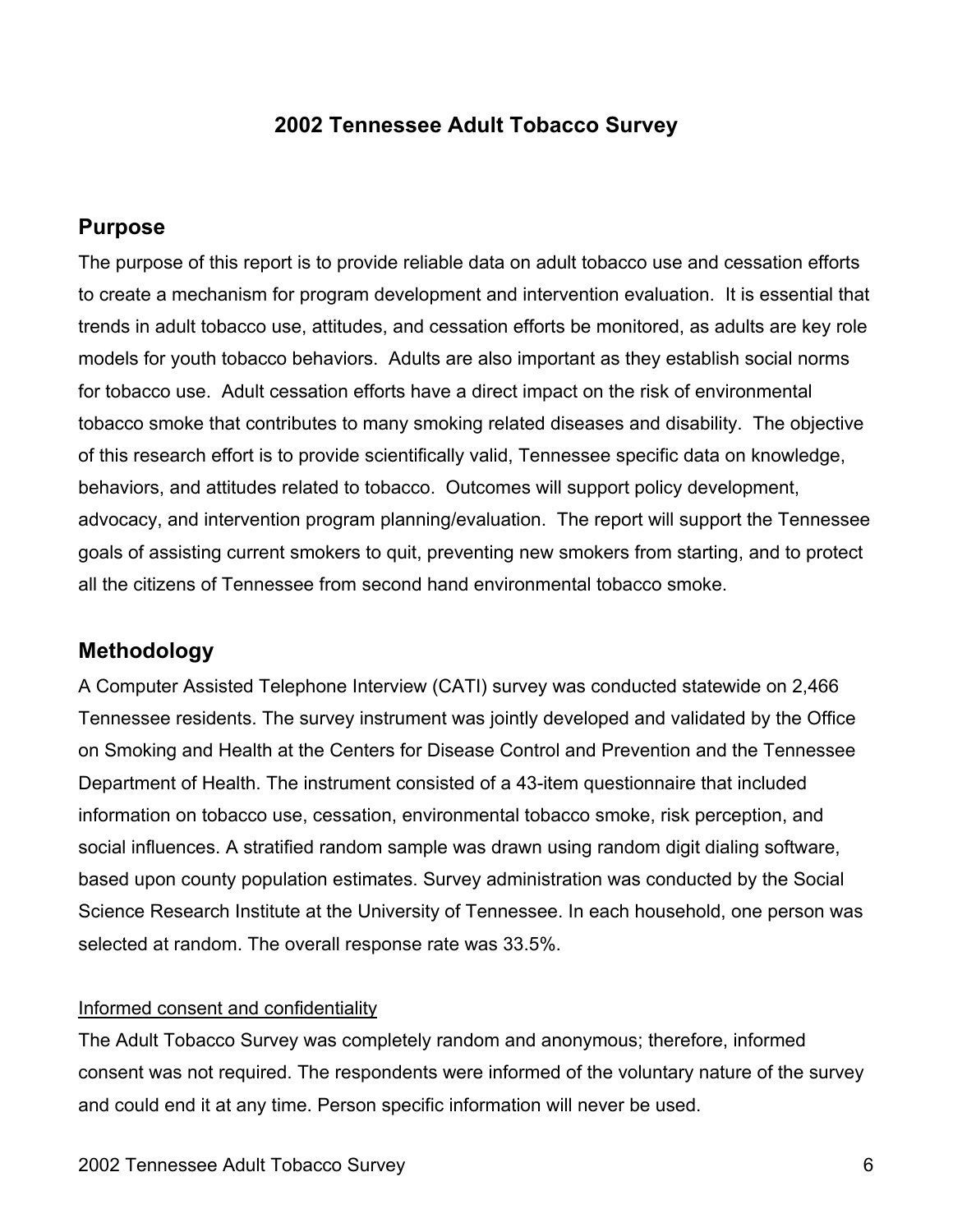# 2002 Tennessee Adult Tobacco Survey

## Purpose

The purpose of this report is to provide reliable data on adult tobacco use and cessation efforts to create a mechanism for program development and intervention evaluation. It is essential that trends in adult tobacco use, attitudes, and cessation efforts be monitored, as adults are key role models for youth tobacco behaviors. Adults are also important as they establish social norms for tobacco use. Adult cessation efforts have a direct impact on the risk of environmental tobacco smoke that contributes to many smoking related diseases and disability. The objective of this research effort is to provide scientifically valid, Tennessee specific data on knowledge, behaviors, and attitudes related to tobacco. Outcomes will support policy development, advocacy, and intervention program planning/evaluation. The report will support the Tennessee goals of assisting current smokers to quit, preventing new smokers from starting, and to protect all the citizens of Tennessee from second hand environmental tobacco smoke.

## Methodology

A Computer Assisted Telephone Interview (CATI) survey was conducted statewide on 2,466 Tennessee residents. The survey instrument was jointly developed and validated by the Office on Smoking and Health at the Centers for Disease Control and Prevention and the Tennessee Department of Health. The instrument consisted of a 43-item questionnaire that included information on tobacco use, cessation, environmental tobacco smoke, risk perception, and social influences. A stratified random sample was drawn using random digit dialing software, based upon county population estimates. Survey administration was conducted by the Social Science Research Institute at the University of Tennessee. In each household, one person was selected at random. The overall response rate was 33.5%.

<u>Informed consent and confidentiality</u>

The Adult Tobacco Survey was completely random and anonymous; therefore, informed consent was not required. The respondents were informed of the voluntary nature of the survey and could end it at any time. Person specific information will never be used.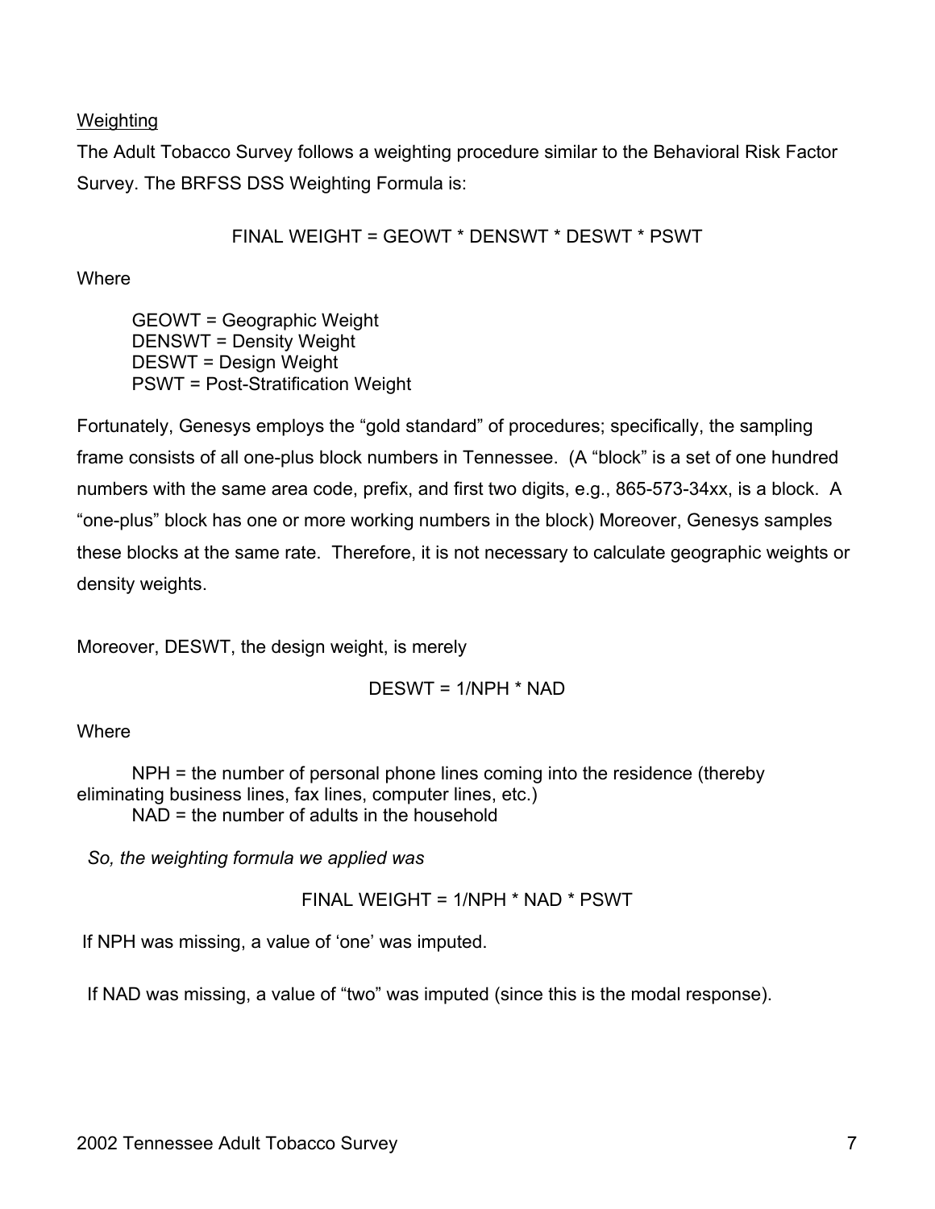Weighting

The Adult Tobacco Survey follows a weighting procedure similar to the Behavioral Risk Factor Survey. The BRFSS DSS Weighting Formula is:

FINAL WEIGHT = GEOWT * DENSWT * DESWT * PSWT

Where

GEOWT = Geographic Weight
DENSWT = Density Weight
DESWT = Design Weight
PSWT = Post-Stratification Weight

Fortunately, Genesys employs the "gold standard" of procedures; specifically, the sampling frame consists of all one-plus block numbers in Tennessee. (A "block" is a set of one hundred numbers with the same area code, prefix, and first two digits, e.g., 865-573-34xx, is a block. A "one-plus" block has one or more working numbers in the block) Moreover, Genesys samples these blocks at the same rate. Therefore, it is not necessary to calculate geographic weights or density weights.

Moreover, DESWT, the design weight, is merely

DESWT = 1/NPH * NAD

Where

NPH = the number of personal phone lines coming into the residence (thereby eliminating business lines, fax lines, computer lines, etc.)
NAD = the number of adults in the household

*So, the weighting formula we applied was*

FINAL WEIGHT = 1/NPH * NAD * PSWT

If NPH was missing, a value of 'one' was imputed.

If NAD was missing, a value of "two" was imputed (since this is the modal response).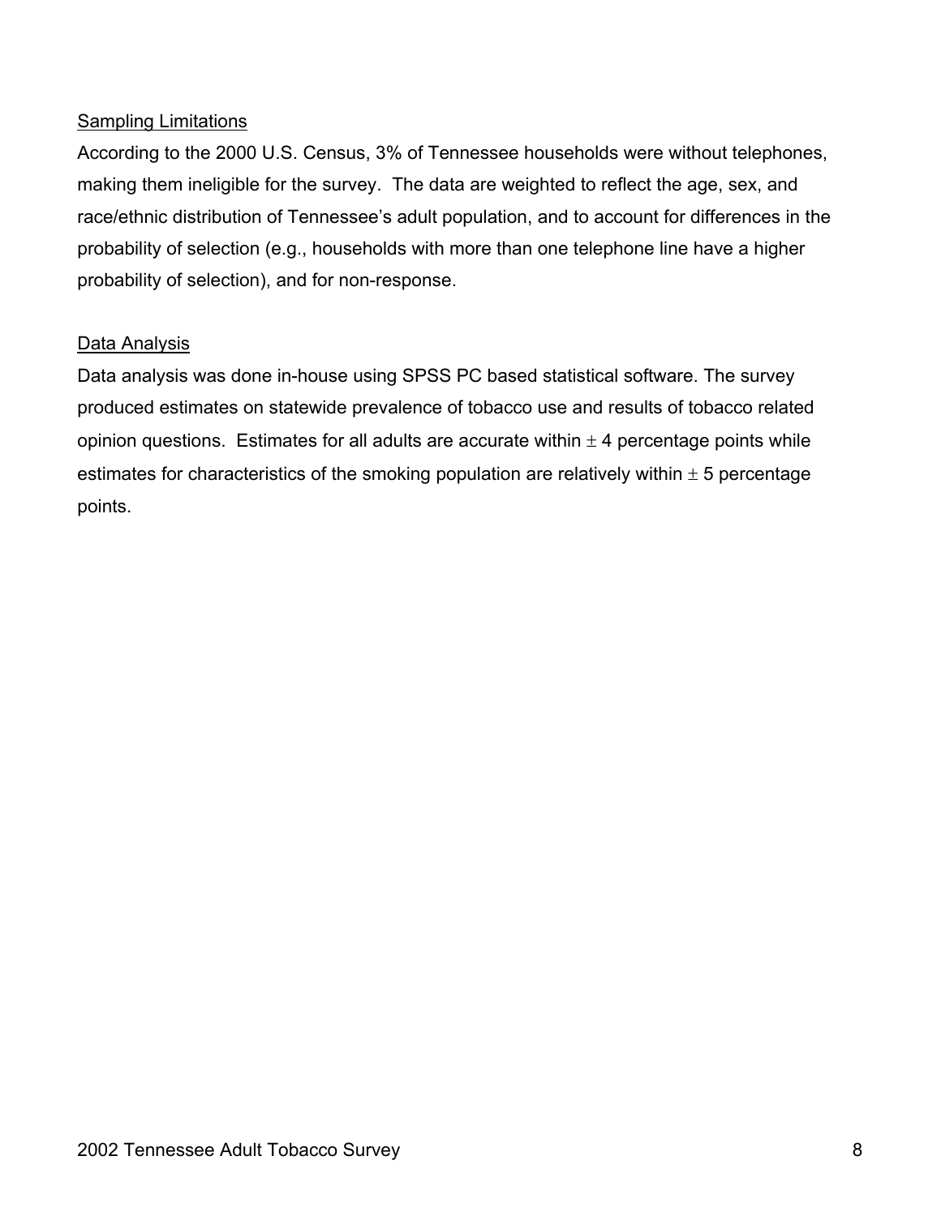## Sampling Limitations

According to the 2000 U.S. Census, 3% of Tennessee households were without telephones, making them ineligible for the survey. The data are weighted to reflect the age, sex, and race/ethnic distribution of Tennessee's adult population, and to account for differences in the probability of selection (e.g., households with more than one telephone line have a higher probability of selection), and for non-response.

## Data Analysis

Data analysis was done in-house using SPSS PC based statistical software. The survey produced estimates on statewide prevalence of tobacco use and results of tobacco related opinion questions. Estimates for all adults are accurate within $\pm$ 4 percentage points while estimates for characteristics of the smoking population are relatively within $\pm$ 5 percentage points.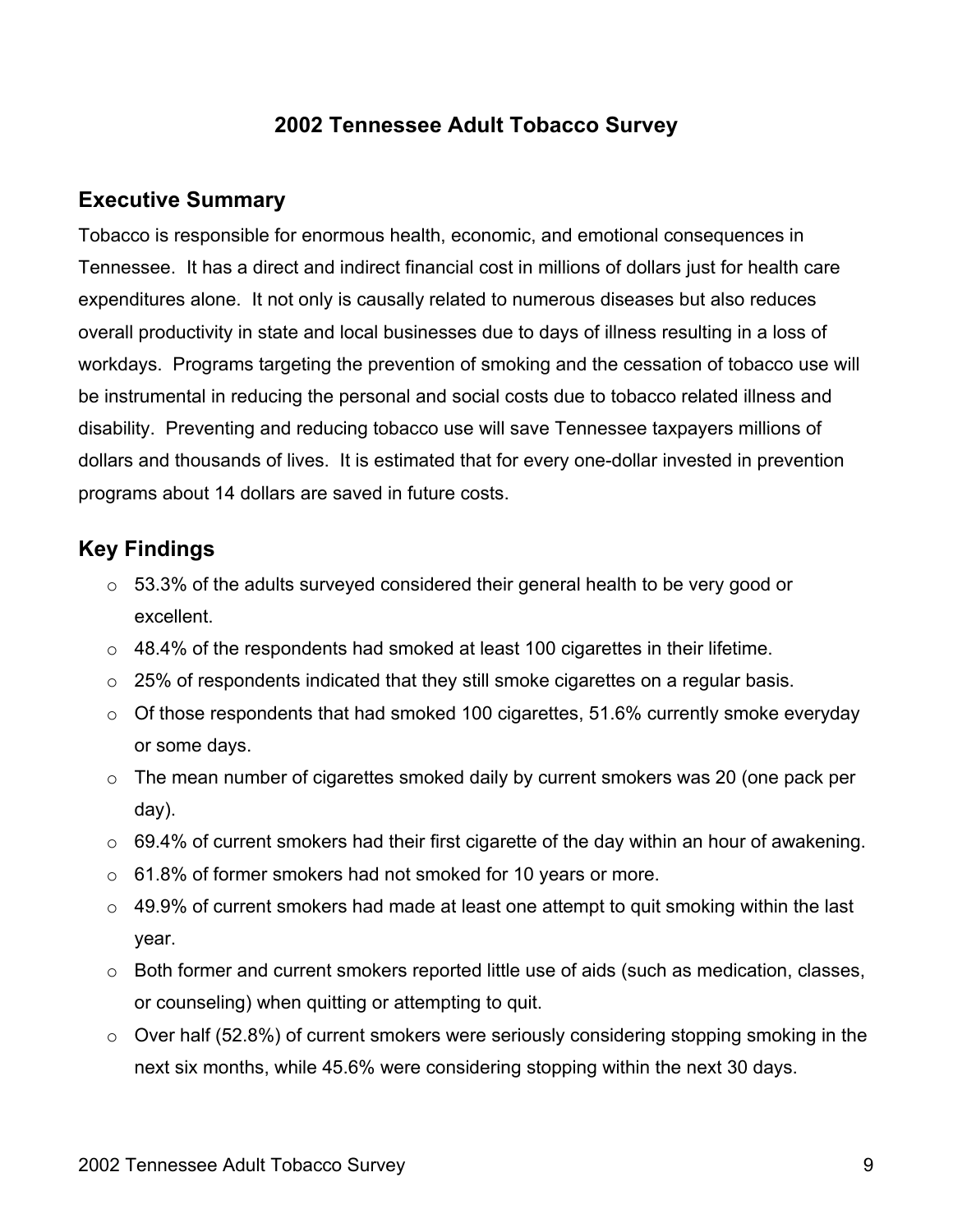# 2002 Tennessee Adult Tobacco Survey

## Executive Summary

Tobacco is responsible for enormous health, economic, and emotional consequences in Tennessee. It has a direct and indirect financial cost in millions of dollars just for health care expenditures alone. It not only is causally related to numerous diseases but also reduces overall productivity in state and local businesses due to days of illness resulting in a loss of workdays. Programs targeting the prevention of smoking and the cessation of tobacco use will be instrumental in reducing the personal and social costs due to tobacco related illness and disability. Preventing and reducing tobacco use will save Tennessee taxpayers millions of dollars and thousands of lives. It is estimated that for every one-dollar invested in prevention programs about 14 dollars are saved in future costs.

## Key Findings

- 53.3% of the adults surveyed considered their general health to be very good or excellent.
- 48.4% of the respondents had smoked at least 100 cigarettes in their lifetime.
- 25% of respondents indicated that they still smoke cigarettes on a regular basis.
- Of those respondents that had smoked 100 cigarettes, 51.6% currently smoke everyday or some days.
- The mean number of cigarettes smoked daily by current smokers was 20 (one pack per day).
- 69.4% of current smokers had their first cigarette of the day within an hour of awakening.
- 61.8% of former smokers had not smoked for 10 years or more.
- 49.9% of current smokers had made at least one attempt to quit smoking within the last year.
- Both former and current smokers reported little use of aids (such as medication, classes, or counseling) when quitting or attempting to quit.
- Over half (52.8%) of current smokers were seriously considering stopping smoking in the next six months, while 45.6% were considering stopping within the next 30 days.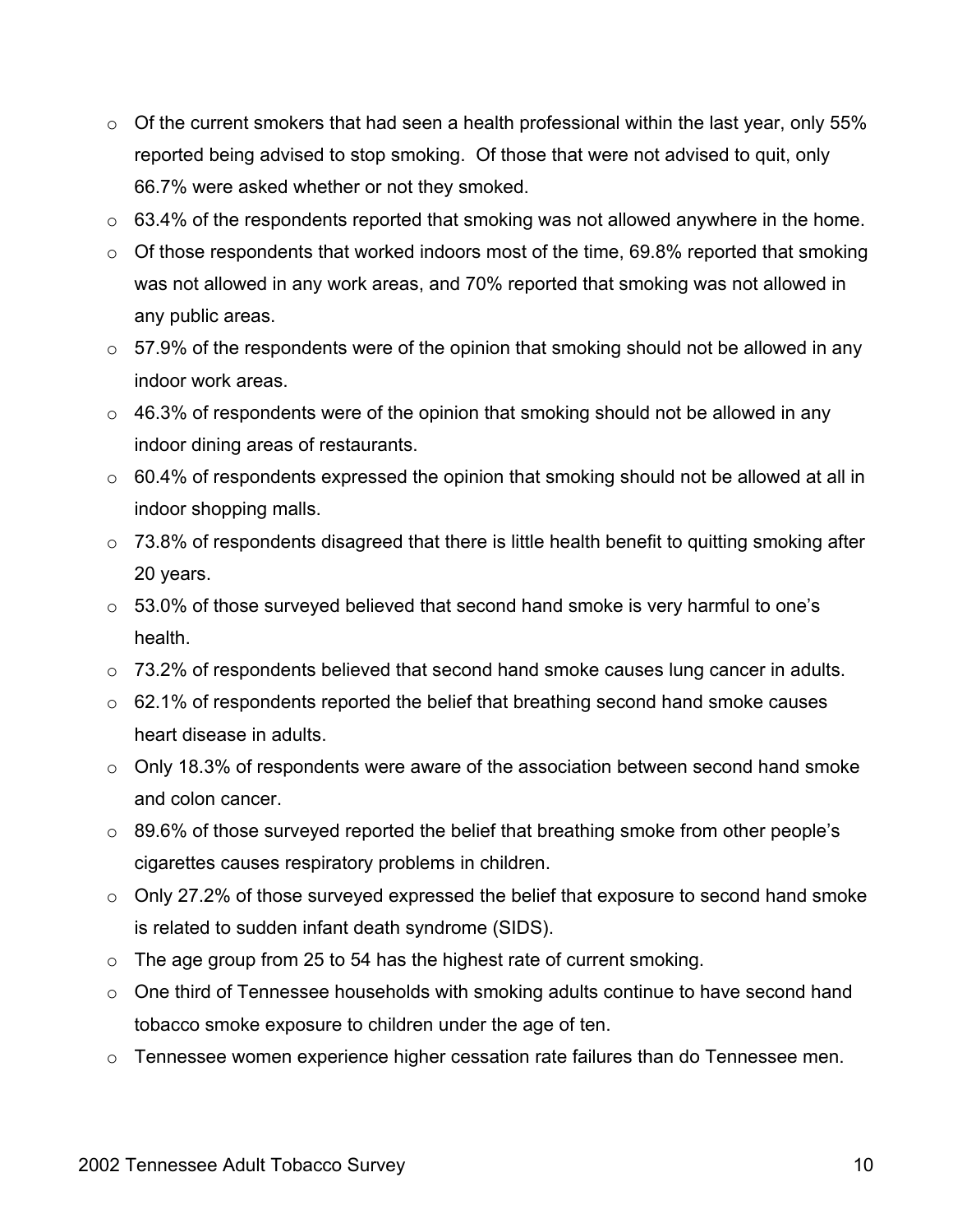- Of the current smokers that had seen a health professional within the last year, only 55% reported being advised to stop smoking. Of those that were not advised to quit, only 66.7% were asked whether or not they smoked.
- 63.4% of the respondents reported that smoking was not allowed anywhere in the home.
- Of those respondents that worked indoors most of the time, 69.8% reported that smoking was not allowed in any work areas, and 70% reported that smoking was not allowed in any public areas.
- 57.9% of the respondents were of the opinion that smoking should not be allowed in any indoor work areas.
- 46.3% of respondents were of the opinion that smoking should not be allowed in any indoor dining areas of restaurants.
- 60.4% of respondents expressed the opinion that smoking should not be allowed at all in indoor shopping malls.
- 73.8% of respondents disagreed that there is little health benefit to quitting smoking after 20 years.
- 53.0% of those surveyed believed that second hand smoke is very harmful to one's health.
- 73.2% of respondents believed that second hand smoke causes lung cancer in adults.
- 62.1% of respondents reported the belief that breathing second hand smoke causes heart disease in adults.
- Only 18.3% of respondents were aware of the association between second hand smoke and colon cancer.
- 89.6% of those surveyed reported the belief that breathing smoke from other people's cigarettes causes respiratory problems in children.
- Only 27.2% of those surveyed expressed the belief that exposure to second hand smoke is related to sudden infant death syndrome (SIDS).
- The age group from 25 to 54 has the highest rate of current smoking.
- One third of Tennessee households with smoking adults continue to have second hand tobacco smoke exposure to children under the age of ten.
- Tennessee women experience higher cessation rate failures than do Tennessee men.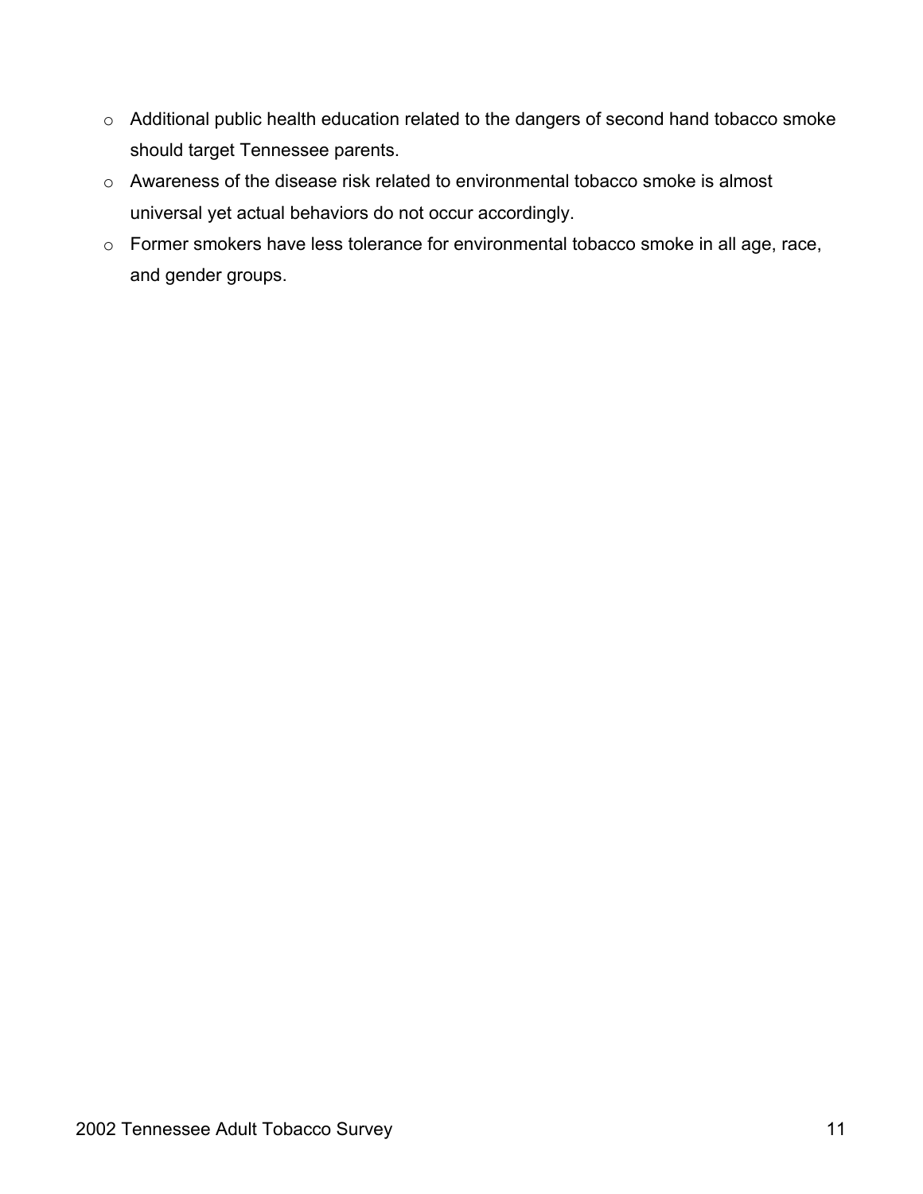- Additional public health education related to the dangers of second hand tobacco smoke should target Tennessee parents.
- Awareness of the disease risk related to environmental tobacco smoke is almost universal yet actual behaviors do not occur accordingly.
- Former smokers have less tolerance for environmental tobacco smoke in all age, race, and gender groups.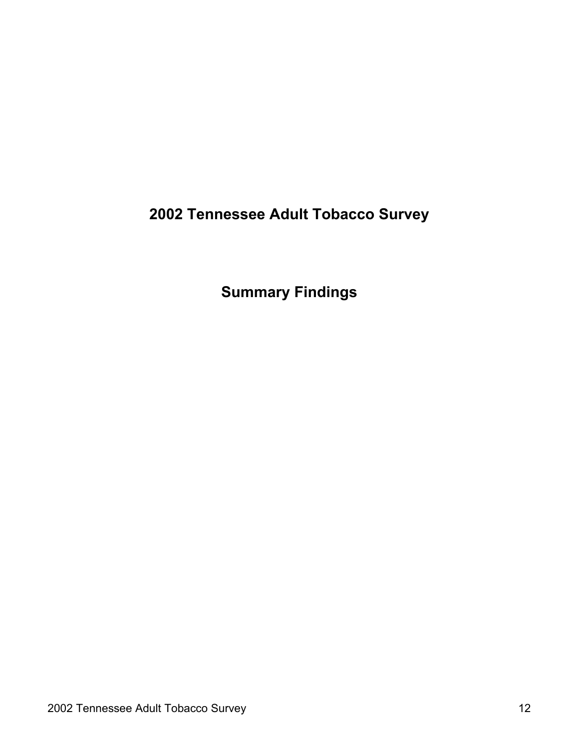# 2002 Tennessee Adult Tobacco Survey

## Summary Findings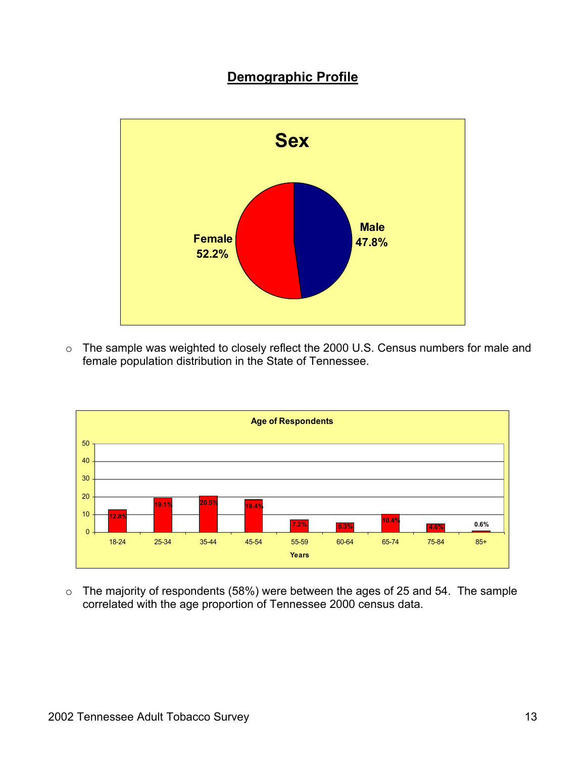## Demographic Profile

**Sex**

| Sex | Percent |
|---|---|
| Female | 52.2% |
| Male | 47.8% |

- The sample was weighted to closely reflect the 2000 U.S. Census numbers for male and female population distribution in the State of Tennessee.

**Age of Respondents**

| Years | Percent |
|---|---|
| 18-24 | 12.8% |
| 25-34 | 19.1% |
| 35-44 | 20.5% |
| 45-54 | 18.4% |
| 55-59 | 7.2% |
| 60-64 | 5.3% |
| 65-74 | 10.4% |
| 75-84 | 4.6% |
| 85+ | 0.6% |

- The majority of respondents (58%) were between the ages of 25 and 54. The sample correlated with the age proportion of Tennessee 2000 census data.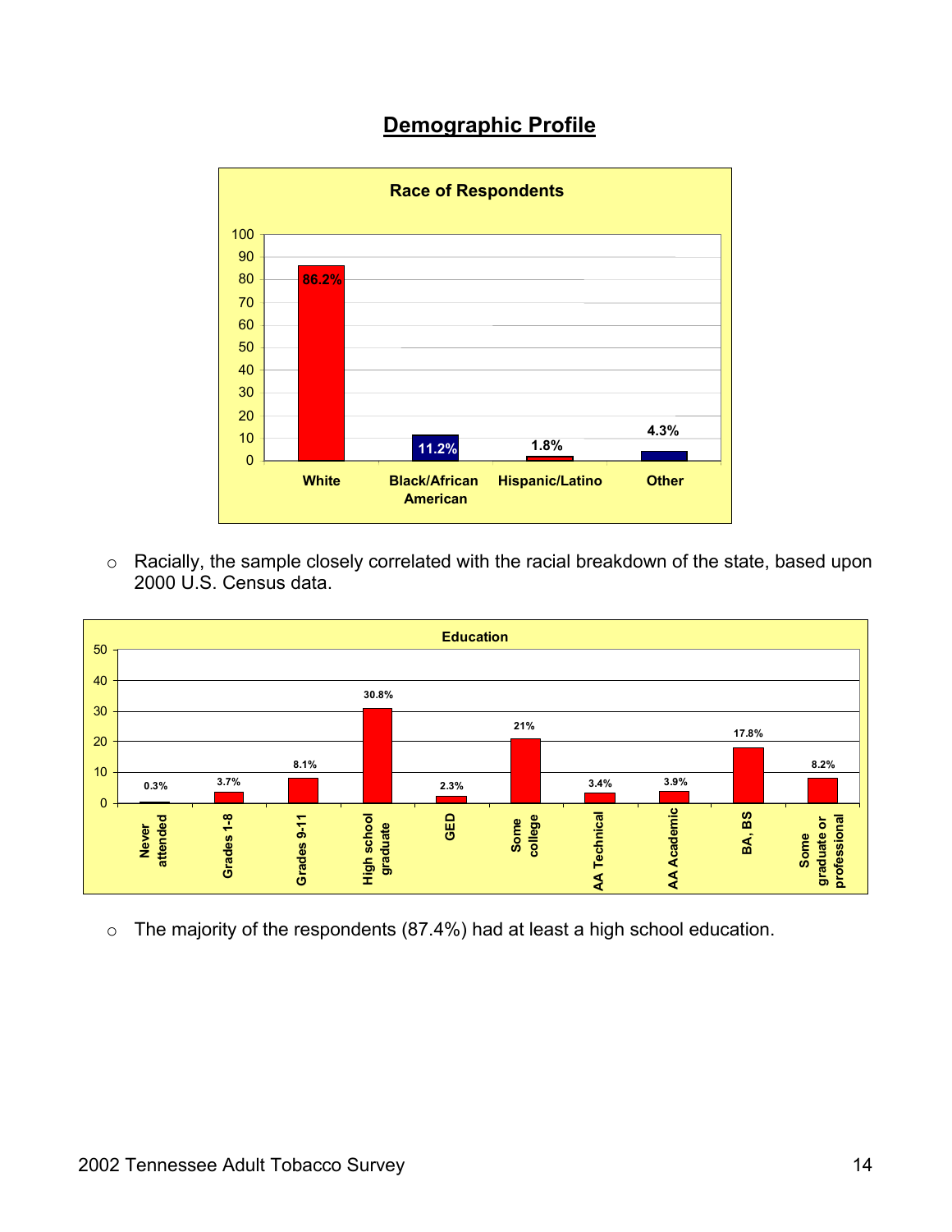## Demographic Profile

**Race of Respondents**

| Race | Percent |
|---|---|
| White | 86.2% |
| Black/African American | 11.2% |
| Hispanic/Latino | 1.8% |
| Other | 4.3% |

- Racially, the sample closely correlated with the racial breakdown of the state, based upon 2000 U.S. Census data.

**Education**

| Education | Percent |
|---|---|
| Never attended | 0.3% |
| Grades 1-8 | 3.7% |
| Grades 9-11 | 8.1% |
| High school graduate | 30.8% |
| GED | 2.3% |
| Some college | 21% |
| AA Technical | 3.4% |
| AA Academic | 3.9% |
| BA, BS | 17.8% |
| Some graduate or professional | 8.2% |

- The majority of the respondents (87.4%) had at least a high school education.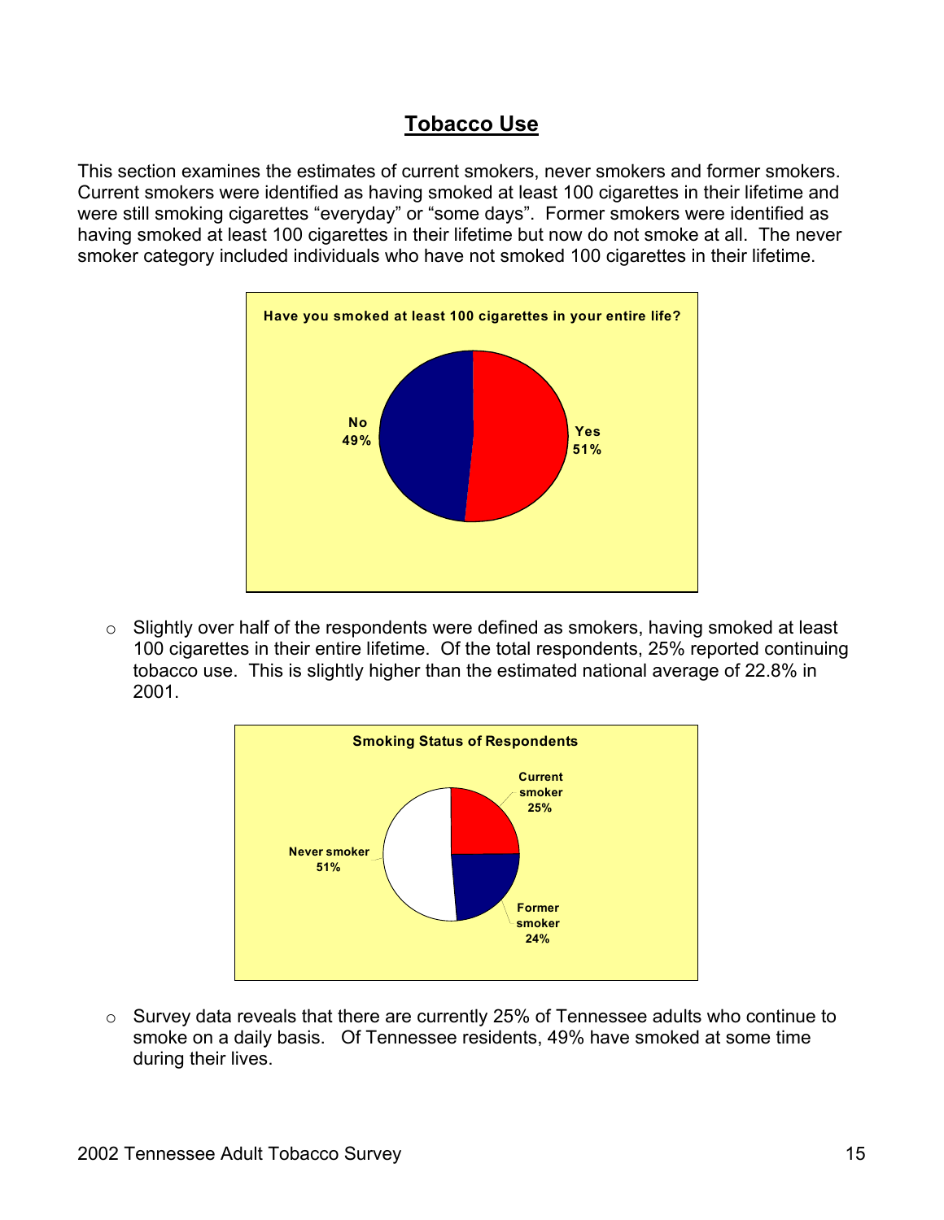## Tobacco Use

This section examines the estimates of current smokers, never smokers and former smokers. Current smokers were identified as having smoked at least 100 cigarettes in their lifetime and were still smoking cigarettes "everyday" or "some days". Former smokers were identified as having smoked at least 100 cigarettes in their lifetime but now do not smoke at all. The never smoker category included individuals who have not smoked 100 cigarettes in their lifetime.

**Have you smoked at least 100 cigarettes in your entire life?**

No 49%

Yes 51%

- Slightly over half of the respondents were defined as smokers, having smoked at least 100 cigarettes in their entire lifetime. Of the total respondents, 25% reported continuing tobacco use. This is slightly higher than the estimated national average of 22.8% in 2001.

**Smoking Status of Respondents**

Current smoker 25%

Former smoker 24%

Never smoker 51%

- Survey data reveals that there are currently 25% of Tennessee adults who continue to smoke on a daily basis. Of Tennessee residents, 49% have smoked at some time during their lives.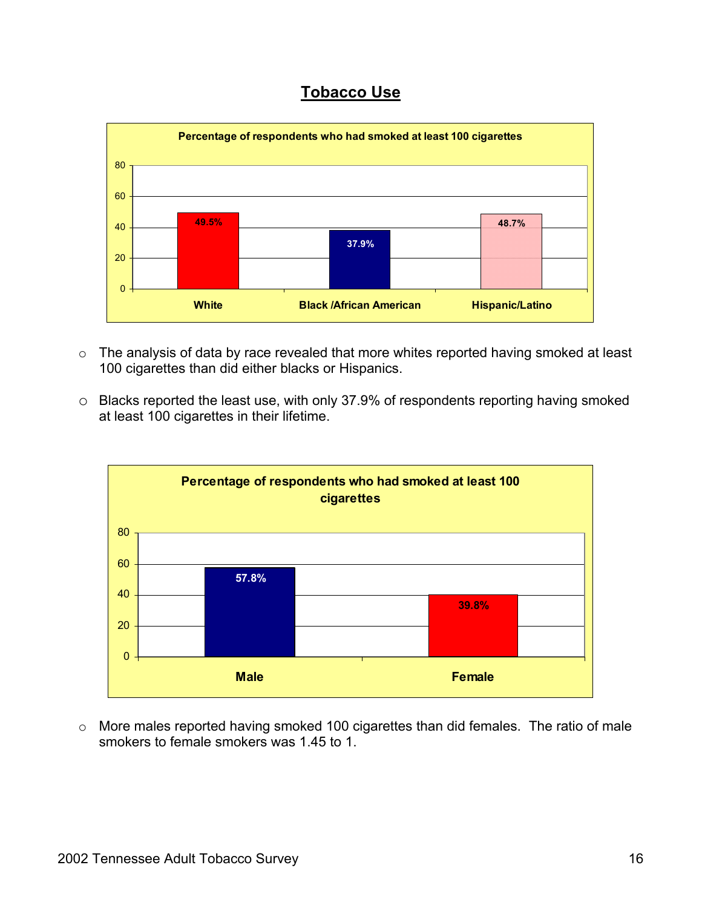# Tobacco Use

**Percentage of respondents who had smoked at least 100 cigarettes**

| Race | Percentage |
|---|---|
| White | 49.5% |
| Black /African American | 37.9% |
| Hispanic/Latino | 48.7% |

- The analysis of data by race revealed that more whites reported having smoked at least 100 cigarettes than did either blacks or Hispanics.
- Blacks reported the least use, with only 37.9% of respondents reporting having smoked at least 100 cigarettes in their lifetime.

**Percentage of respondents who had smoked at least 100 cigarettes**

| Gender | Percentage |
|---|---|
| Male | 57.8% |
| Female | 39.8% |

- More males reported having smoked 100 cigarettes than did females. The ratio of male smokers to female smokers was 1.45 to 1.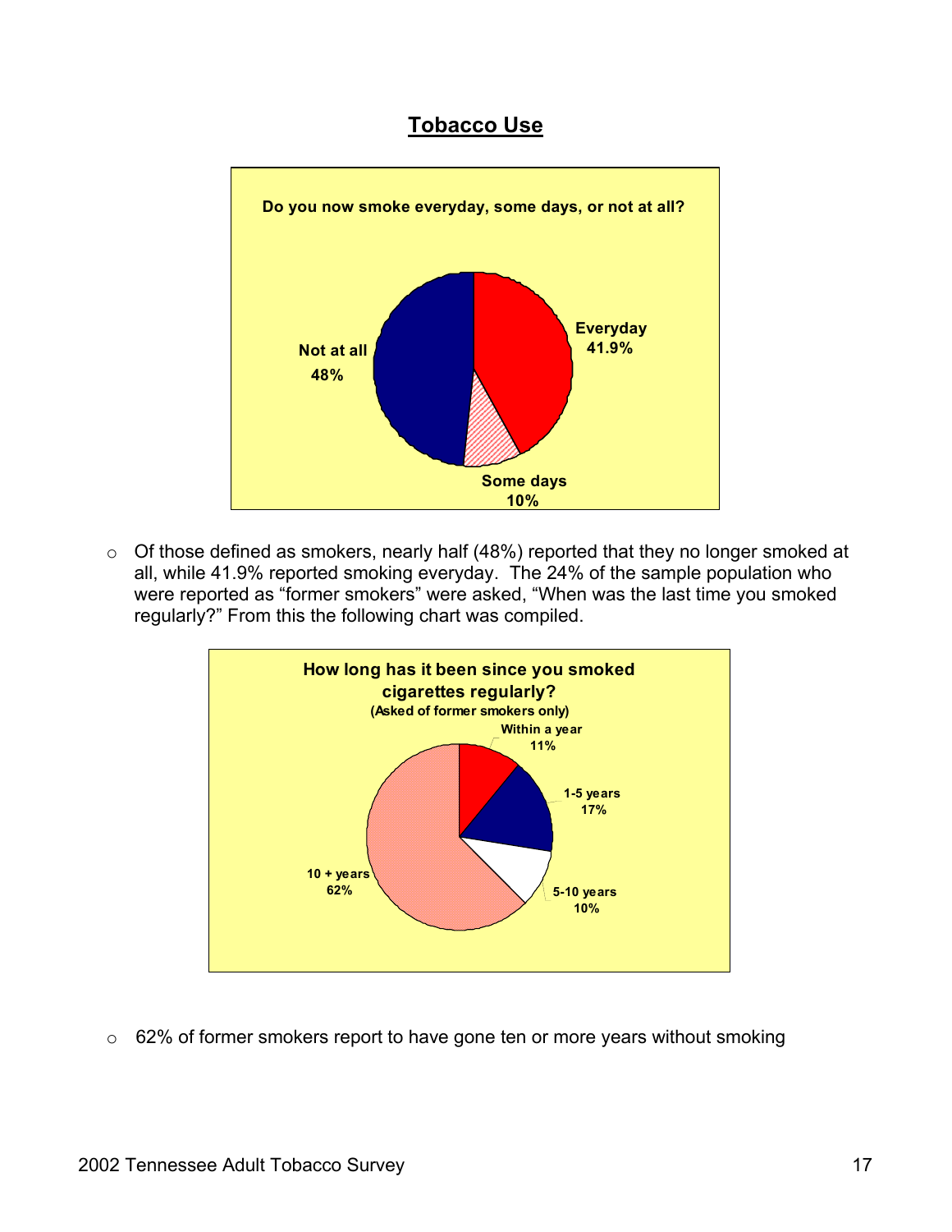## Tobacco Use

**Do you now smoke everyday, some days, or not at all?**

- Everyday 41.9%
- Some days 10%
- Not at all 48%

- Of those defined as smokers, nearly half (48%) reported that they no longer smoked at all, while 41.9% reported smoking everyday. The 24% of the sample population who were reported as "former smokers" were asked, "When was the last time you smoked regularly?" From this the following chart was compiled.

**How long has it been since you smoked cigarettes regularly?**
**(Asked of former smokers only)**

- Within a year 11%
- 1-5 years 17%
- 5-10 years 10%
- 10 + years 62%

- 62% of former smokers report to have gone ten or more years without smoking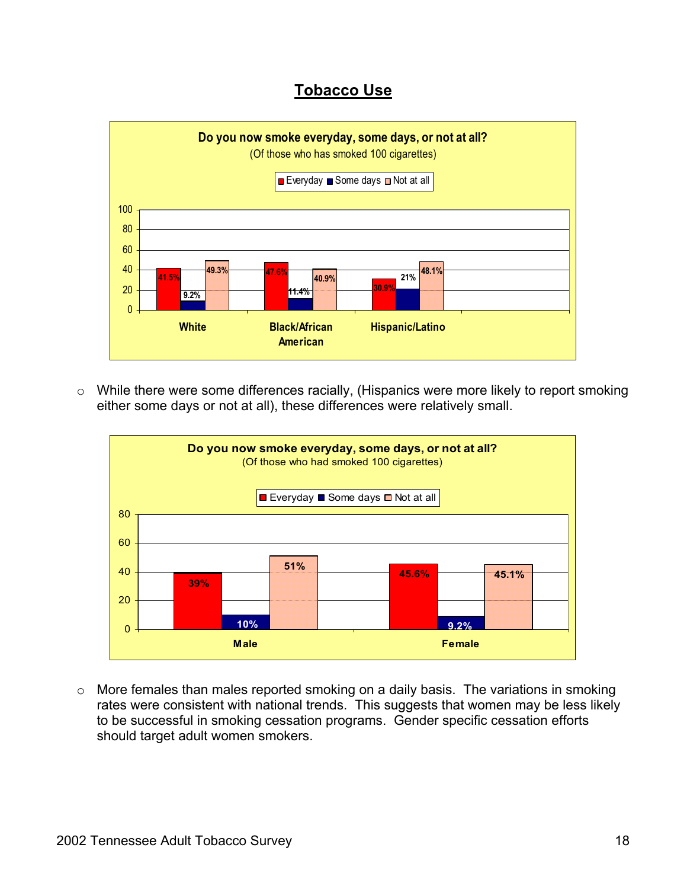## Tobacco Use

**Do you now smoke everyday, some days, or not at all?**
(Of those who has smoked 100 cigarettes)

| | Everyday | Some days | Not at all |
|---|---|---|---|
| White | 41.5% | 9.2% | 49.3% |
| Black/African American | 47.6% | 11.4% | 40.9% |
| Hispanic/Latino | 30.9% | 21% | 48.1% |

- While there were some differences racially, (Hispanics were more likely to report smoking either some days or not at all), these differences were relatively small.

**Do you now smoke everyday, some days, or not at all?**
(Of those who had smoked 100 cigarettes)

| | Everyday | Some days | Not at all |
|---|---|---|---|
| Male | 39% | 10% | 51% |
| Female | 45.6% | 9.2% | 45.1% |

- More females than males reported smoking on a daily basis. The variations in smoking rates were consistent with national trends. This suggests that women may be less likely to be successful in smoking cessation programs. Gender specific cessation efforts should target adult women smokers.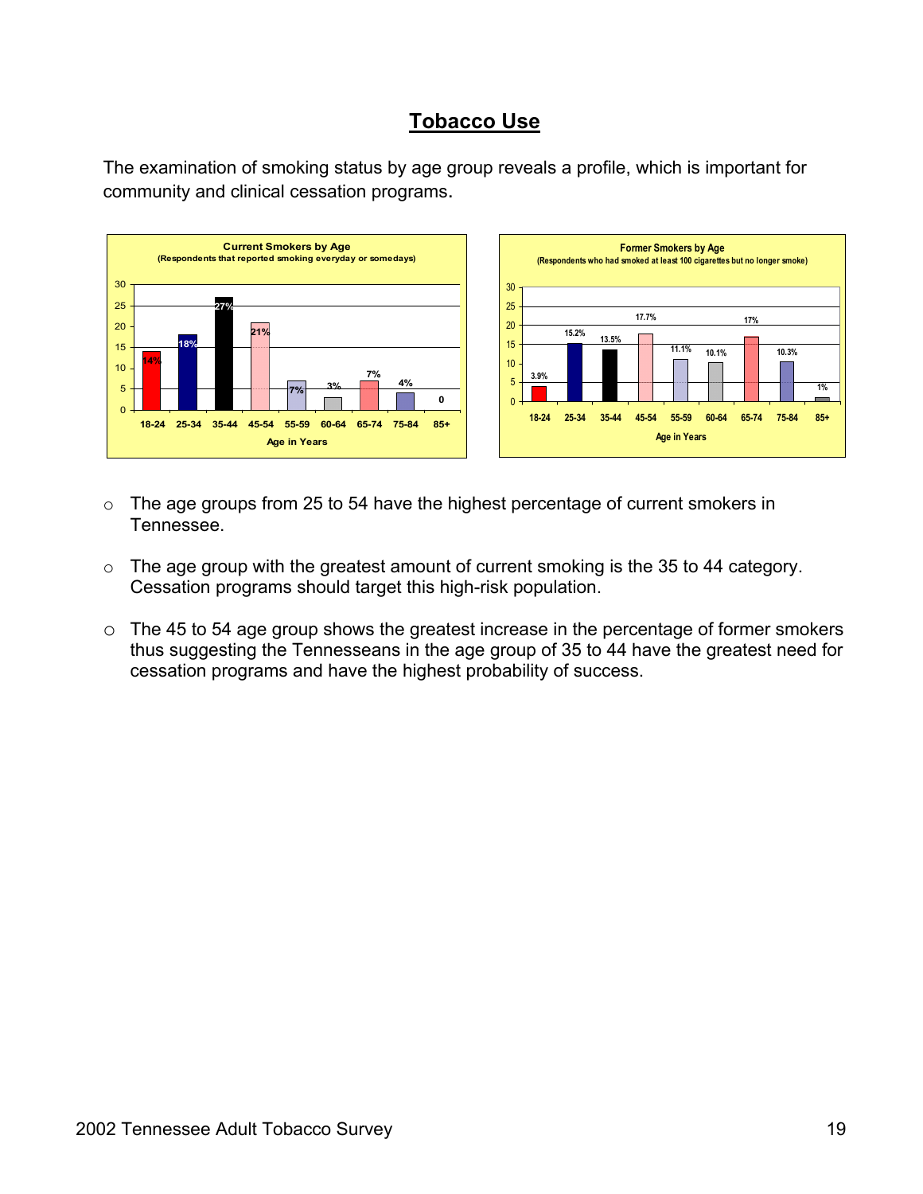# Tobacco Use

The examination of smoking status by age group reveals a profile, which is important for community and clinical cessation programs.

**Current Smokers by Age**
(Respondents that reported smoking everyday or somedays)

| Age in Years | 18-24 | 25-34 | 35-44 | 45-54 | 55-59 | 60-64 | 65-74 | 75-84 | 85+ |
|---|---|---|---|---|---|---|---|---|---|
| Current Smokers | 14% | 18% | 27% | 21% | 7% | 3% | 7% | 4% | 0 |

**Former Smokers by Age**
(Respondents who had smoked at least 100 cigarettes but no longer smoke)

| Age in Years | 18-24 | 25-34 | 35-44 | 45-54 | 55-59 | 60-64 | 65-74 | 75-84 | 85+ |
|---|---|---|---|---|---|---|---|---|---|
| Former Smokers | 3.9% | 15.2% | 13.5% | 17.7% | 11.1% | 10.1% | 17% | 10.3% | 1% |

- The age groups from 25 to 54 have the highest percentage of current smokers in Tennessee.
- The age group with the greatest amount of current smoking is the 35 to 44 category. Cessation programs should target this high-risk population.
- The 45 to 54 age group shows the greatest increase in the percentage of former smokers thus suggesting the Tennesseans in the age group of 35 to 44 have the greatest need for cessation programs and have the highest probability of success.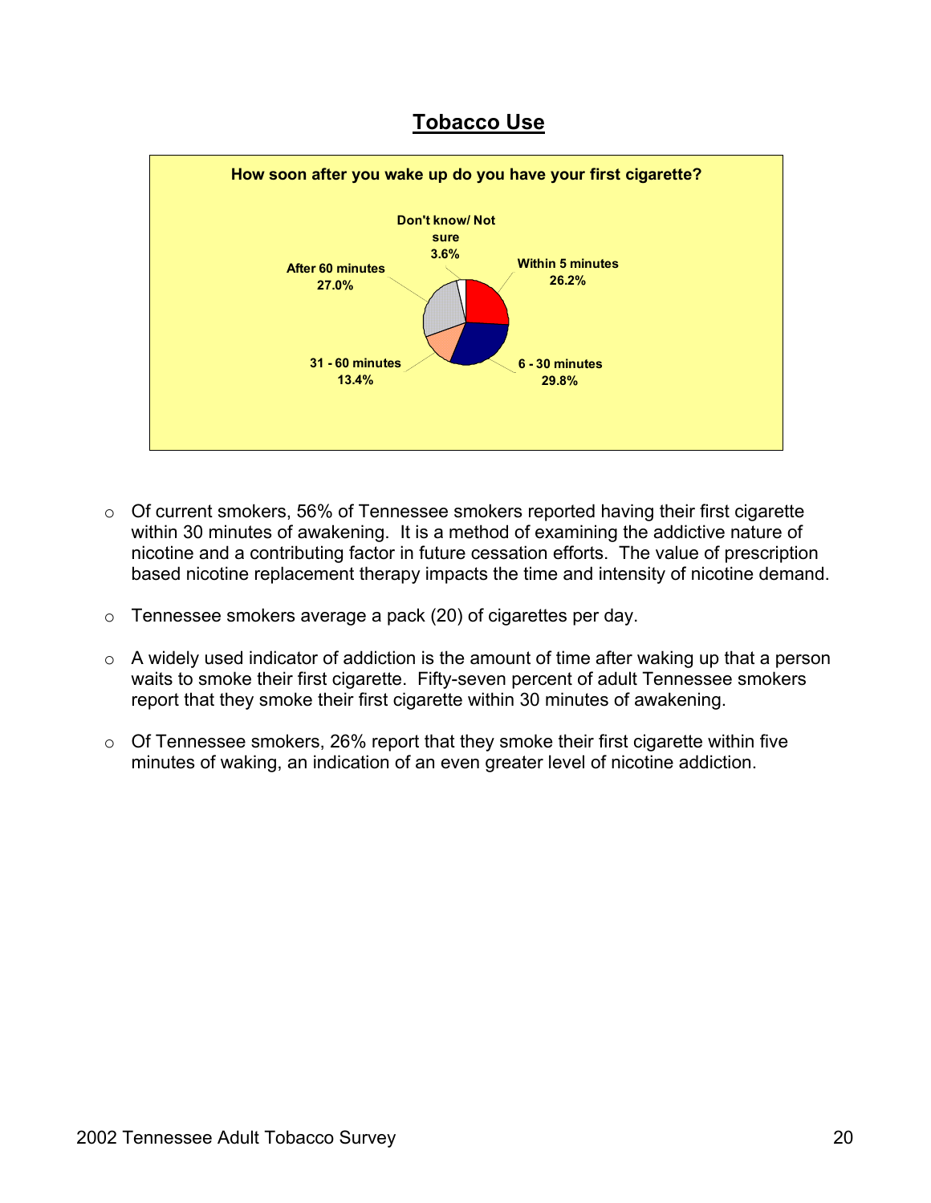## Tobacco Use

**How soon after you wake up do you have your first cigarette?**

| Response | Percent |
|---|---|
| Within 5 minutes | 26.2% |
| 6 - 30 minutes | 29.8% |
| 31 - 60 minutes | 13.4% |
| After 60 minutes | 27.0% |
| Don't know/ Not sure | 3.6% |

- Of current smokers, 56% of Tennessee smokers reported having their first cigarette within 30 minutes of awakening. It is a method of examining the addictive nature of nicotine and a contributing factor in future cessation efforts. The value of prescription based nicotine replacement therapy impacts the time and intensity of nicotine demand.

- Tennessee smokers average a pack (20) of cigarettes per day.

- A widely used indicator of addiction is the amount of time after waking up that a person waits to smoke their first cigarette. Fifty-seven percent of adult Tennessee smokers report that they smoke their first cigarette within 30 minutes of awakening.

- Of Tennessee smokers, 26% report that they smoke their first cigarette within five minutes of waking, an indication of an even greater level of nicotine addiction.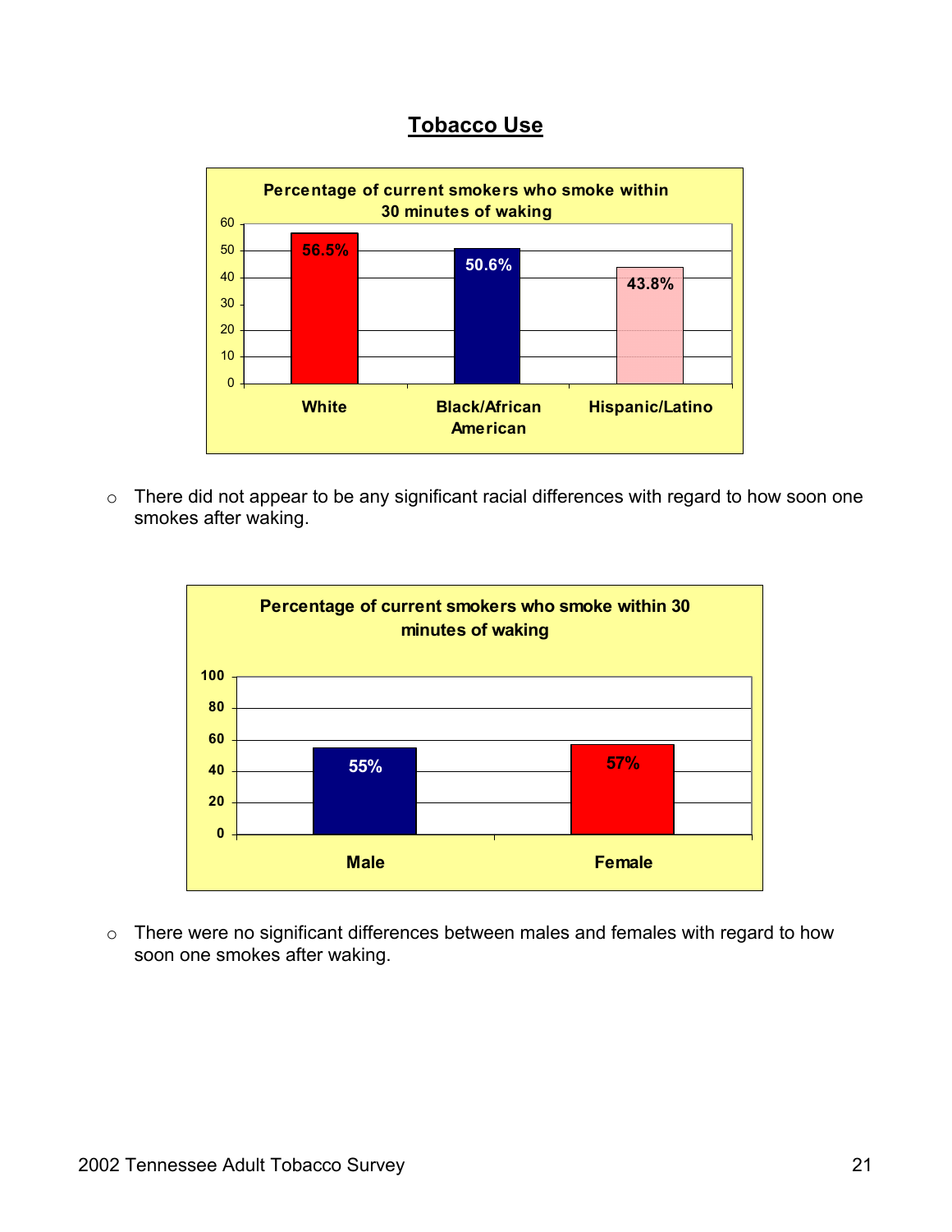## Tobacco Use

**Percentage of current smokers who smoke within 30 minutes of waking**

| White | Black/African American | Hispanic/Latino |
|---|---|---|
| 56.5% | 50.6% | 43.8% |

- There did not appear to be any significant racial differences with regard to how soon one smokes after waking.

**Percentage of current smokers who smoke within 30 minutes of waking**

| Male | Female |
|---|---|
| 55% | 57% |

- There were no significant differences between males and females with regard to how soon one smokes after waking.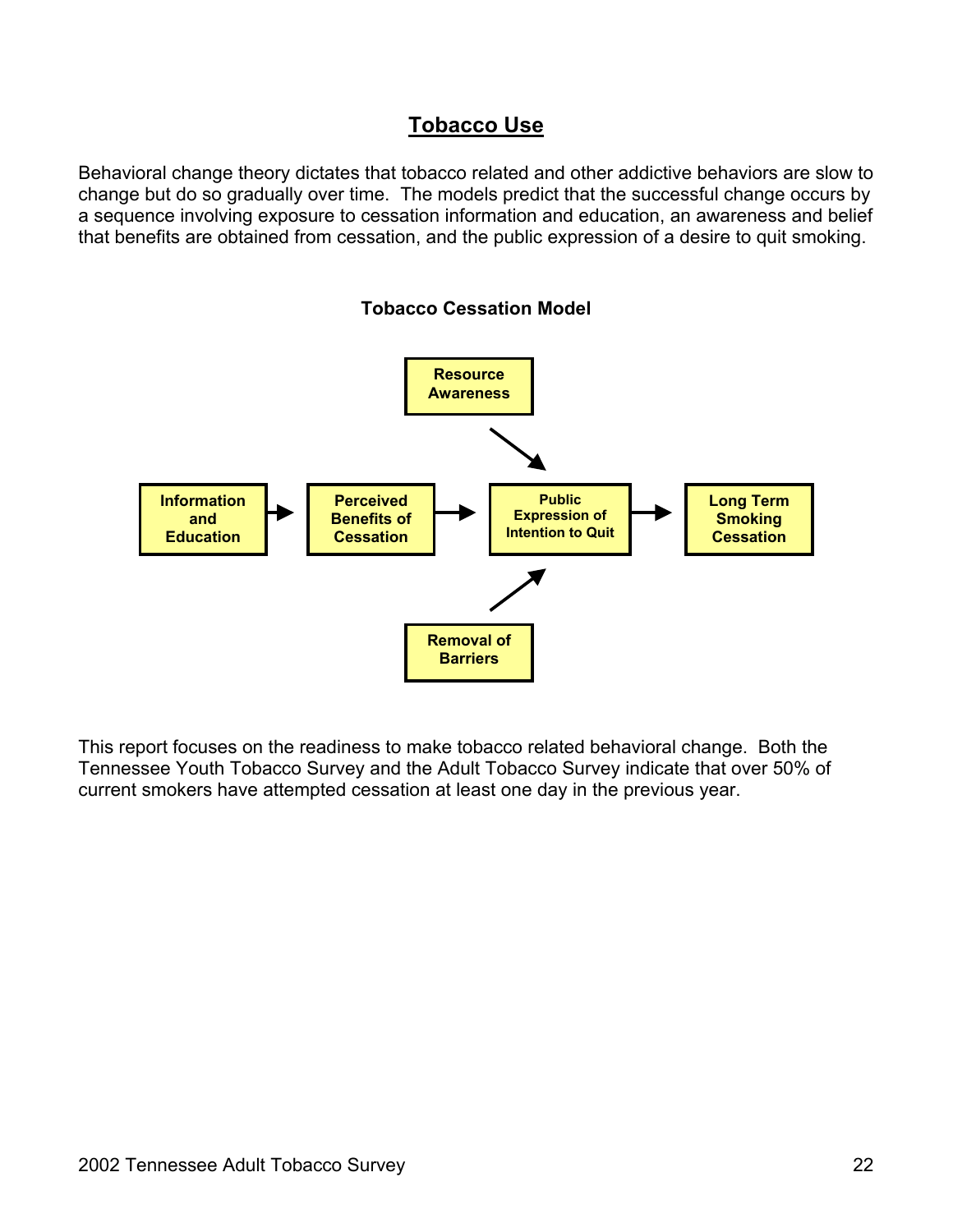# Tobacco Use

Behavioral change theory dictates that tobacco related and other addictive behaviors are slow to change but do so gradually over time. The models predict that the successful change occurs by a sequence involving exposure to cessation information and education, an awareness and belief that benefits are obtained from cessation, and the public expression of a desire to quit smoking.

**Tobacco Cessation Model**

Resource Awareness

Information and Education → Perceived Benefits of Cessation → Public Expression of Intention to Quit → Long Term Smoking Cessation

Removal of Barriers

This report focuses on the readiness to make tobacco related behavioral change. Both the Tennessee Youth Tobacco Survey and the Adult Tobacco Survey indicate that over 50% of current smokers have attempted cessation at least one day in the previous year.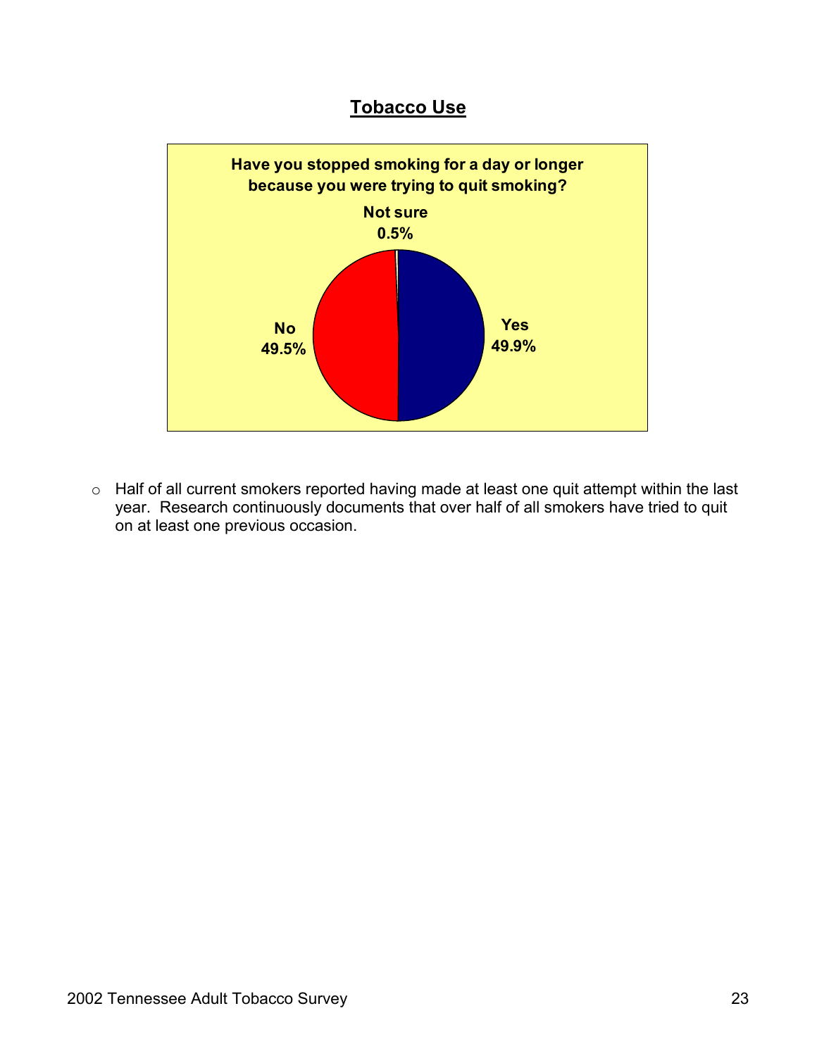## Tobacco Use

**Have you stopped smoking for a day or longer because you were trying to quit smoking?**

| Response | Percent |
|---|---|
| Yes | 49.9% |
| No | 49.5% |
| Not sure | 0.5% |

- Half of all current smokers reported having made at least one quit attempt within the last year. Research continuously documents that over half of all smokers have tried to quit on at least one previous occasion.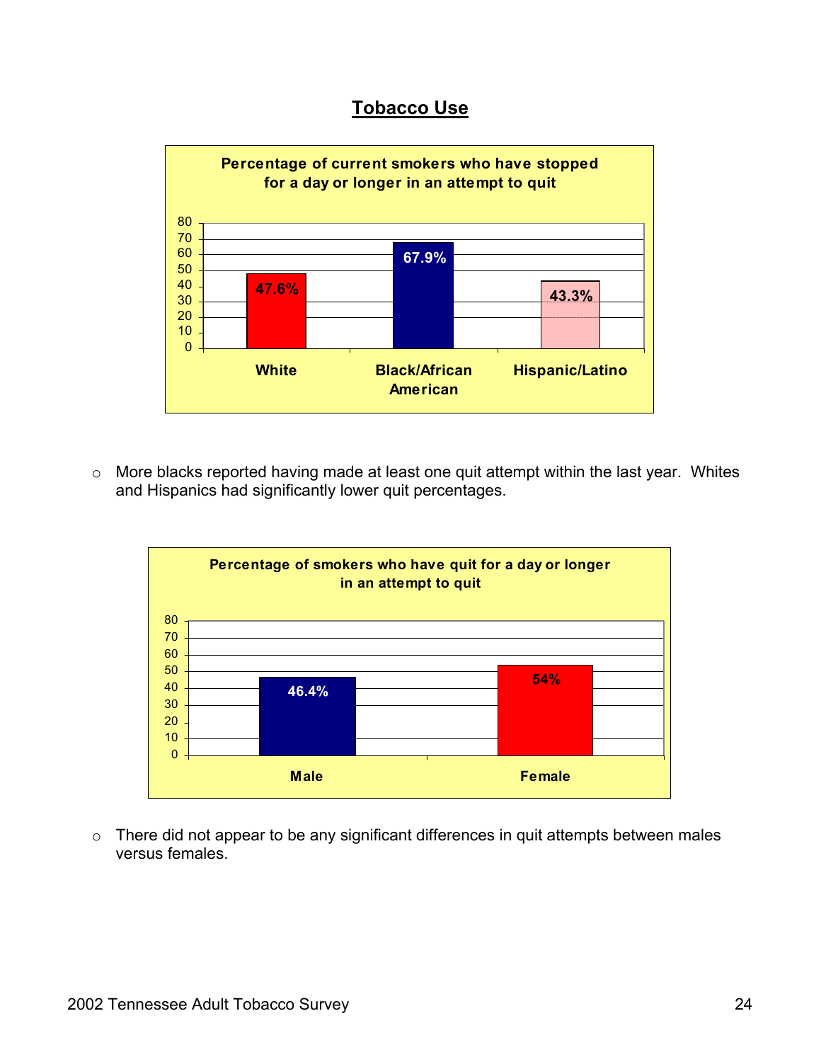# Tobacco Use

**Percentage of current smokers who have stopped for a day or longer in an attempt to quit**

| | Percentage |
|---|---|
| White | 47.6% |
| Black/African American | 67.9% |
| Hispanic/Latino | 43.3% |

- More blacks reported having made at least one quit attempt within the last year. Whites and Hispanics had significantly lower quit percentages.

**Percentage of smokers who have quit for a day or longer in an attempt to quit**

| | Percentage |
|---|---|
| Male | 46.4% |
| Female | 54% |

- There did not appear to be any significant differences in quit attempts between males versus females.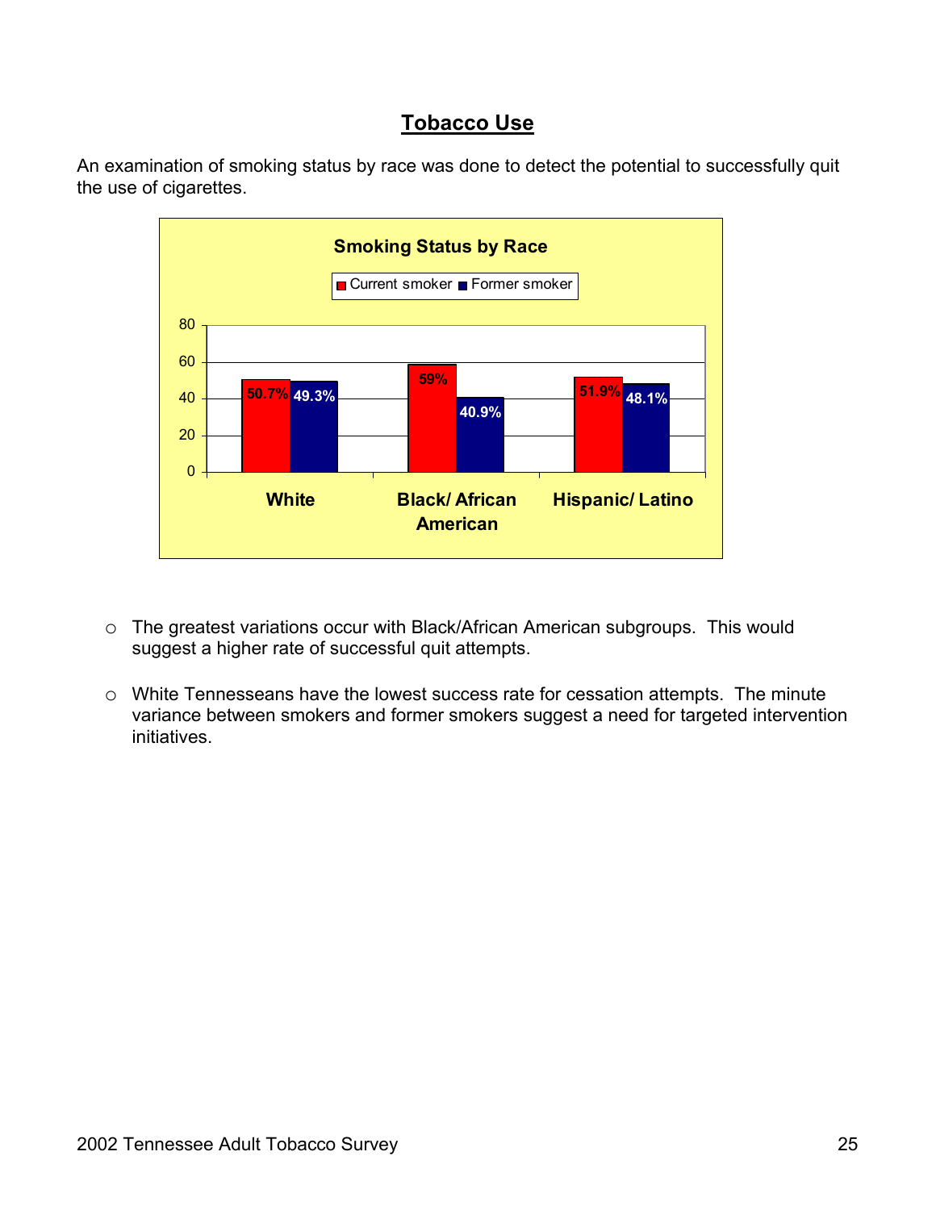## Tobacco Use

An examination of smoking status by race was done to detect the potential to successfully quit the use of cigarettes.

**Smoking Status by Race**

| Race | Current smoker | Former smoker |
| --- | --- | --- |
| White | 50.7% | 49.3% |
| Black/ African American | 59% | 40.9% |
| Hispanic/ Latino | 51.9% | 48.1% |

- The greatest variations occur with Black/African American subgroups. This would suggest a higher rate of successful quit attempts.
- White Tennesseans have the lowest success rate for cessation attempts. The minute variance between smokers and former smokers suggest a need for targeted intervention initiatives.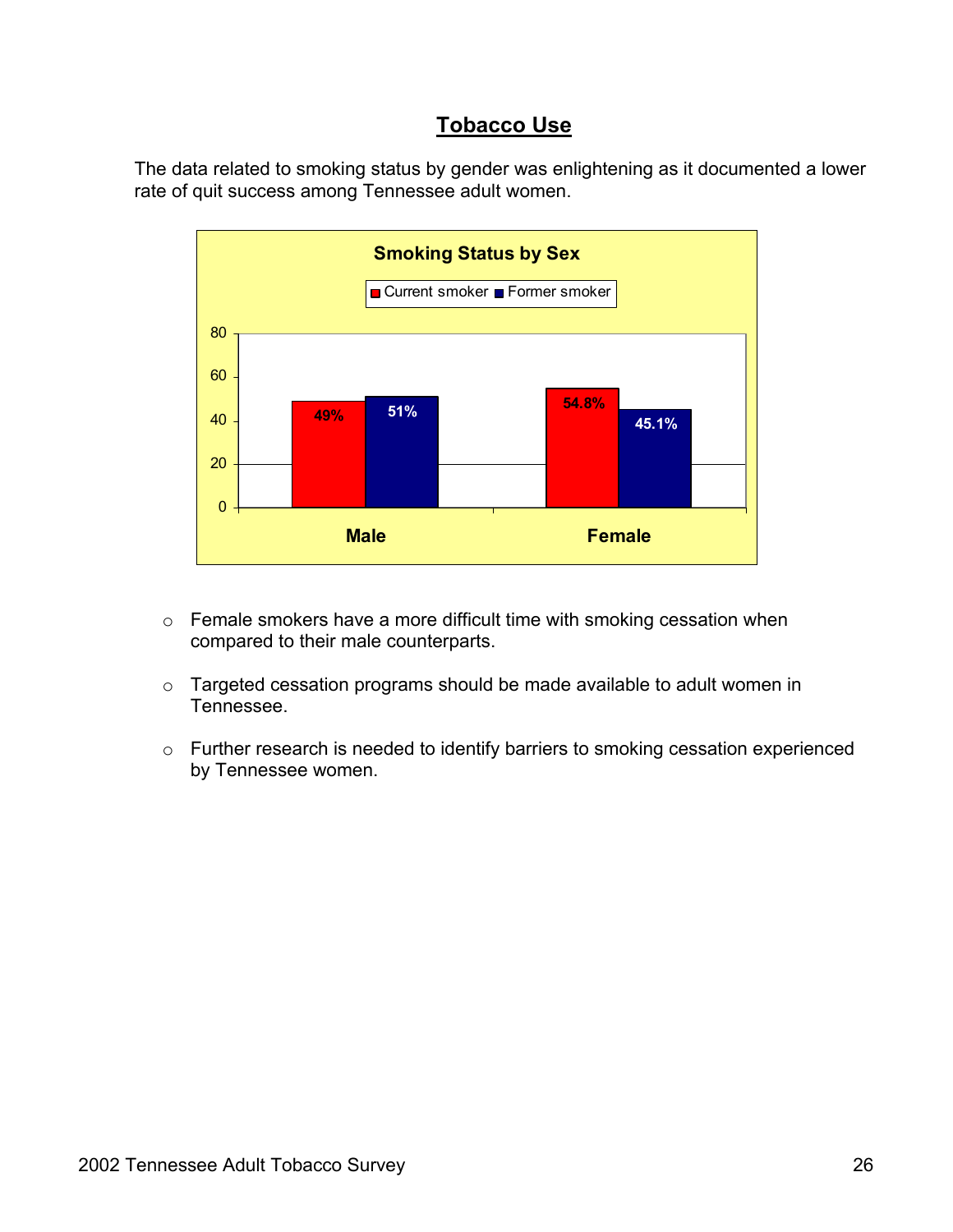# Tobacco Use

The data related to smoking status by gender was enlightening as it documented a lower rate of quit success among Tennessee adult women.

**Smoking Status by Sex**

| | Current smoker | Former smoker |
|---|---|---|
| Male | 49% | 51% |
| Female | 54.8% | 45.1% |

- Female smokers have a more difficult time with smoking cessation when compared to their male counterparts.
- Targeted cessation programs should be made available to adult women in Tennessee.
- Further research is needed to identify barriers to smoking cessation experienced by Tennessee women.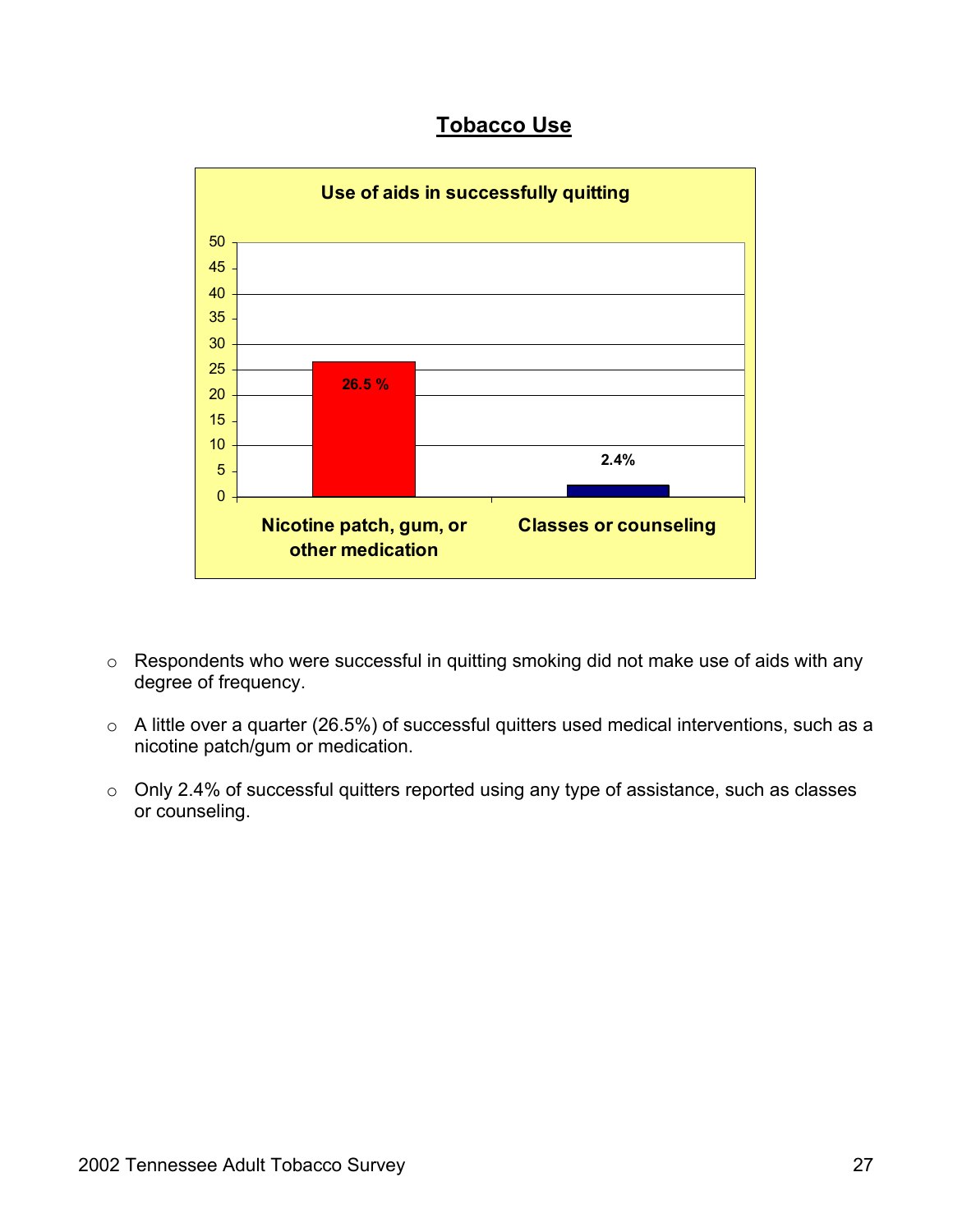## Tobacco Use

**Use of aids in successfully quitting**

| Aid | Percent |
|---|---|
| Nicotine patch, gum, or other medication | 26.5 % |
| Classes or counseling | 2.4% |

- Respondents who were successful in quitting smoking did not make use of aids with any degree of frequency.
- A little over a quarter (26.5%) of successful quitters used medical interventions, such as a nicotine patch/gum or medication.
- Only 2.4% of successful quitters reported using any type of assistance, such as classes or counseling.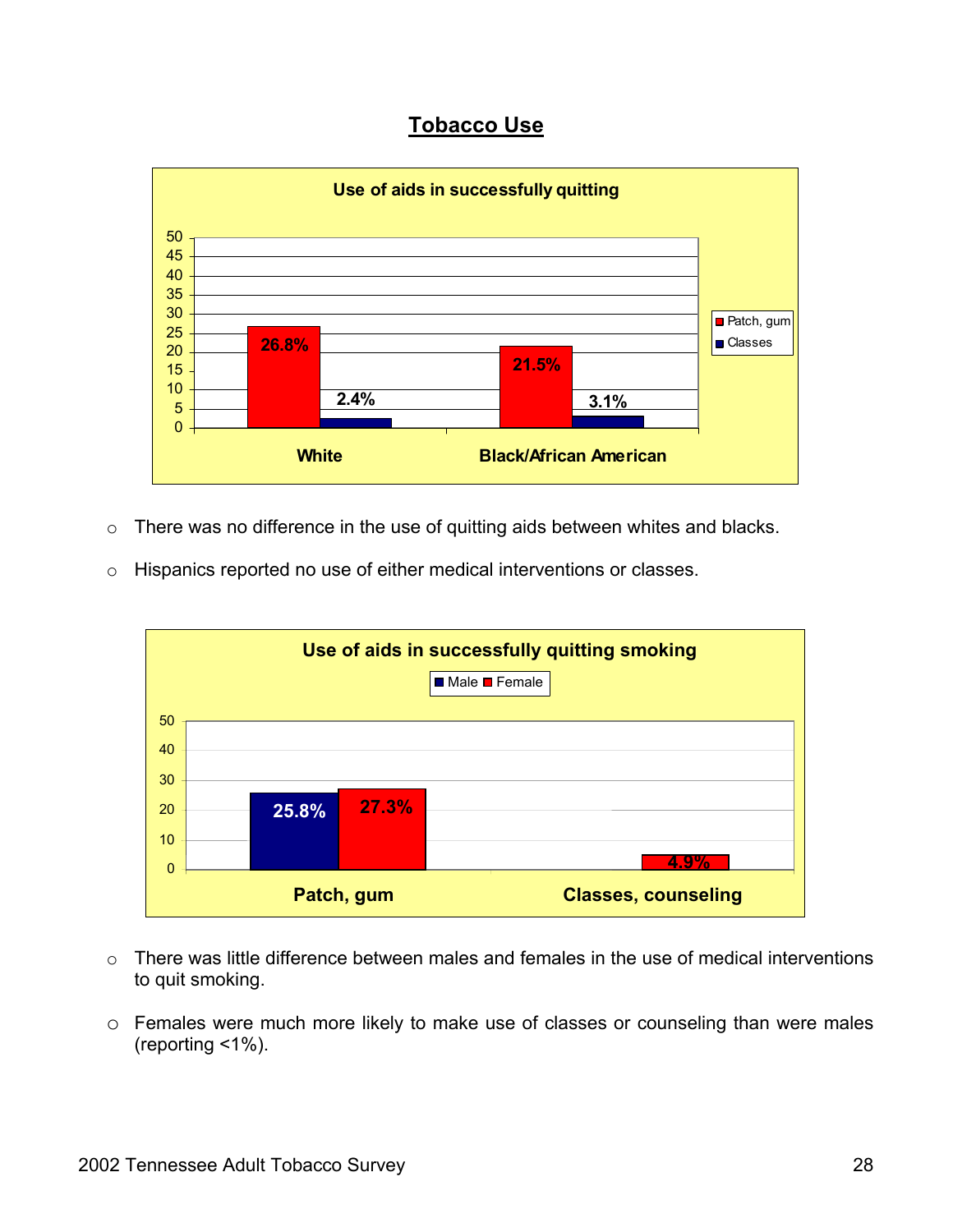# Tobacco Use

**Use of aids in successfully quitting**

| | Patch, gum | Classes |
|---|---|---|
| White | 26.8% | 2.4% |
| Black/African American | 21.5% | 3.1% |

- There was no difference in the use of quitting aids between whites and blacks.
- Hispanics reported no use of either medical interventions or classes.

**Use of aids in successfully quitting smoking**

| | Male | Female |
|---|---|---|
| Patch, gum | 25.8% | 27.3% |
| Classes, counseling | | 4.9% |

- There was little difference between males and females in the use of medical interventions to quit smoking.
- Females were much more likely to make use of classes or counseling than were males (reporting <1%).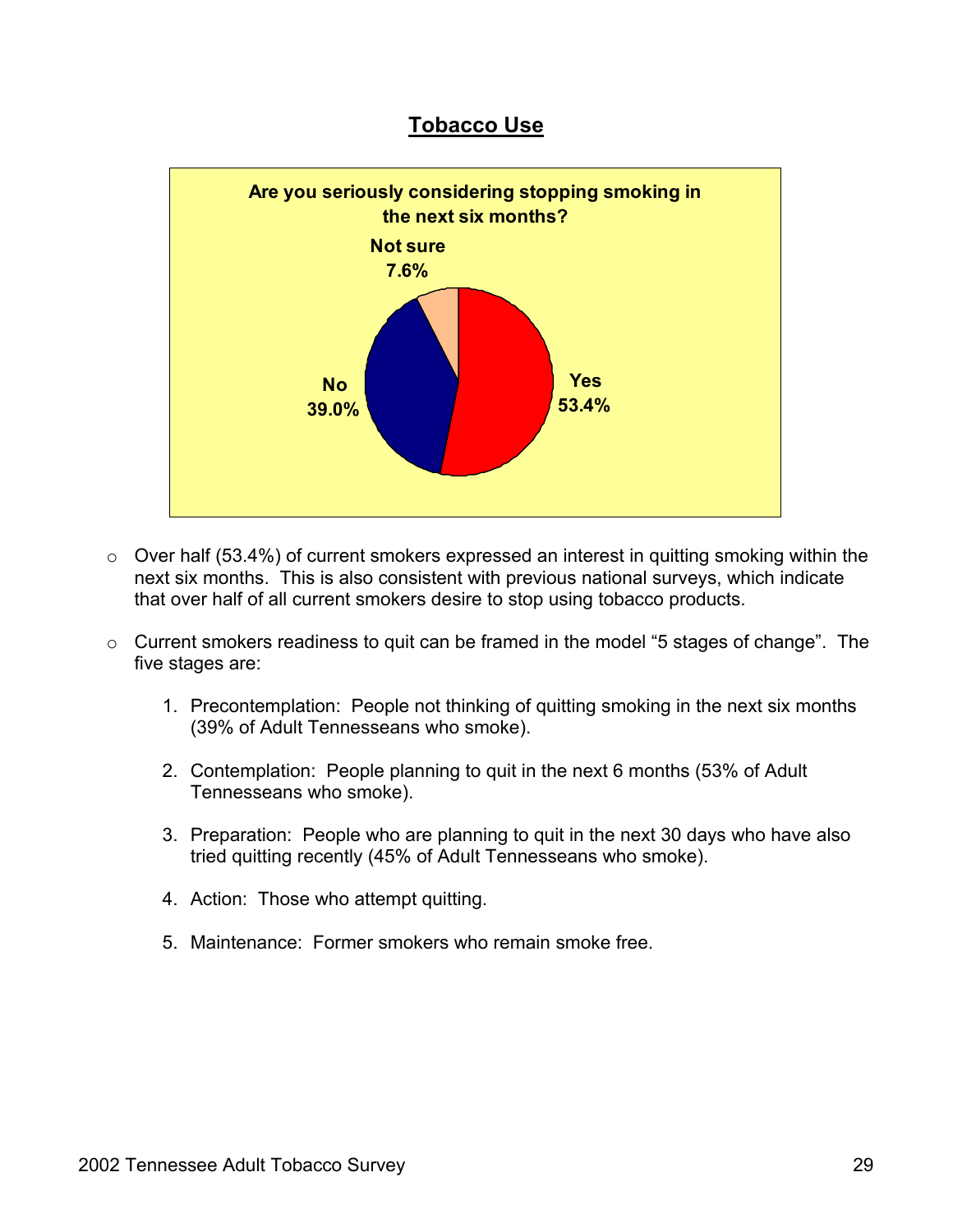## Tobacco Use

**Are you seriously considering stopping smoking in the next six months?**

| Response | Percent |
| --- | --- |
| Yes | 53.4% |
| No | 39.0% |
| Not sure | 7.6% |

- Over half (53.4%) of current smokers expressed an interest in quitting smoking within the next six months. This is also consistent with previous national surveys, which indicate that over half of all current smokers desire to stop using tobacco products.

- Current smokers readiness to quit can be framed in the model "5 stages of change". The five stages are:

  1. Precontemplation: People not thinking of quitting smoking in the next six months (39% of Adult Tennesseans who smoke).

  2. Contemplation: People planning to quit in the next 6 months (53% of Adult Tennesseans who smoke).

  3. Preparation: People who are planning to quit in the next 30 days who have also tried quitting recently (45% of Adult Tennesseans who smoke).

  4. Action: Those who attempt quitting.

  5. Maintenance: Former smokers who remain smoke free.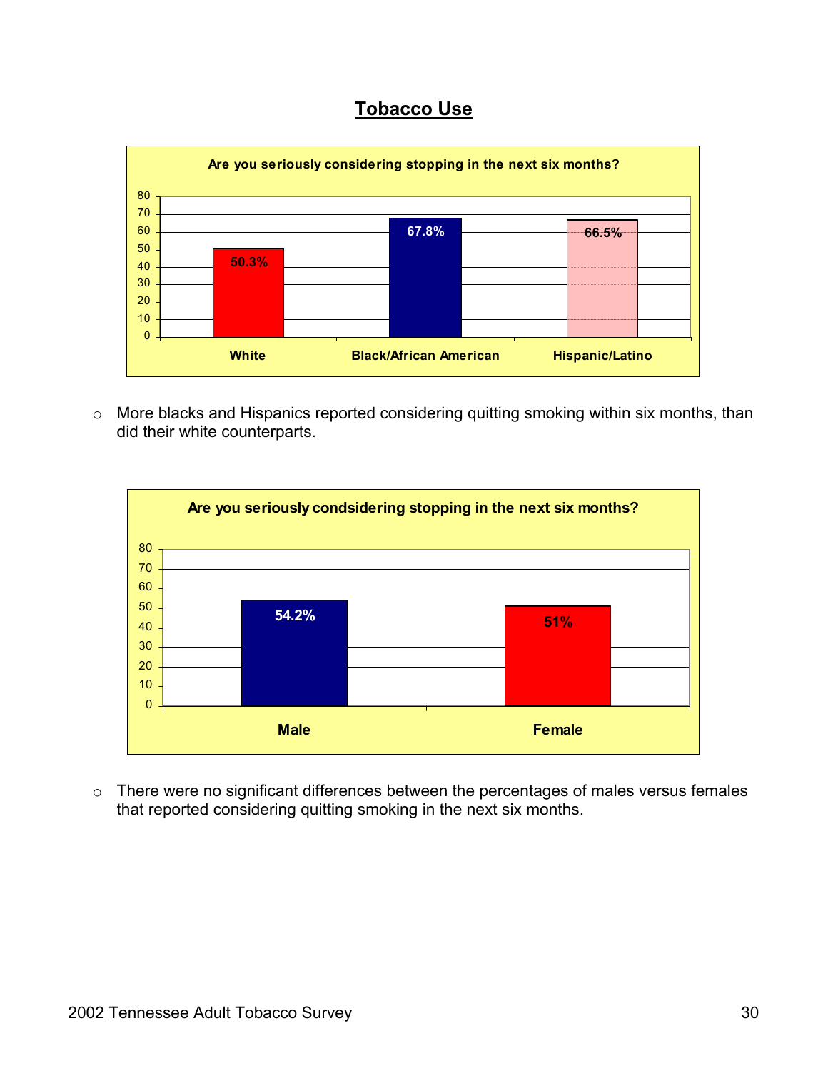## Tobacco Use

**Are you seriously considering stopping in the next six months?**

| | White | Black/African American | Hispanic/Latino |
|---|---|---|---|
| % | 50.3% | 67.8% | 66.5% |

- More blacks and Hispanics reported considering quitting smoking within six months, than did their white counterparts.

**Are you seriously condsidering stopping in the next six months?**

| | Male | Female |
|---|---|---|
| % | 54.2% | 51% |

- There were no significant differences between the percentages of males versus females that reported considering quitting smoking in the next six months.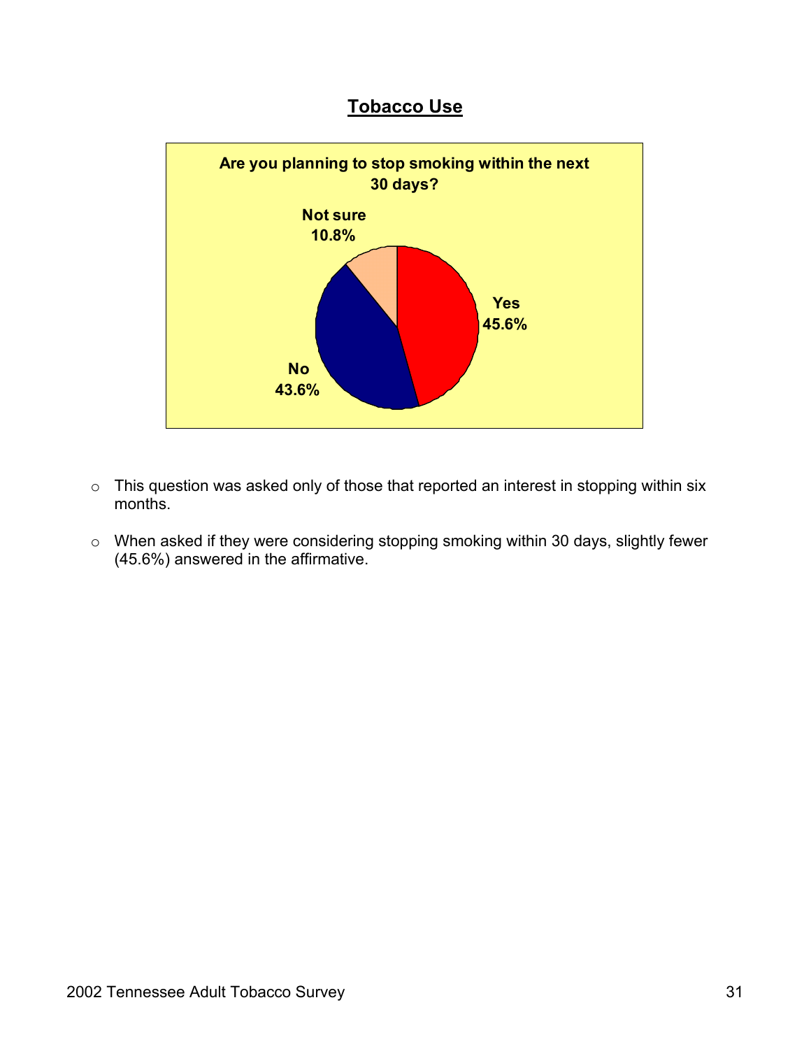## Tobacco Use

**Are you planning to stop smoking within the next 30 days?**

| Response | Percent |
| --- | --- |
| Yes | 45.6% |
| No | 43.6% |
| Not sure | 10.8% |

- This question was asked only of those that reported an interest in stopping within six months.
- When asked if they were considering stopping smoking within 30 days, slightly fewer (45.6%) answered in the affirmative.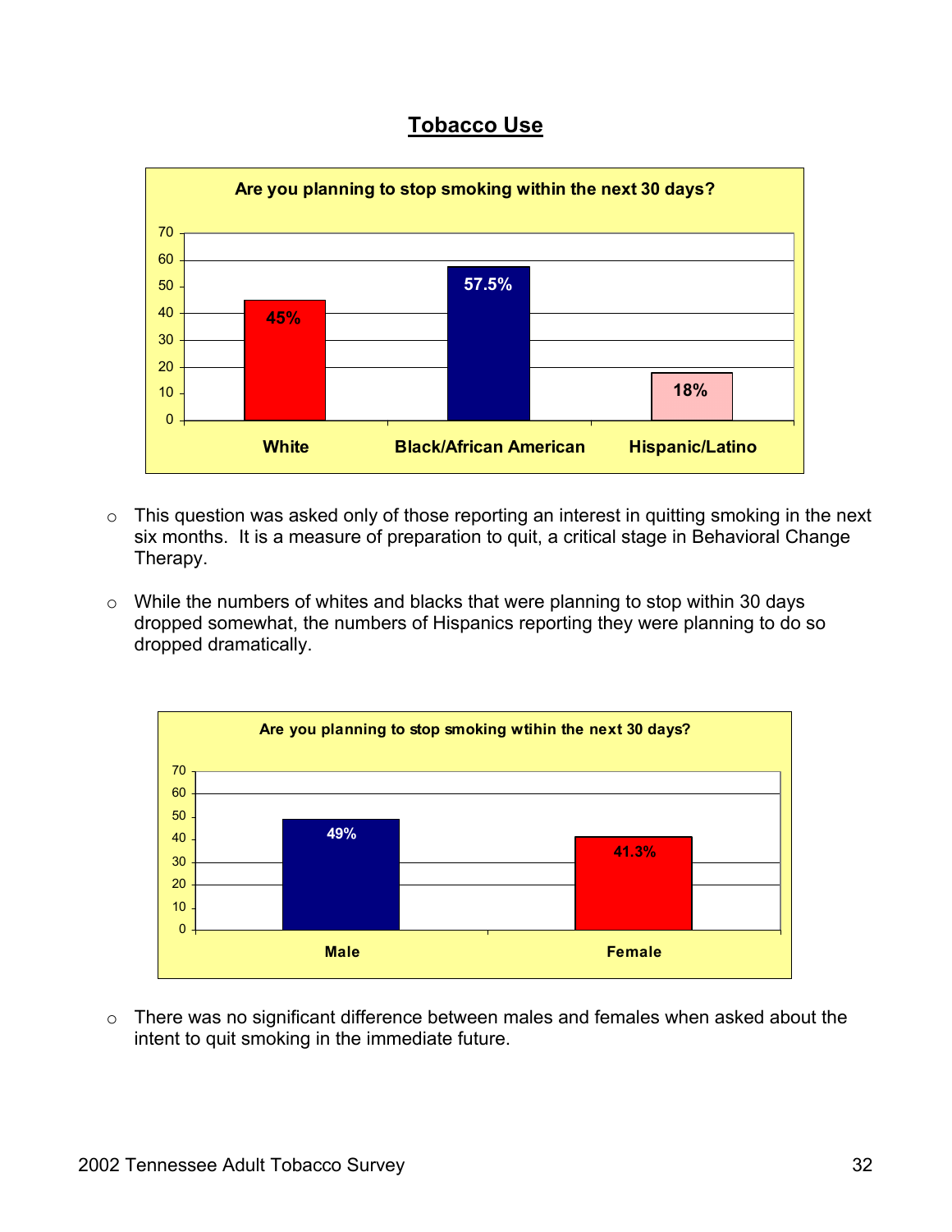## Tobacco Use

**Are you planning to stop smoking within the next 30 days?**

| | White | Black/African American | Hispanic/Latino |
|---|---|---|---|
| Percent | 45% | 57.5% | 18% |

- This question was asked only of those reporting an interest in quitting smoking in the next six months. It is a measure of preparation to quit, a critical stage in Behavioral Change Therapy.
- While the numbers of whites and blacks that were planning to stop within 30 days dropped somewhat, the numbers of Hispanics reporting they were planning to do so dropped dramatically.

**Are you planning to stop smoking wtihin the next 30 days?**

| | Male | Female |
|---|---|---|
| Percent | 49% | 41.3% |

- There was no significant difference between males and females when asked about the intent to quit smoking in the immediate future.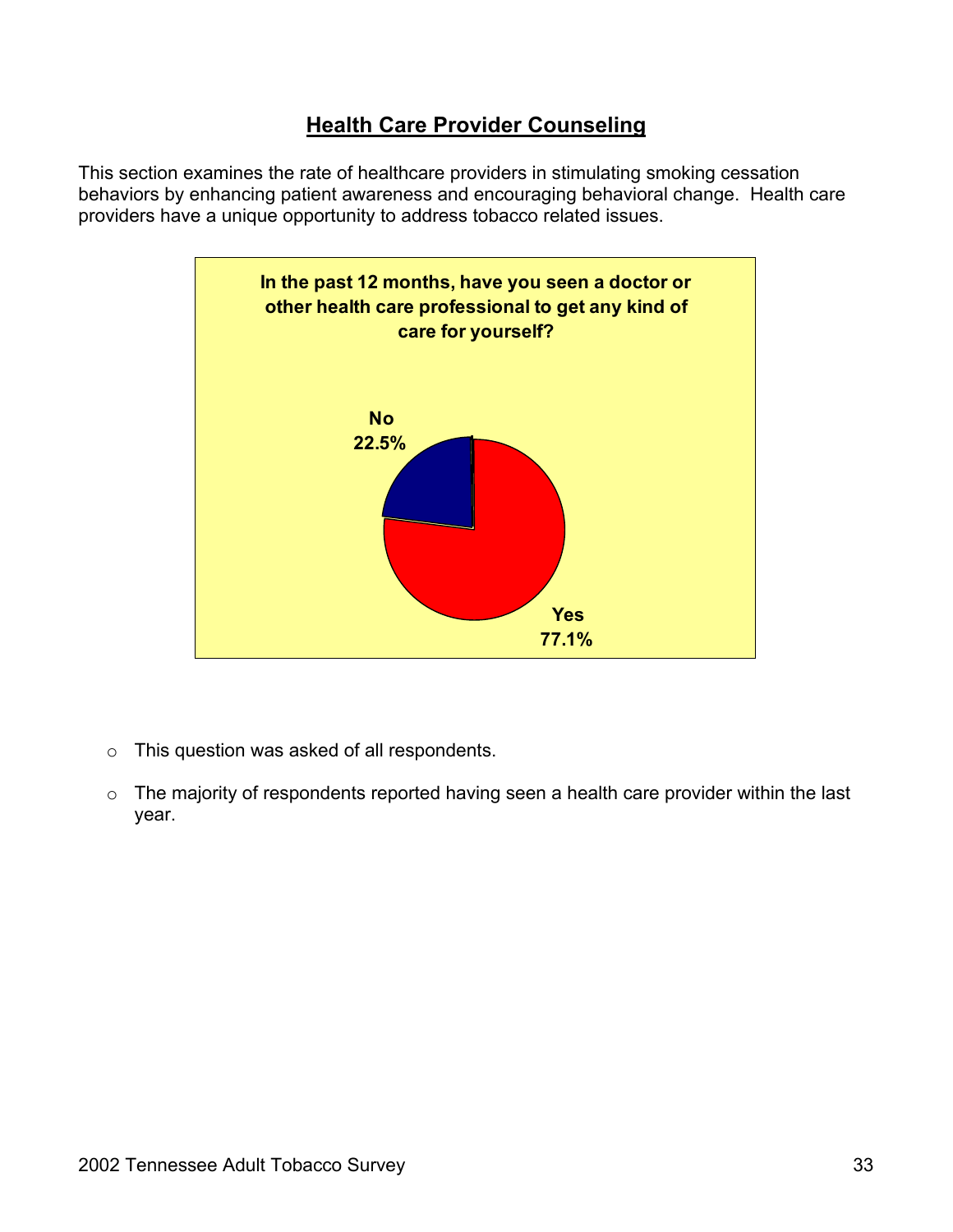## Health Care Provider Counseling

This section examines the rate of healthcare providers in stimulating smoking cessation behaviors by enhancing patient awareness and encouraging behavioral change. Health care providers have a unique opportunity to address tobacco related issues.

**In the past 12 months, have you seen a doctor or other health care professional to get any kind of care for yourself?**

No 22.5%

Yes 77.1%

- This question was asked of all respondents.
- The majority of respondents reported having seen a health care provider within the last year.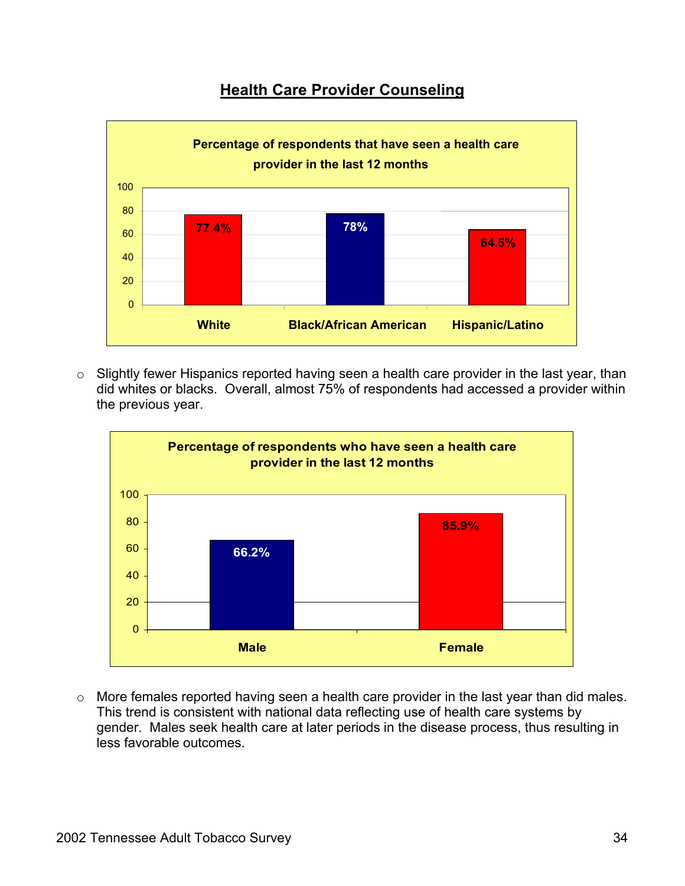## Health Care Provider Counseling

**Percentage of respondents that have seen a health care provider in the last 12 months**

| | White | Black/African American | Hispanic/Latino |
|---|---|---|---|
| Percentage | 77.4% | 78% | 64.5% |

- Slightly fewer Hispanics reported having seen a health care provider in the last year, than did whites or blacks. Overall, almost 75% of respondents had accessed a provider within the previous year.

**Percentage of respondents who have seen a health care provider in the last 12 months**

| | Male | Female |
|---|---|---|
| Percentage | 66.2% | 85.9% |

- More females reported having seen a health care provider in the last year than did males. This trend is consistent with national data reflecting use of health care systems by gender. Males seek health care at later periods in the disease process, thus resulting in less favorable outcomes.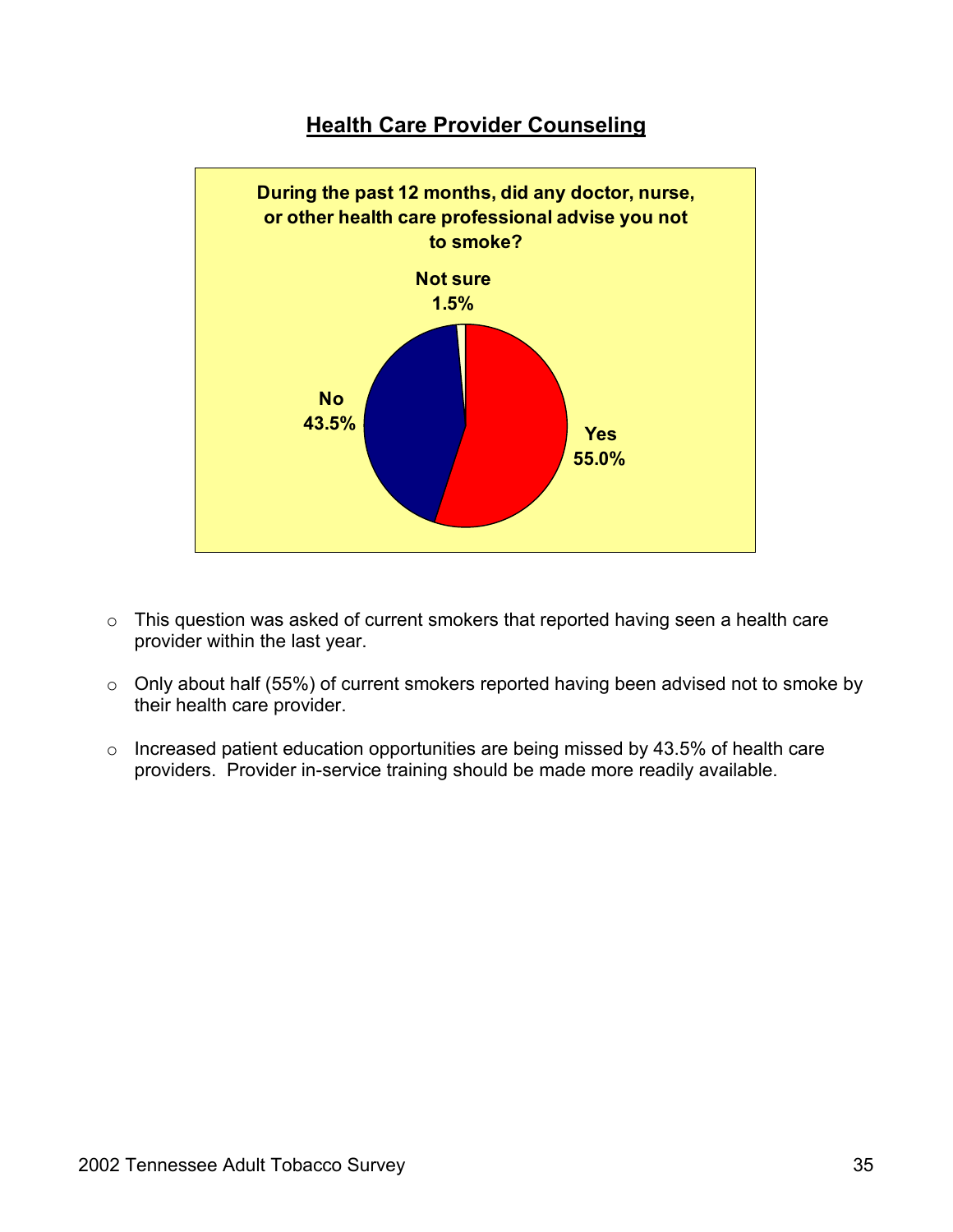## Health Care Provider Counseling

**During the past 12 months, did any doctor, nurse, or other health care professional advise you not to smoke?**

**Not sure 1.5%**

**No 43.5%**

**Yes 55.0%**

- This question was asked of current smokers that reported having seen a health care provider within the last year.
- Only about half (55%) of current smokers reported having been advised not to smoke by their health care provider.
- Increased patient education opportunities are being missed by 43.5% of health care providers. Provider in-service training should be made more readily available.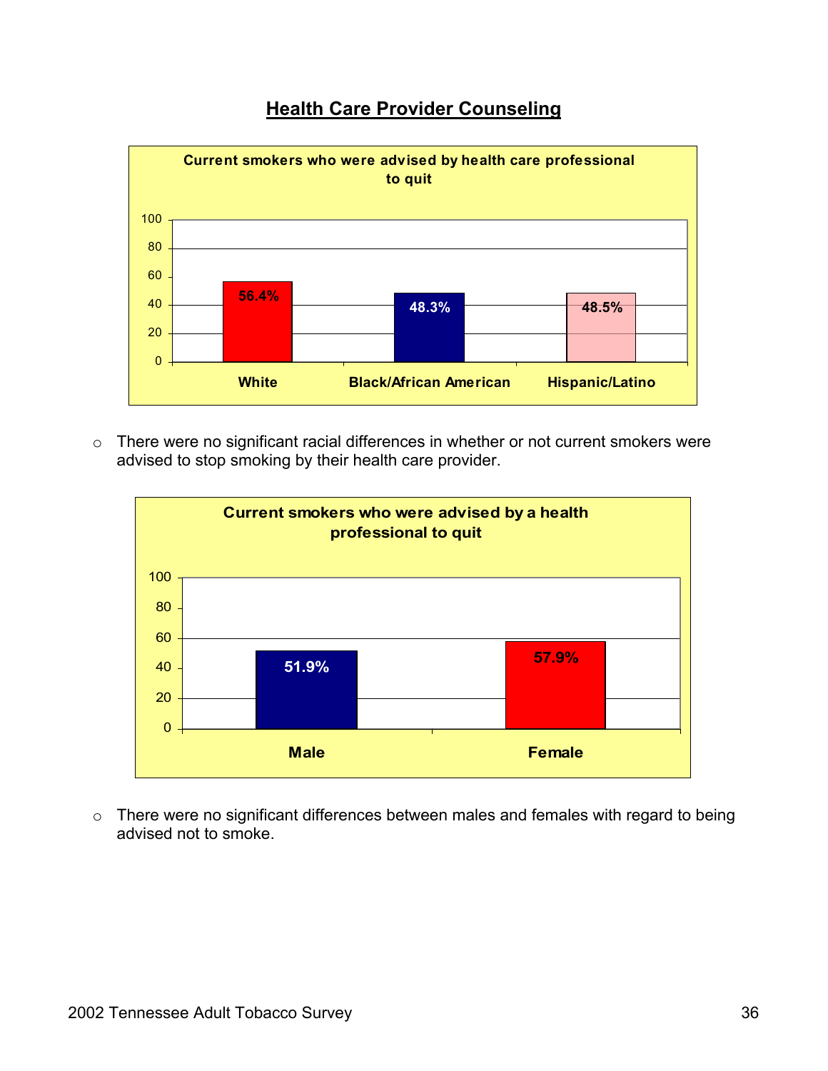## Health Care Provider Counseling

**Current smokers who were advised by health care professional to quit**

| | White | Black/African American | Hispanic/Latino |
|---|---|---|---|
| Percent | 56.4% | 48.3% | 48.5% |

- There were no significant racial differences in whether or not current smokers were advised to stop smoking by their health care provider.

**Current smokers who were advised by a health professional to quit**

| | Male | Female |
|---|---|---|
| Percent | 51.9% | 57.9% |

- There were no significant differences between males and females with regard to being advised not to smoke.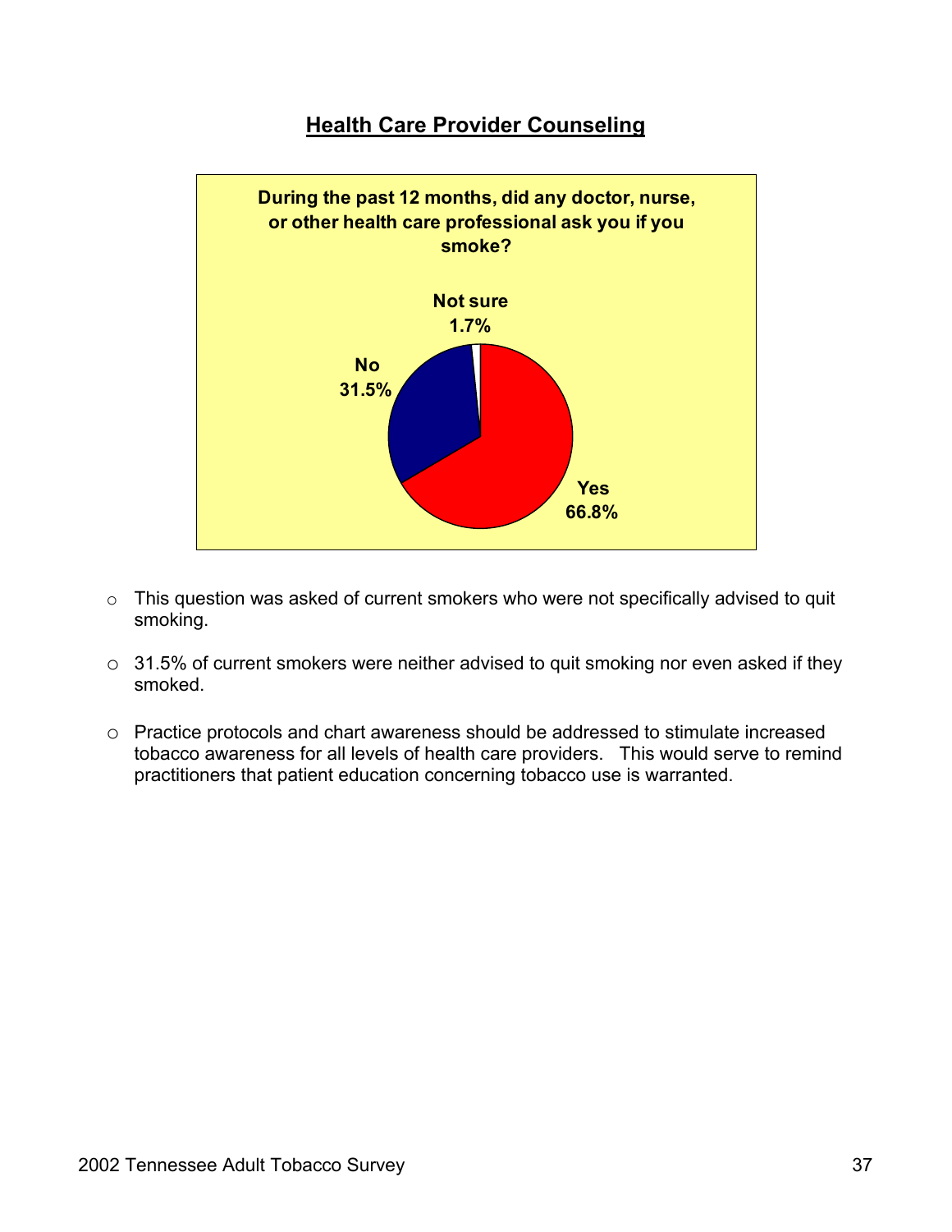## Health Care Provider Counseling

**During the past 12 months, did any doctor, nurse, or other health care professional ask you if you smoke?**

| Response | Percent |
|---|---|
| Yes | 66.8% |
| No | 31.5% |
| Not sure | 1.7% |

- This question was asked of current smokers who were not specifically advised to quit smoking.
- 31.5% of current smokers were neither advised to quit smoking nor even asked if they smoked.
- Practice protocols and chart awareness should be addressed to stimulate increased tobacco awareness for all levels of health care providers. This would serve to remind practitioners that patient education concerning tobacco use is warranted.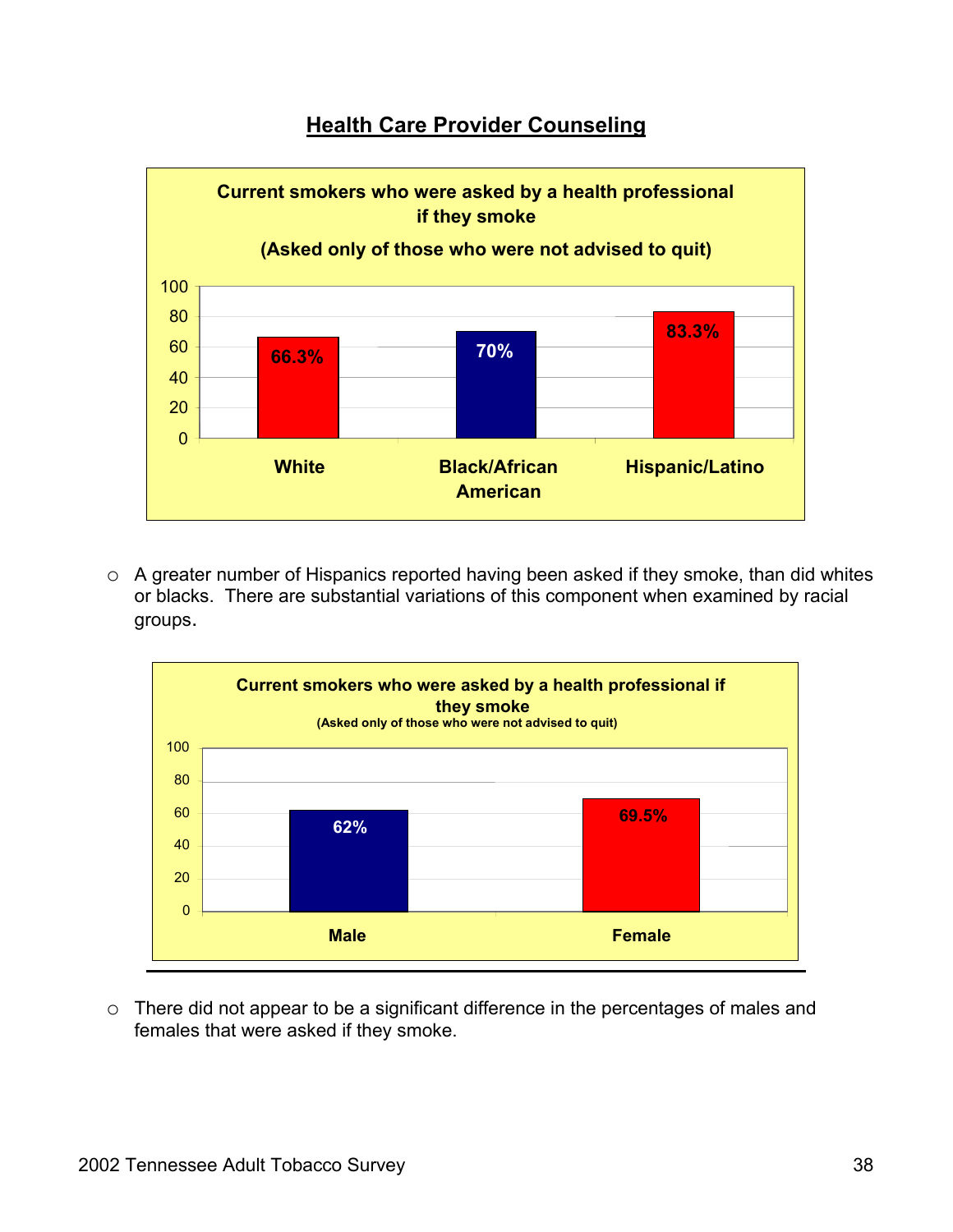## Health Care Provider Counseling

**Current smokers who were asked by a health professional if they smoke**

**(Asked only of those who were not advised to quit)**

| Group | Percent |
|---|---|
| White | 66.3% |
| Black/African American | 70% |
| Hispanic/Latino | 83.3% |

- A greater number of Hispanics reported having been asked if they smoke, than did whites or blacks. There are substantial variations of this component when examined by racial groups.

**Current smokers who were asked by a health professional if they smoke**

**(Asked only of those who were not advised to quit)**

| Group | Percent |
|---|---|
| Male | 62% |
| Female | 69.5% |

- There did not appear to be a significant difference in the percentages of males and females that were asked if they smoke.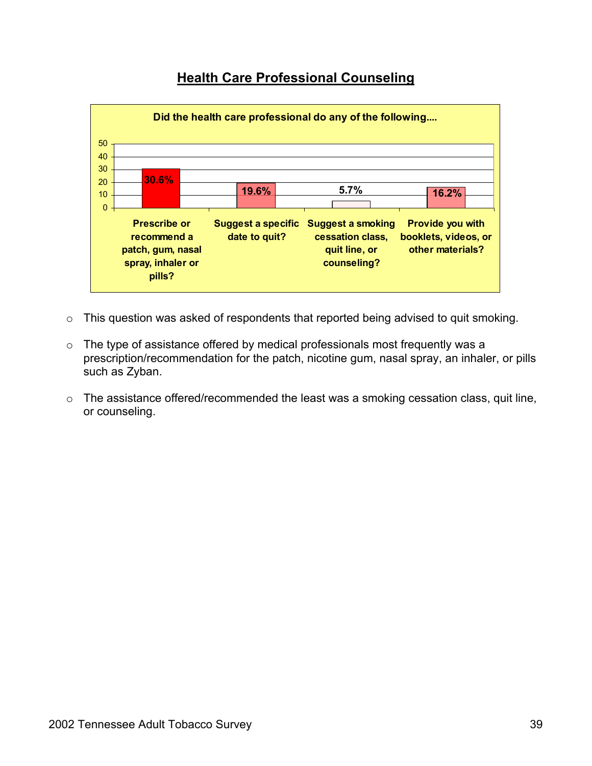## Health Care Professional Counseling

**Did the health care professional do any of the following....**

| Response | Percent |
|---|---|
| Prescribe or recommend a patch, gum, nasal spray, inhaler or pills? | 30.6% |
| Suggest a specific date to quit? | 19.6% |
| Suggest a smoking cessation class, quit line, or counseling? | 5.7% |
| Provide you with booklets, videos, or other materials? | 16.2% |

- This question was asked of respondents that reported being advised to quit smoking.
- The type of assistance offered by medical professionals most frequently was a prescription/recommendation for the patch, nicotine gum, nasal spray, an inhaler, or pills such as Zyban.
- The assistance offered/recommended the least was a smoking cessation class, quit line, or counseling.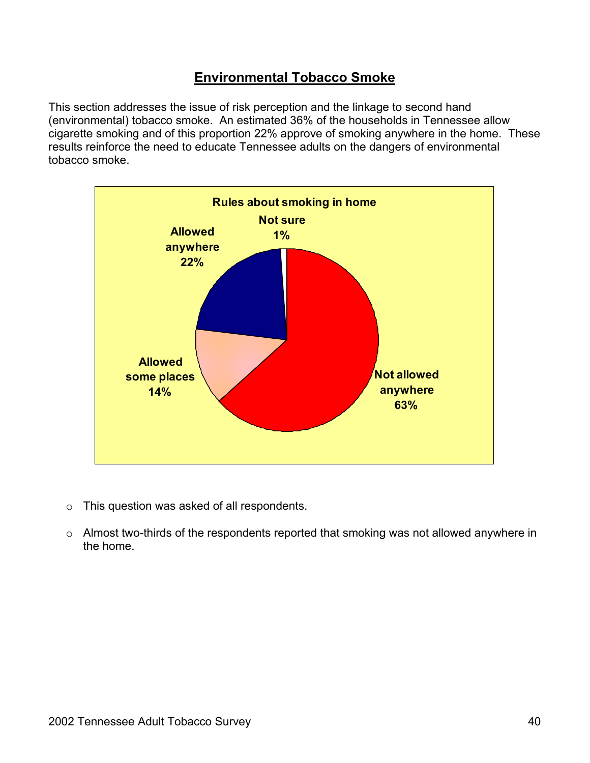## Environmental Tobacco Smoke

This section addresses the issue of risk perception and the linkage to second hand (environmental) tobacco smoke. An estimated 36% of the households in Tennessee allow cigarette smoking and of this proportion 22% approve of smoking anywhere in the home. These results reinforce the need to educate Tennessee adults on the dangers of environmental tobacco smoke.

**Rules about smoking in home**

| Rule | Percent |
|---|---|
| Not allowed anywhere | 63% |
| Allowed some places | 14% |
| Allowed anywhere | 22% |
| Not sure | 1% |

- This question was asked of all respondents.
- Almost two-thirds of the respondents reported that smoking was not allowed anywhere in the home.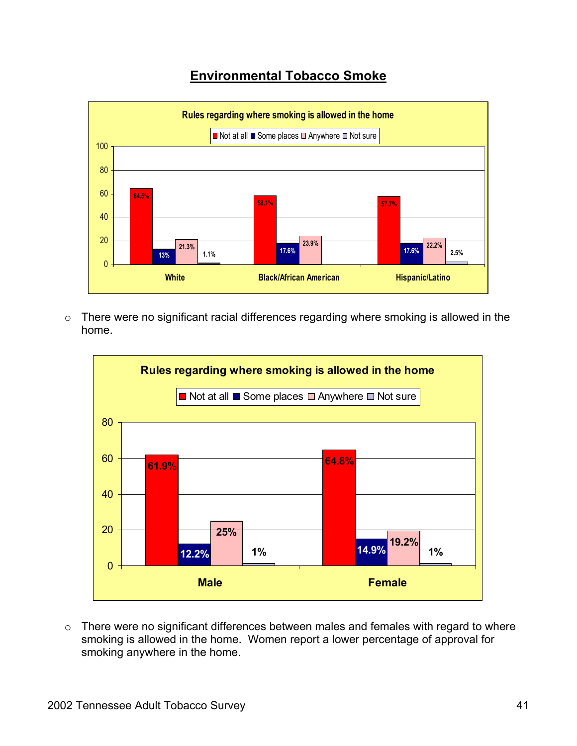## Environmental Tobacco Smoke

**Rules regarding where smoking is allowed in the home**

| | Not at all | Some places | Anywhere | Not sure |
|---|---|---|---|---|
| White | 64.5% | 13% | 21.3% | 1.1% |
| Black/African American | 58.1% | 17.6% | 23.9% | |
| Hispanic/Latino | 57.7% | 17.6% | 22.2% | 2.5% |

- There were no significant racial differences regarding where smoking is allowed in the home.

**Rules regarding where smoking is allowed in the home**

| | Not at all | Some places | Anywhere | Not sure |
|---|---|---|---|---|
| Male | 61.9% | 12.2% | 25% | 1% |
| Female | 64.8% | 14.9% | 19.2% | 1% |

- There were no significant differences between males and females with regard to where smoking is allowed in the home. Women report a lower percentage of approval for smoking anywhere in the home.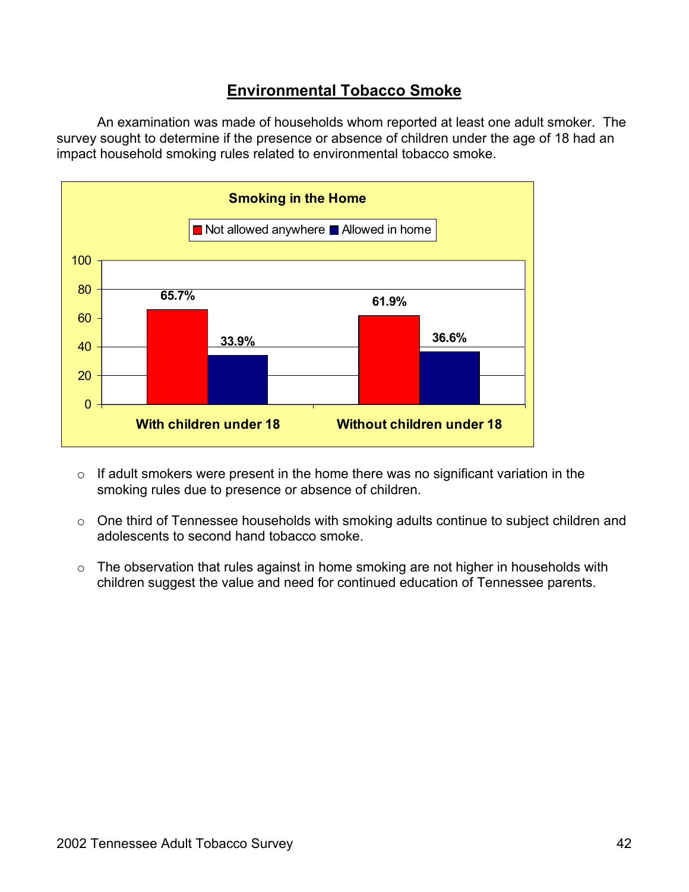## Environmental Tobacco Smoke

An examination was made of households whom reported at least one adult smoker. The survey sought to determine if the presence or absence of children under the age of 18 had an impact household smoking rules related to environmental tobacco smoke.

**Smoking in the Home**

| | Not allowed anywhere | Allowed in home |
|---|---|---|
| With children under 18 | 65.7% | 33.9% |
| Without children under 18 | 61.9% | 36.6% |

- If adult smokers were present in the home there was no significant variation in the smoking rules due to presence or absence of children.
- One third of Tennessee households with smoking adults continue to subject children and adolescents to second hand tobacco smoke.
- The observation that rules against in home smoking are not higher in households with children suggest the value and need for continued education of Tennessee parents.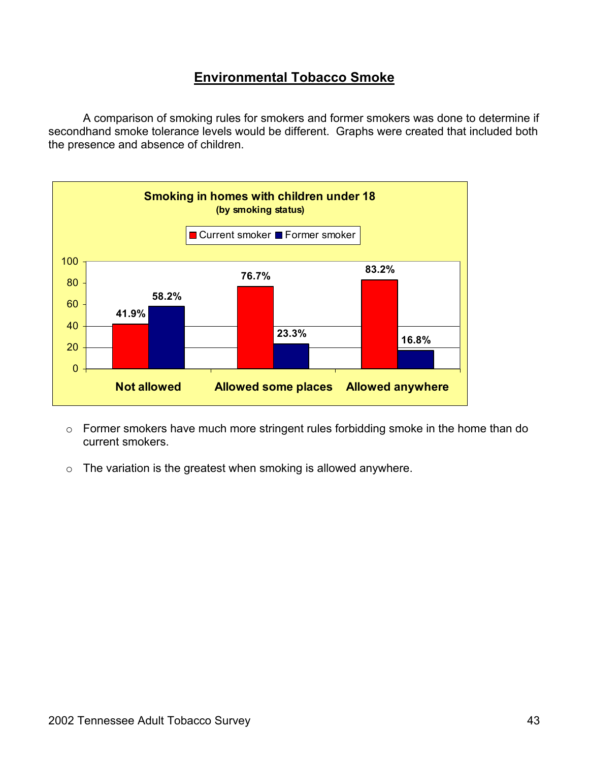## Environmental Tobacco Smoke

A comparison of smoking rules for smokers and former smokers was done to determine if secondhand smoke tolerance levels would be different. Graphs were created that included both the presence and absence of children.

**Smoking in homes with children under 18**
**(by smoking status)**

| | Current smoker | Former smoker |
|---|---|---|
| Not allowed | 41.9% | 58.2% |
| Allowed some places | 76.7% | 23.3% |
| Allowed anywhere | 83.2% | 16.8% |

- Former smokers have much more stringent rules forbidding smoke in the home than do current smokers.
- The variation is the greatest when smoking is allowed anywhere.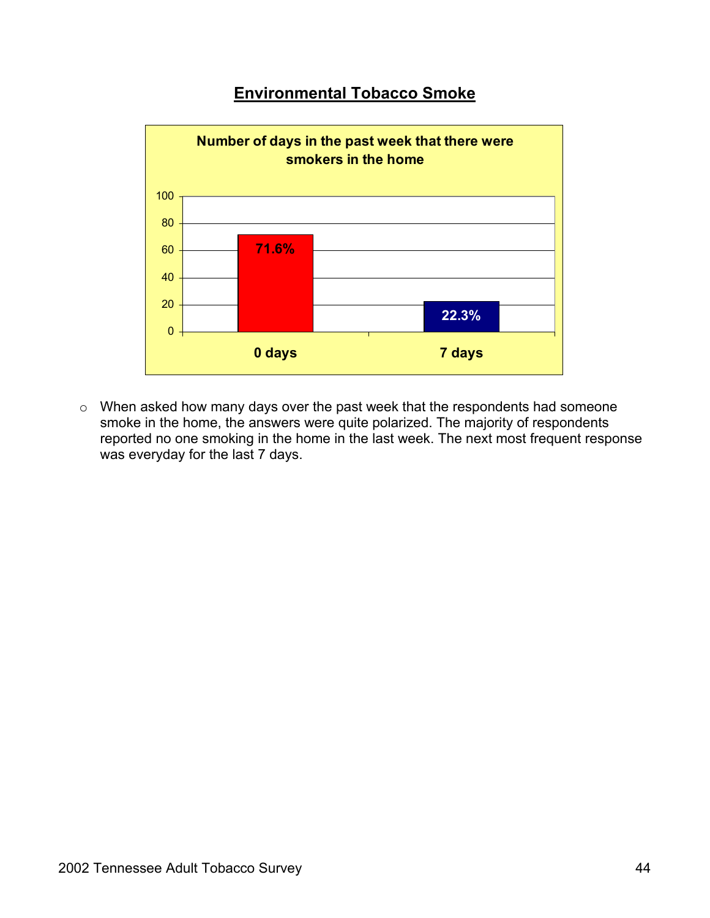## Environmental Tobacco Smoke

**Number of days in the past week that there were smokers in the home**

| Days | Percent |
| --- | --- |
| 0 days | 71.6% |
| 7 days | 22.3% |

- When asked how many days over the past week that the respondents had someone smoke in the home, the answers were quite polarized. The majority of respondents reported no one smoking in the home in the last week. The next most frequent response was everyday for the last 7 days.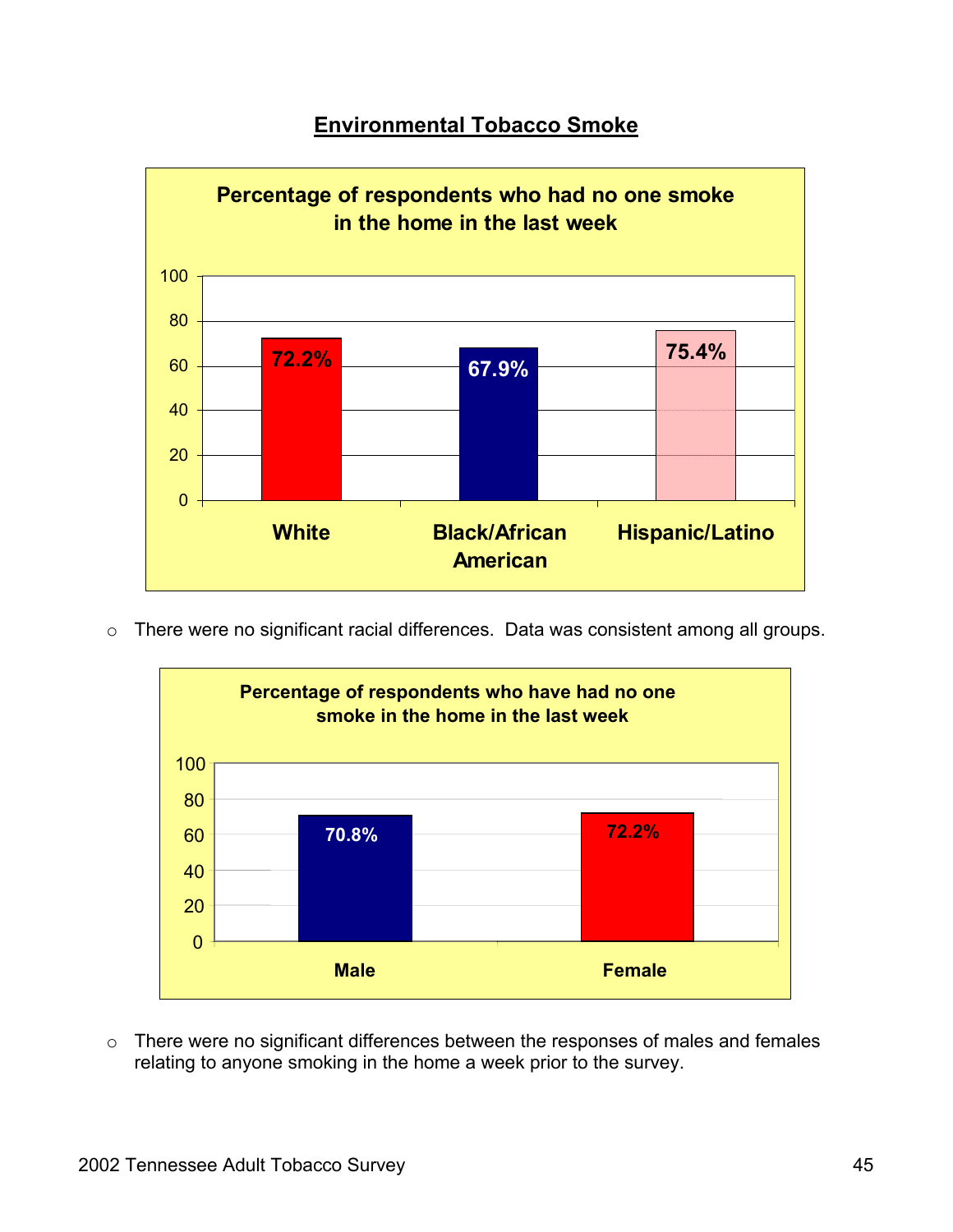## Environmental Tobacco Smoke

**Percentage of respondents who had no one smoke in the home in the last week**

| White | Black/African American | Hispanic/Latino |
|---|---|---|
| 72.2% | 67.9% | 75.4% |

- There were no significant racial differences. Data was consistent among all groups.

**Percentage of respondents who have had no one smoke in the home in the last week**

| Male | Female |
|---|---|
| 70.8% | 72.2% |

- There were no significant differences between the responses of males and females relating to anyone smoking in the home a week prior to the survey.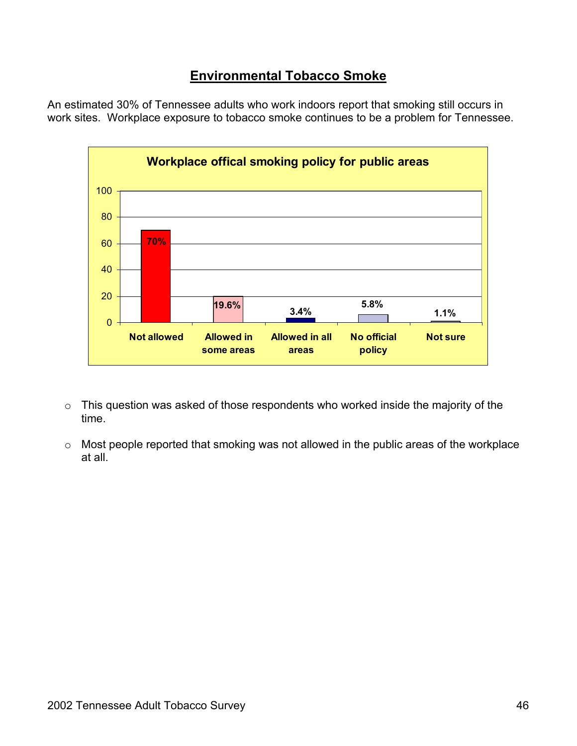## Environmental Tobacco Smoke

An estimated 30% of Tennessee adults who work indoors report that smoking still occurs in work sites. Workplace exposure to tobacco smoke continues to be a problem for Tennessee.

**Workplace offical smoking policy for public areas**

| Not allowed | Allowed in some areas | Allowed in all areas | No official policy | Not sure |
|---|---|---|---|---|
| 70% | 19.6% | 3.4% | 5.8% | 1.1% |

- This question was asked of those respondents who worked inside the majority of the time.
- Most people reported that smoking was not allowed in the public areas of the workplace at all.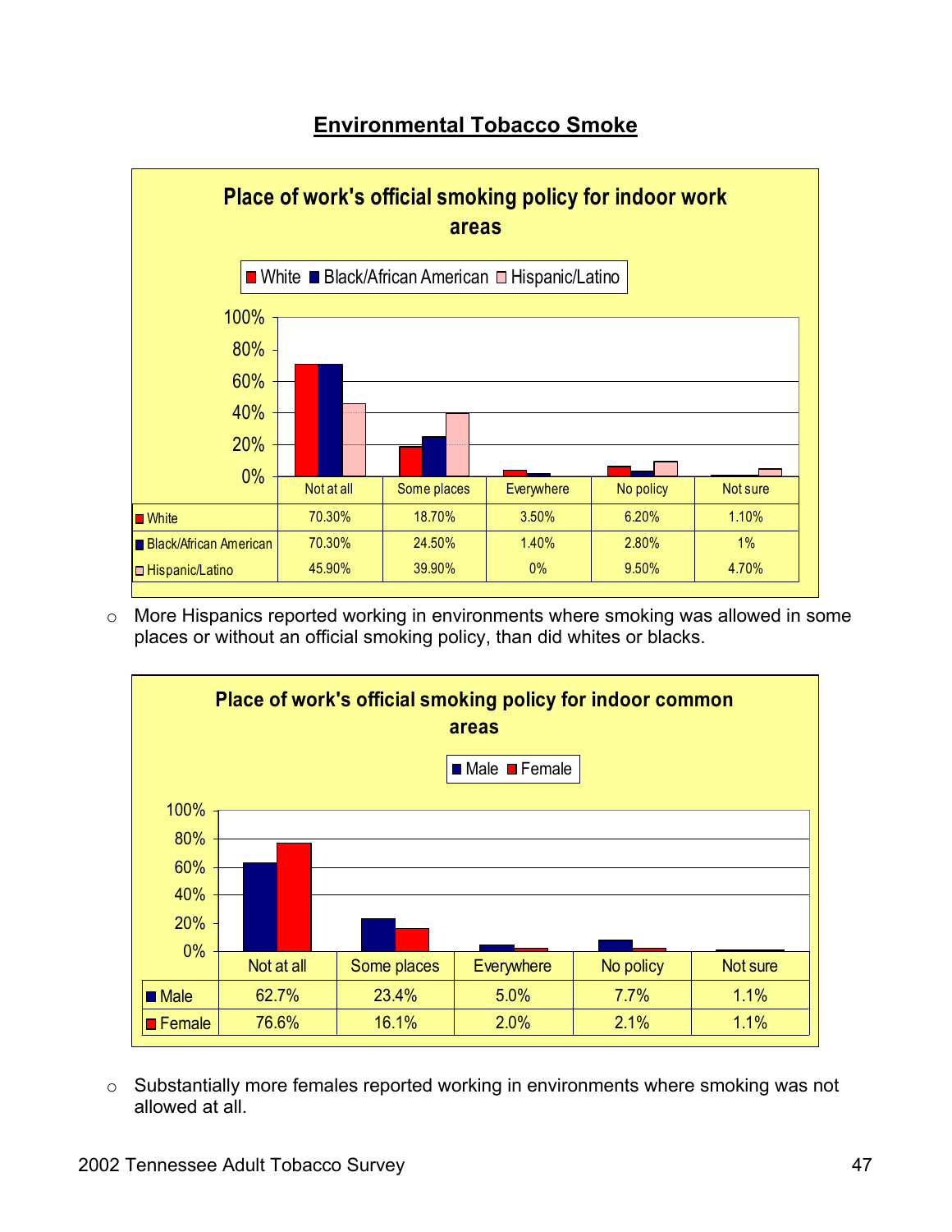## Environmental Tobacco Smoke

**Place of work's official smoking policy for indoor work areas**

| | Not at all | Some places | Everywhere | No policy | Not sure |
|---|---|---|---|---|---|
| White | 70.30% | 18.70% | 3.50% | 6.20% | 1.10% |
| Black/African American | 70.30% | 24.50% | 1.40% | 2.80% | 1% |
| Hispanic/Latino | 45.90% | 39.90% | 0% | 9.50% | 4.70% |

- More Hispanics reported working in environments where smoking was allowed in some places or without an official smoking policy, than did whites or blacks.

**Place of work's official smoking policy for indoor common areas**

| | Not at all | Some places | Everywhere | No policy | Not sure |
|---|---|---|---|---|---|
| Male | 62.7% | 23.4% | 5.0% | 7.7% | 1.1% |
| Female | 76.6% | 16.1% | 2.0% | 2.1% | 1.1% |

- Substantially more females reported working in environments where smoking was not allowed at all.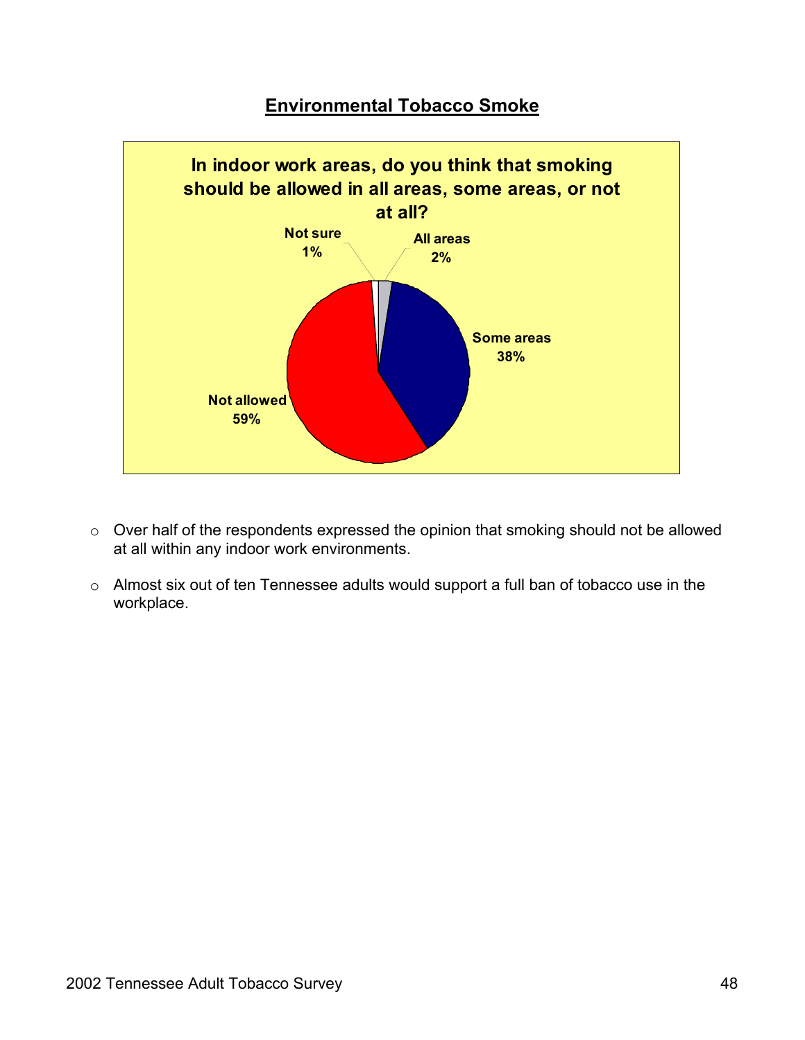## Environmental Tobacco Smoke

**In indoor work areas, do you think that smoking should be allowed in all areas, some areas, or not at all?**

| Response | Percent |
|---|---|
| All areas | 2% |
| Some areas | 38% |
| Not allowed | 59% |
| Not sure | 1% |

- Over half of the respondents expressed the opinion that smoking should not be allowed at all within any indoor work environments.
- Almost six out of ten Tennessee adults would support a full ban of tobacco use in the workplace.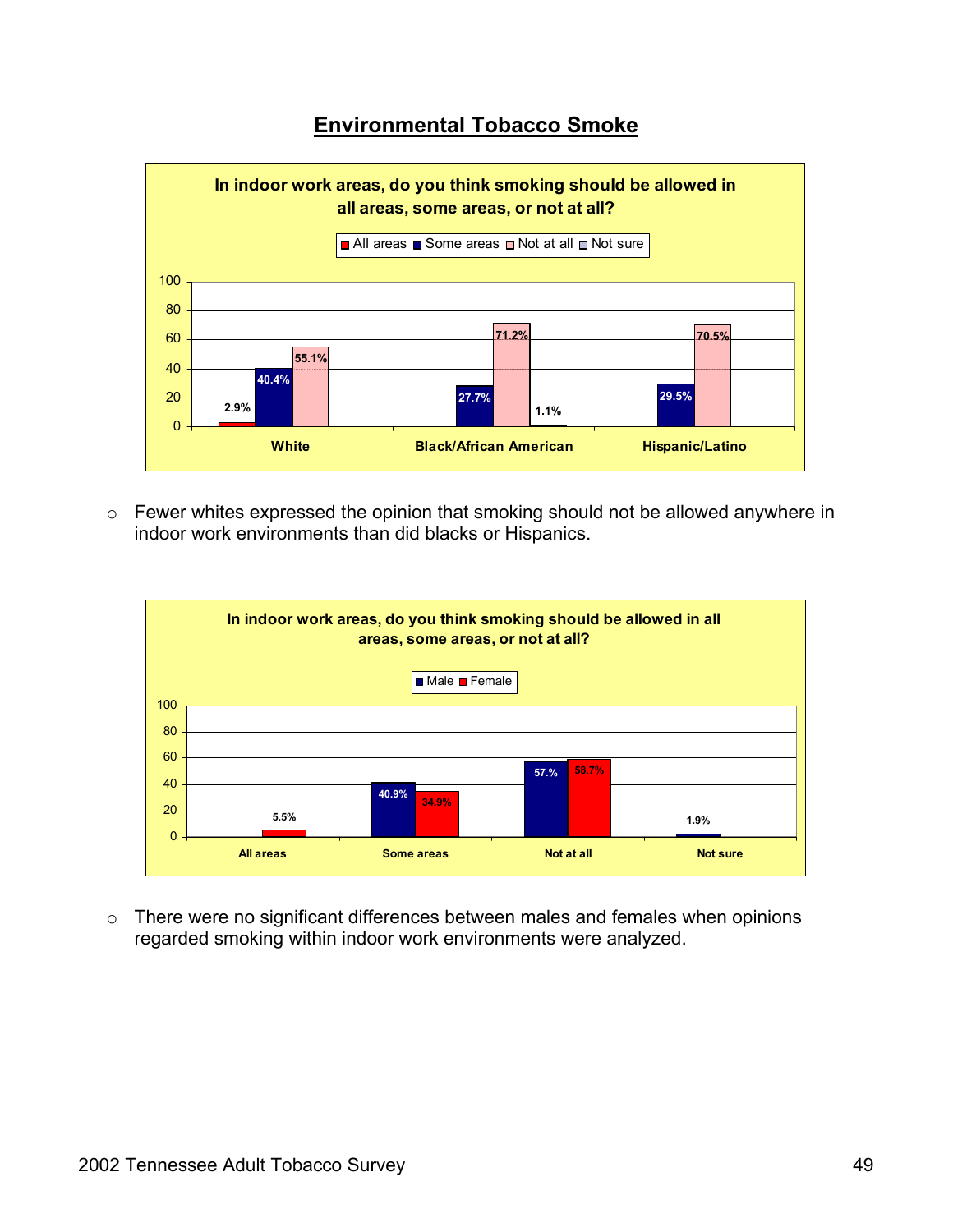## Environmental Tobacco Smoke

**In indoor work areas, do you think smoking should be allowed in all areas, some areas, or not at all?**

| | All areas | Some areas | Not at all | Not sure |
|---|---|---|---|---|
| White | 2.9% | 40.4% | 55.1% | |
| Black/African American | | 27.7% | 71.2% | 1.1% |
| Hispanic/Latino | | 29.5% | 70.5% | |

- Fewer whites expressed the opinion that smoking should not be allowed anywhere in indoor work environments than did blacks or Hispanics.

**In indoor work areas, do you think smoking should be allowed in all areas, some areas, or not at all?**

| | Male | Female |
|---|---|---|
| All areas | | 5.5% |
| Some areas | 40.9% | 34.9% |
| Not at all | 57.% | 58.7% |
| Not sure | 1.9% | |

- There were no significant differences between males and females when opinions regarded smoking within indoor work environments were analyzed.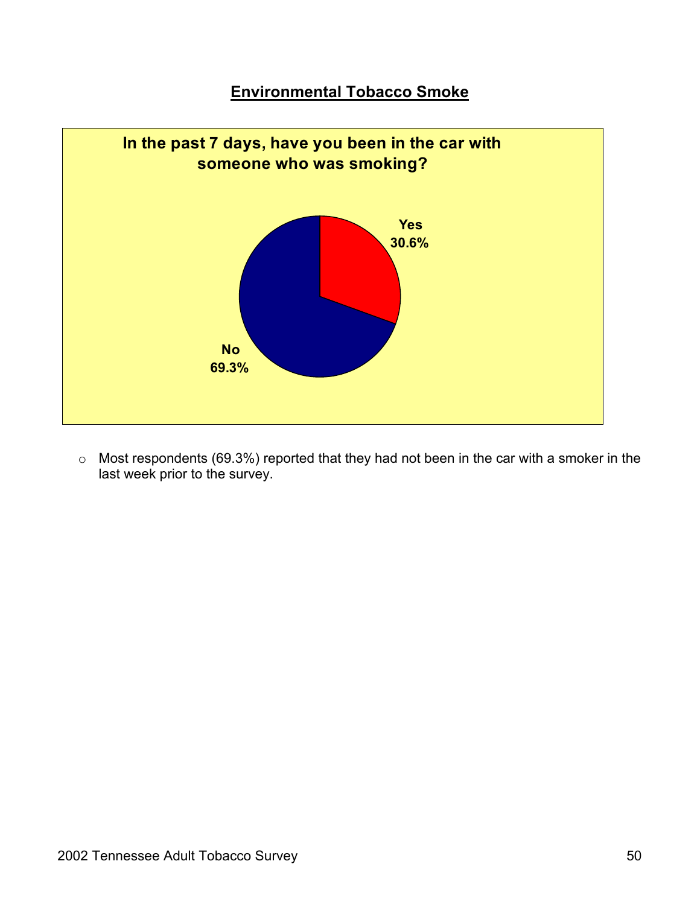## Environmental Tobacco Smoke

**In the past 7 days, have you been in the car with someone who was smoking?**

| Response | Percent |
|---|---|
| Yes | 30.6% |
| No | 69.3% |

- Most respondents (69.3%) reported that they had not been in the car with a smoker in the last week prior to the survey.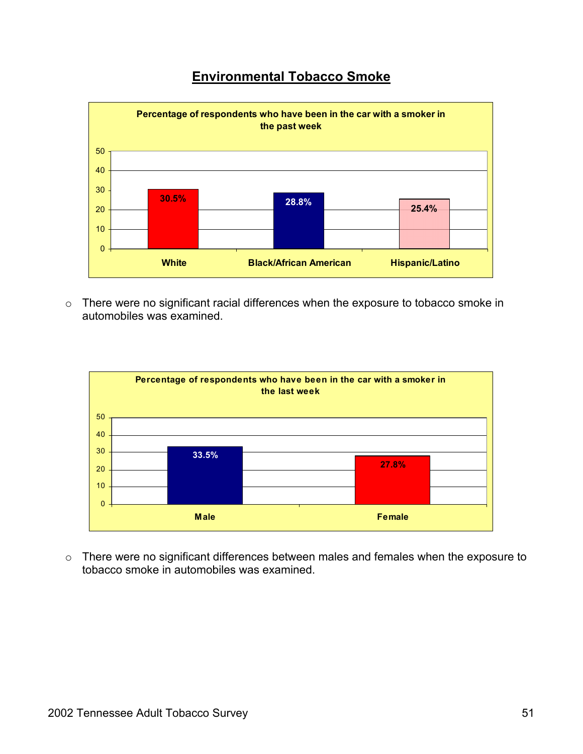## Environmental Tobacco Smoke

**Percentage of respondents who have been in the car with a smoker in the past week**

| Group | Percentage |
|---|---|
| White | 30.5% |
| Black/African American | 28.8% |
| Hispanic/Latino | 25.4% |

- There were no significant racial differences when the exposure to tobacco smoke in automobiles was examined.

**Percentage of respondents who have been in the car with a smoker in the last week**

| Group | Percentage |
|---|---|
| Male | 33.5% |
| Female | 27.8% |

- There were no significant differences between males and females when the exposure to tobacco smoke in automobiles was examined.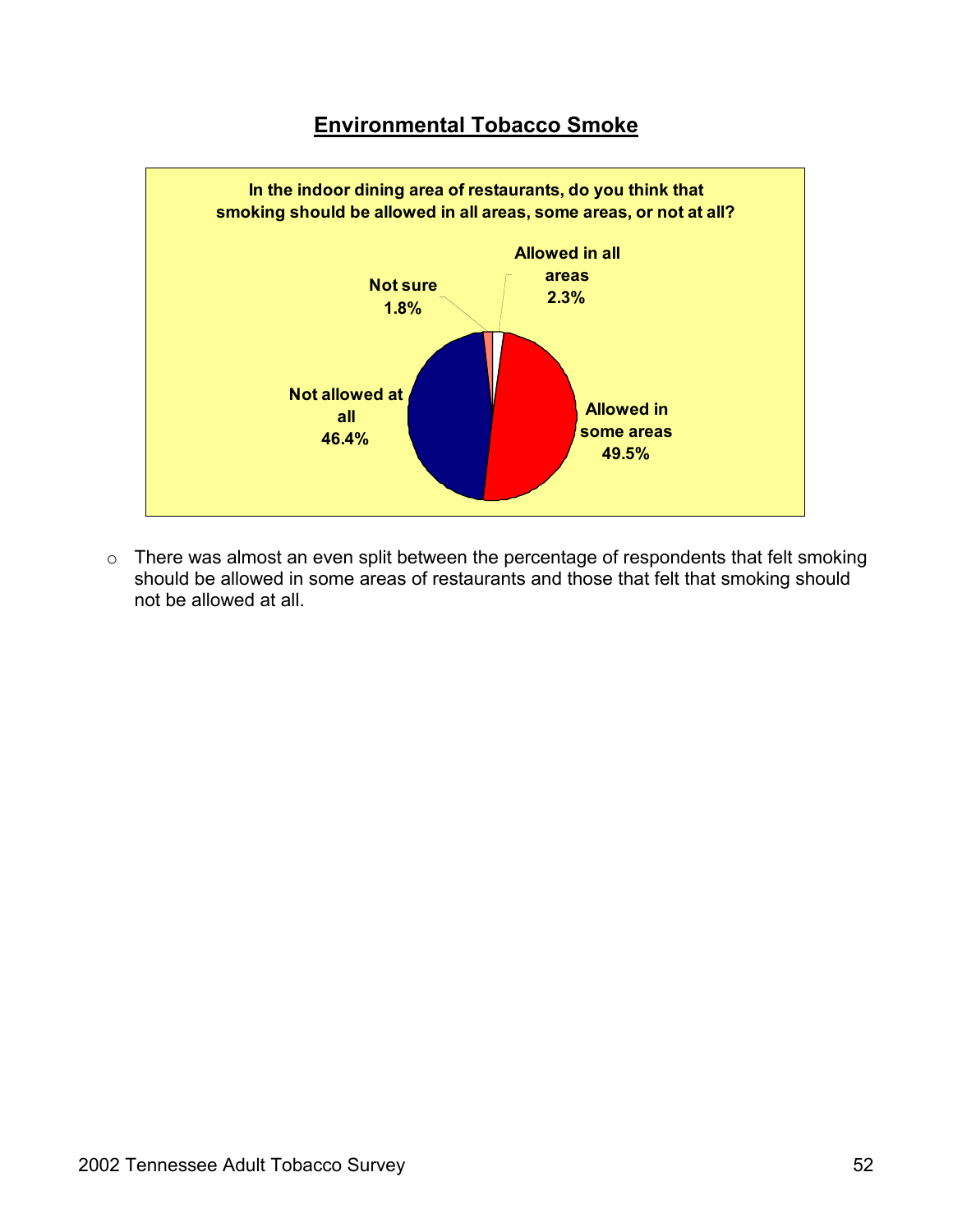## Environmental Tobacco Smoke

**In the indoor dining area of restaurants, do you think that smoking should be allowed in all areas, some areas, or not at all?**

| Response | Percent |
|---|---|
| Allowed in all areas | 2.3% |
| Allowed in some areas | 49.5% |
| Not allowed at all | 46.4% |
| Not sure | 1.8% |

- There was almost an even split between the percentage of respondents that felt smoking should be allowed in some areas of restaurants and those that felt that smoking should not be allowed at all.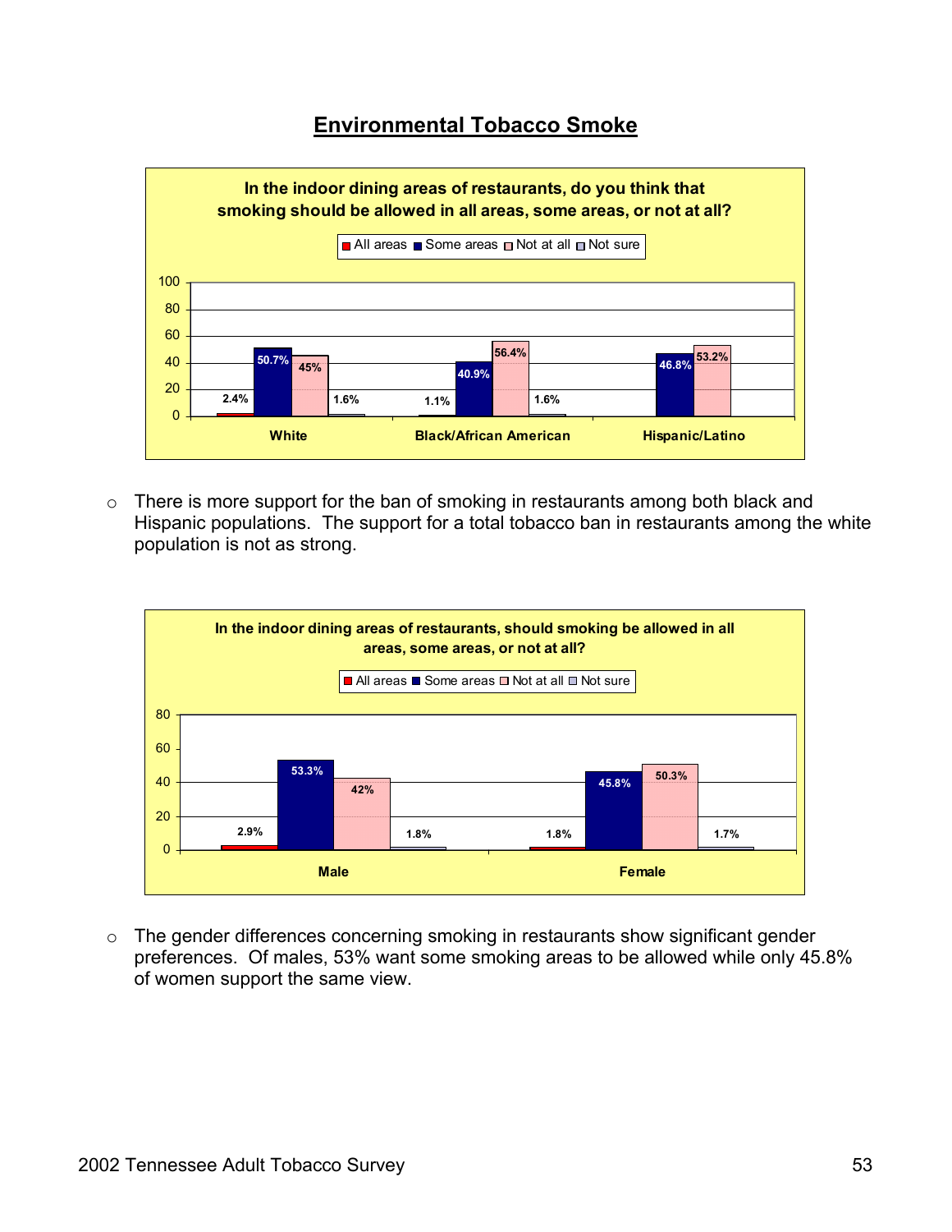## Environmental Tobacco Smoke

**In the indoor dining areas of restaurants, do you think that smoking should be allowed in all areas, some areas, or not at all?**

| | All areas | Some areas | Not at all | Not sure |
|---|---|---|---|---|
| White | 2.4% | 50.7% | 45% | 1.6% |
| Black/African American | 1.1% | 40.9% | 56.4% | 1.6% |
| Hispanic/Latino | | 46.8% | 53.2% | |

- There is more support for the ban of smoking in restaurants among both black and Hispanic populations. The support for a total tobacco ban in restaurants among the white population is not as strong.

**In the indoor dining areas of restaurants, should smoking be allowed in all areas, some areas, or not at all?**

| | All areas | Some areas | Not at all | Not sure |
|---|---|---|---|---|
| Male | 2.9% | 53.3% | 42% | 1.8% |
| Female | 1.8% | 45.8% | 50.3% | 1.7% |

- The gender differences concerning smoking in restaurants show significant gender preferences. Of males, 53% want some smoking areas to be allowed while only 45.8% of women support the same view.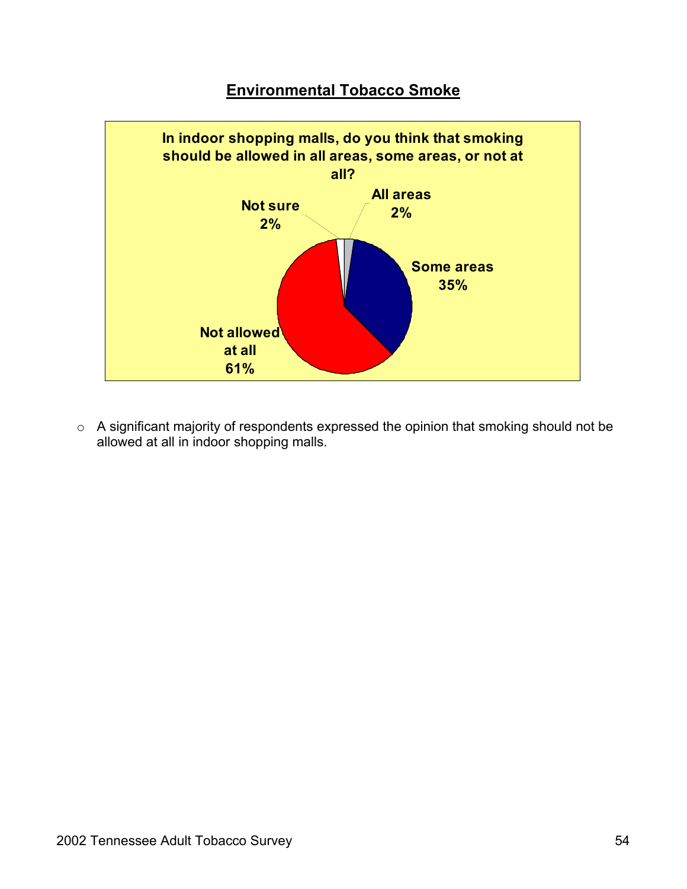## Environmental Tobacco Smoke

**In indoor shopping malls, do you think that smoking should be allowed in all areas, some areas, or not at all?**

| Response | Percent |
|---|---|
| All areas | 2% |
| Some areas | 35% |
| Not allowed at all | 61% |
| Not sure | 2% |

- A significant majority of respondents expressed the opinion that smoking should not be allowed at all in indoor shopping malls.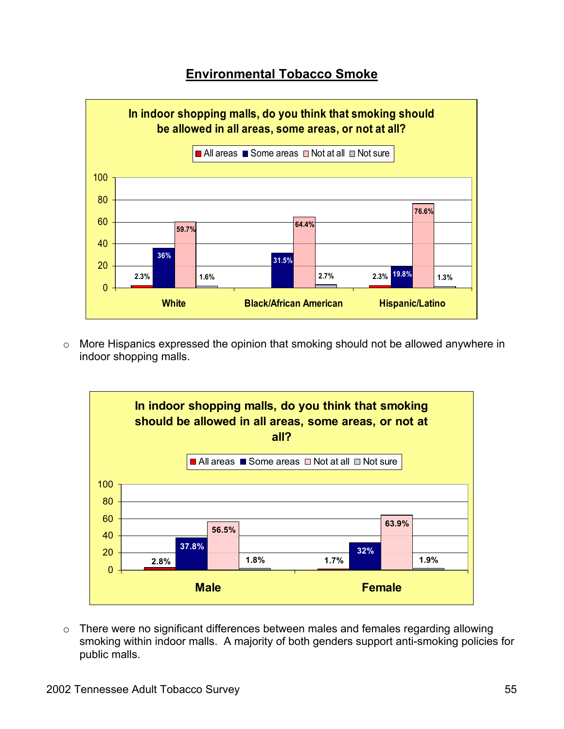## Environmental Tobacco Smoke

**In indoor shopping malls, do you think that smoking should be allowed in all areas, some areas, or not at all?**

| | All areas | Some areas | Not at all | Not sure |
|---|---|---|---|---|
| White | 2.3% | 36% | 59.7% | 1.6% |
| Black/African American | | 31.5% | 64.4% | 2.7% |
| Hispanic/Latino | 2.3% | 19.8% | 76.6% | 1.3% |

- More Hispanics expressed the opinion that smoking should not be allowed anywhere in indoor shopping malls.

**In indoor shopping malls, do you think that smoking should be allowed in all areas, some areas, or not at all?**

| | All areas | Some areas | Not at all | Not sure |
|---|---|---|---|---|
| Male | 2.8% | 37.8% | 56.5% | 1.8% |
| Female | 1.7% | 32% | 63.9% | 1.9% |

- There were no significant differences between males and females regarding allowing smoking within indoor malls. A majority of both genders support anti-smoking policies for public malls.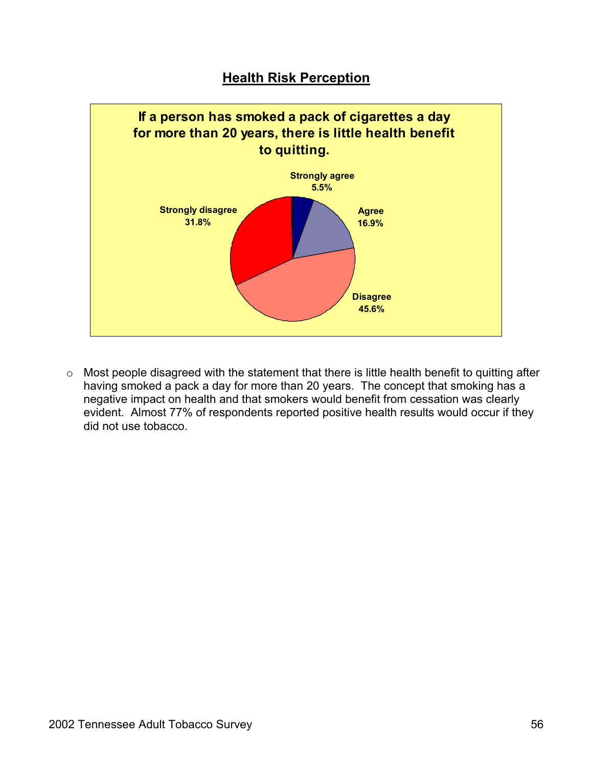## Health Risk Perception

**If a person has smoked a pack of cigarettes a day for more than 20 years, there is little health benefit to quitting.**

| Response | Percent |
|---|---|
| Strongly agree | 5.5% |
| Agree | 16.9% |
| Disagree | 45.6% |
| Strongly disagree | 31.8% |

- Most people disagreed with the statement that there is little health benefit to quitting after having smoked a pack a day for more than 20 years. The concept that smoking has a negative impact on health and that smokers would benefit from cessation was clearly evident. Almost 77% of respondents reported positive health results would occur if they did not use tobacco.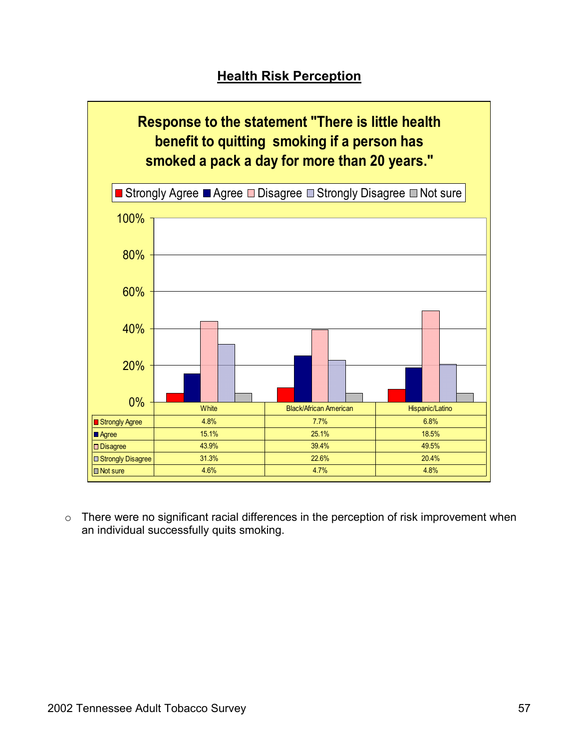## Health Risk Perception

**Response to the statement "There is little health benefit to quitting smoking if a person has smoked a pack a day for more than 20 years."**

| | White | Black/African American | Hispanic/Latino |
|---|---|---|---|
| Strongly Agree | 4.8% | 7.7% | 6.8% |
| Agree | 15.1% | 25.1% | 18.5% |
| Disagree | 43.9% | 39.4% | 49.5% |
| Strongly Disagree | 31.3% | 22.6% | 20.4% |
| Not sure | 4.6% | 4.7% | 4.8% |

- There were no significant racial differences in the perception of risk improvement when an individual successfully quits smoking.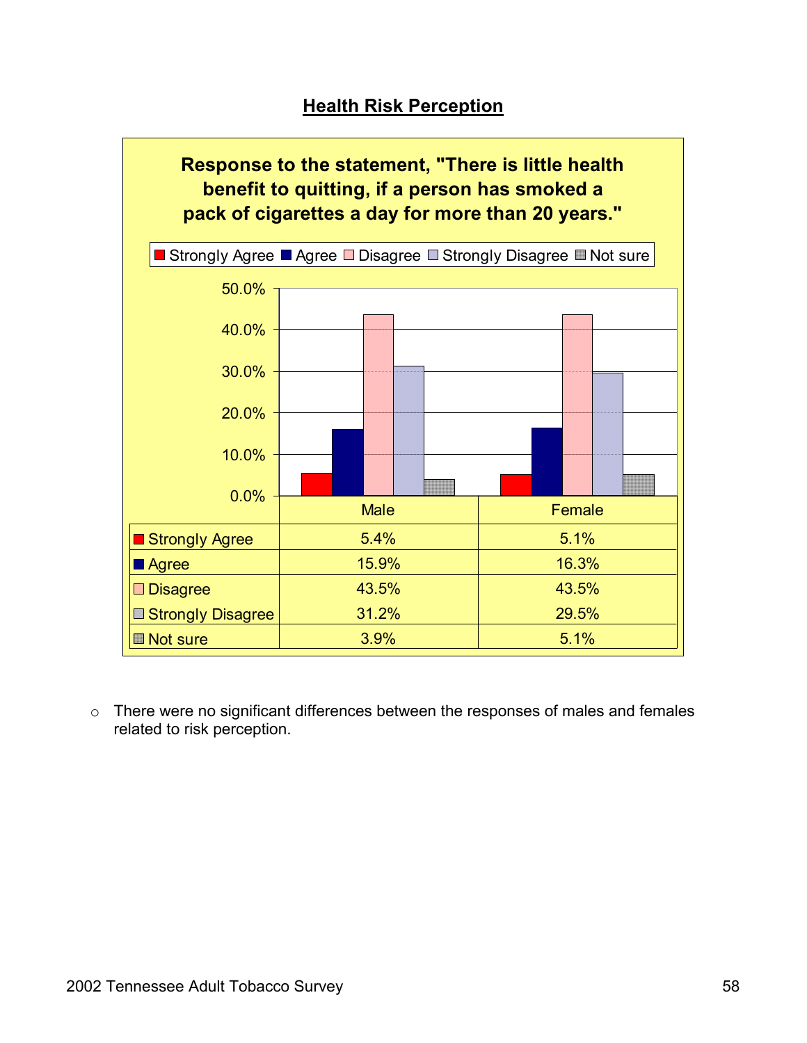## Health Risk Perception

**Response to the statement, "There is little health benefit to quitting, if a person has smoked a pack of cigarettes a day for more than 20 years."**

| | Male | Female |
|---|---|---|
| Strongly Agree | 5.4% | 5.1% |
| Agree | 15.9% | 16.3% |
| Disagree | 43.5% | 43.5% |
| Strongly Disagree | 31.2% | 29.5% |
| Not sure | 3.9% | 5.1% |

- There were no significant differences between the responses of males and females related to risk perception.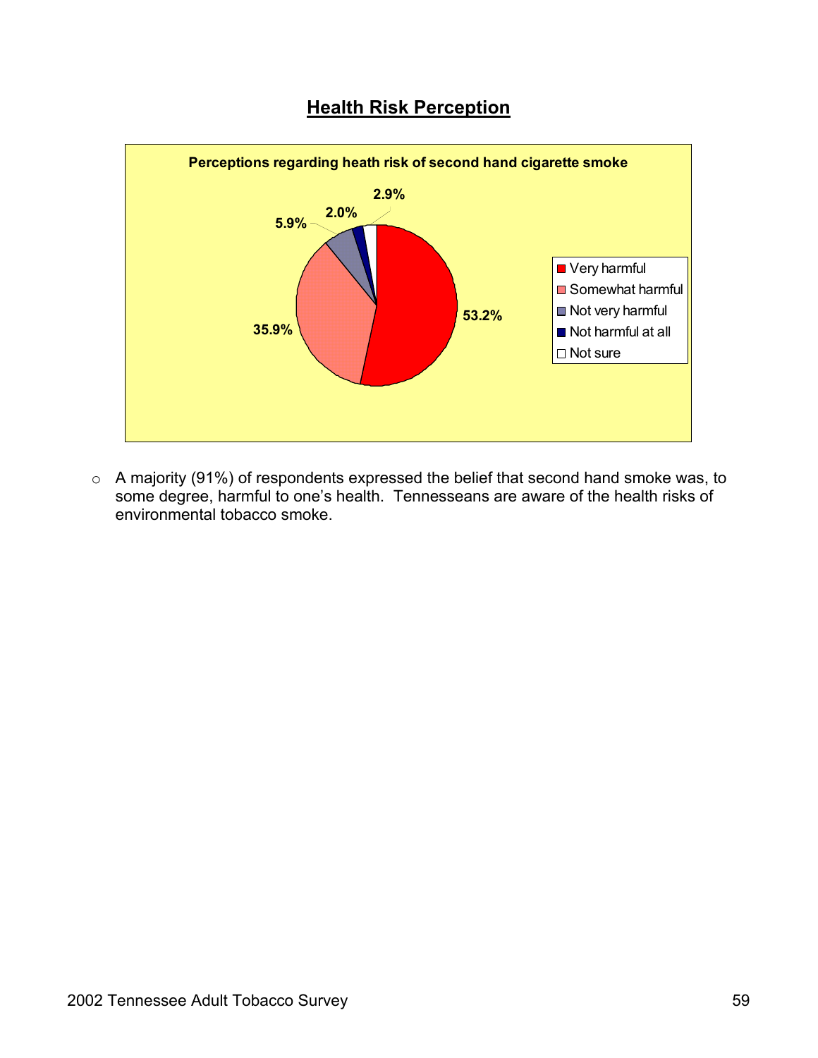## Health Risk Perception

**Perceptions regarding heath risk of second hand cigarette smoke**

| Response | Percent |
|---|---|
| Very harmful | 53.2% |
| Somewhat harmful | 35.9% |
| Not very harmful | 5.9% |
| Not harmful at all | 2.0% |
| Not sure | 2.9% |

- A majority (91%) of respondents expressed the belief that second hand smoke was, to some degree, harmful to one's health. Tennesseans are aware of the health risks of environmental tobacco smoke.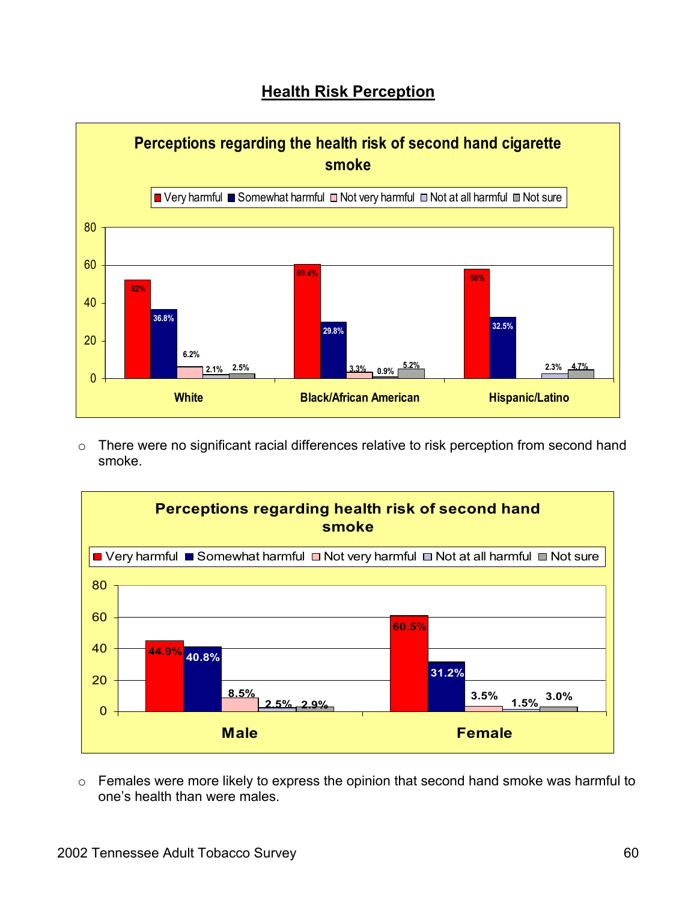## Health Risk Perception

**Perceptions regarding the health risk of second hand cigarette smoke**

| | Very harmful | Somewhat harmful | Not very harmful | Not at all harmful | Not sure |
|---|---|---|---|---|---|
| White | 52% | 36.8% | 6.2% | 2.1% | 2.5% |
| Black/African American | 60.4% | 29.8% | 3.3% | 0.9% | 5.2% |
| Hispanic/Latino | 58% | 32.5% | | 2.3% | 4.7% |

- There were no significant racial differences relative to risk perception from second hand smoke.

**Perceptions regarding health risk of second hand smoke**

| | Very harmful | Somewhat harmful | Not very harmful | Not at all harmful | Not sure |
|---|---|---|---|---|---|
| Male | 44.9% | 40.8% | 8.5% | 2.5% | 2.9% |
| Female | 60.5% | 31.2% | 3.5% | 1.5% | 3.0% |

- Females were more likely to express the opinion that second hand smoke was harmful to one's health than were males.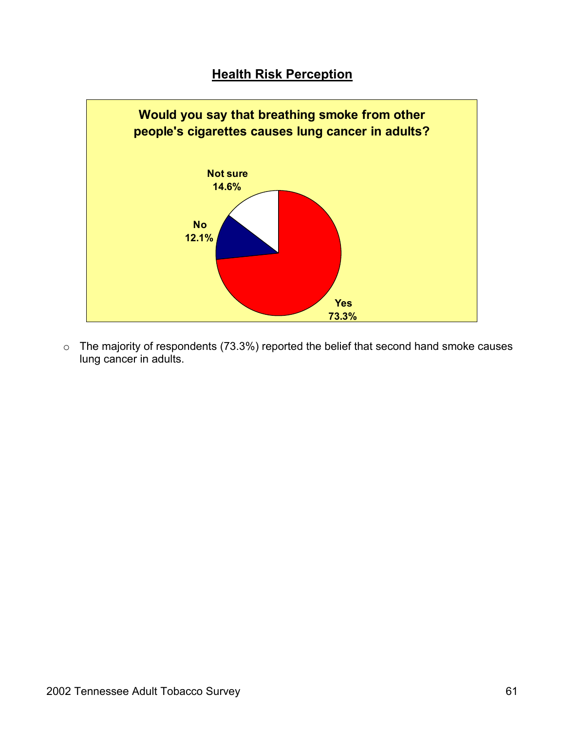## Health Risk Perception

**Would you say that breathing smoke from other people's cigarettes causes lung cancer in adults?**

| Response | Percent |
|---|---|
| Yes | 73.3% |
| No | 12.1% |
| Not sure | 14.6% |

- The majority of respondents (73.3%) reported the belief that second hand smoke causes lung cancer in adults.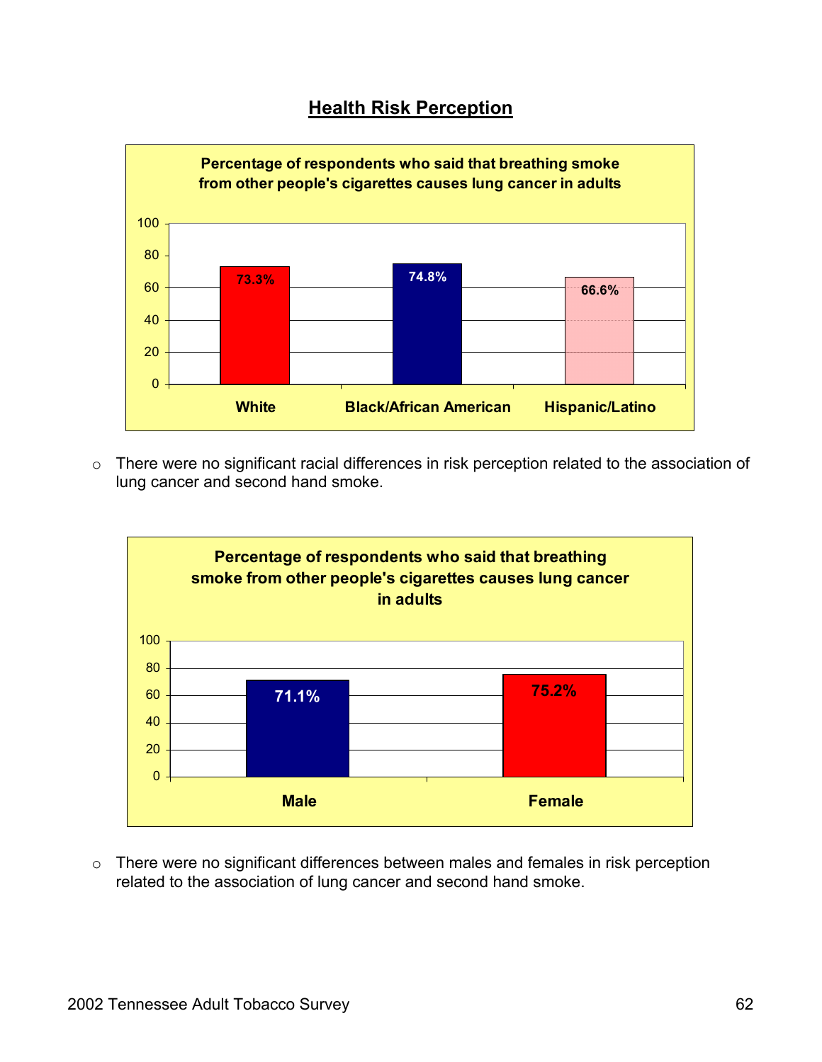## Health Risk Perception

**Percentage of respondents who said that breathing smoke from other people's cigarettes causes lung cancer in adults**

| Race/Ethnicity | Percentage |
|---|---|
| White | 73.3% |
| Black/African American | 74.8% |
| Hispanic/Latino | 66.6% |

- There were no significant racial differences in risk perception related to the association of lung cancer and second hand smoke.

**Percentage of respondents who said that breathing smoke from other people's cigarettes causes lung cancer in adults**

| Gender | Percentage |
|---|---|
| Male | 71.1% |
| Female | 75.2% |

- There were no significant differences between males and females in risk perception related to the association of lung cancer and second hand smoke.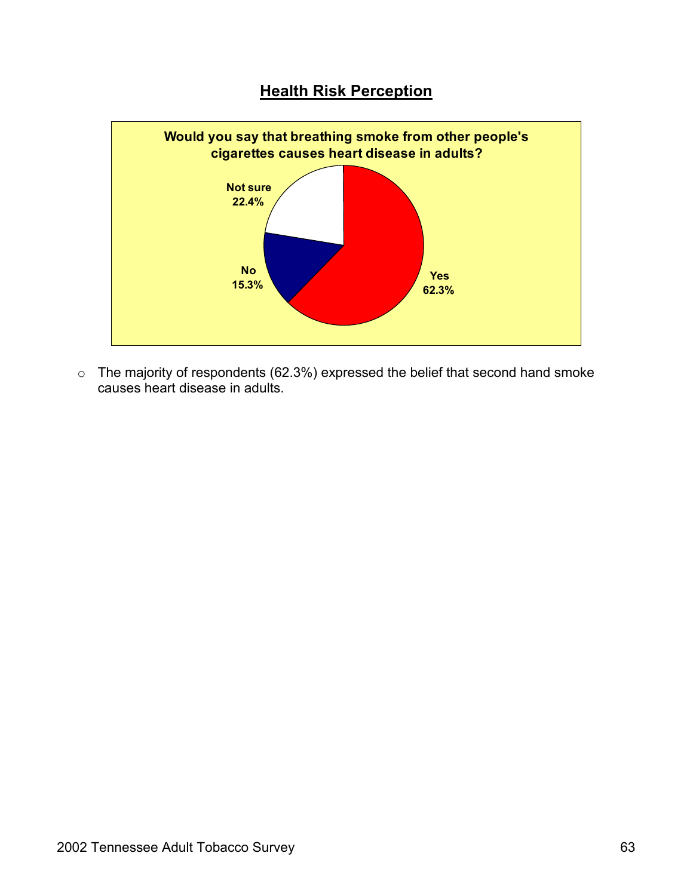## Health Risk Perception

**Would you say that breathing smoke from other people's cigarettes causes heart disease in adults?**

| Response | Percent |
| --- | --- |
| Yes | 62.3% |
| No | 15.3% |
| Not sure | 22.4% |

- The majority of respondents (62.3%) expressed the belief that second hand smoke causes heart disease in adults.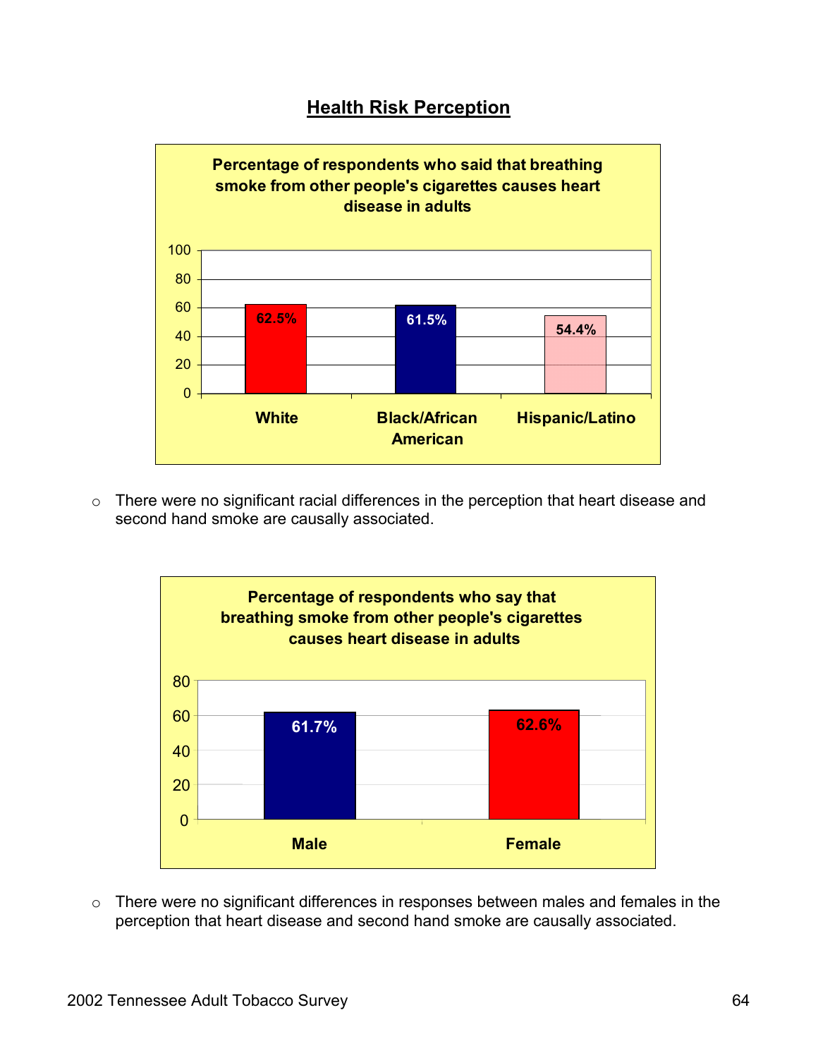## Health Risk Perception

**Percentage of respondents who said that breathing smoke from other people's cigarettes causes heart disease in adults**

| Group | Percentage |
|---|---|
| White | 62.5% |
| Black/African American | 61.5% |
| Hispanic/Latino | 54.4% |

- There were no significant racial differences in the perception that heart disease and second hand smoke are causally associated.

**Percentage of respondents who say that breathing smoke from other people's cigarettes causes heart disease in adults**

| Group | Percentage |
|---|---|
| Male | 61.7% |
| Female | 62.6% |

- There were no significant differences in responses between males and females in the perception that heart disease and second hand smoke are causally associated.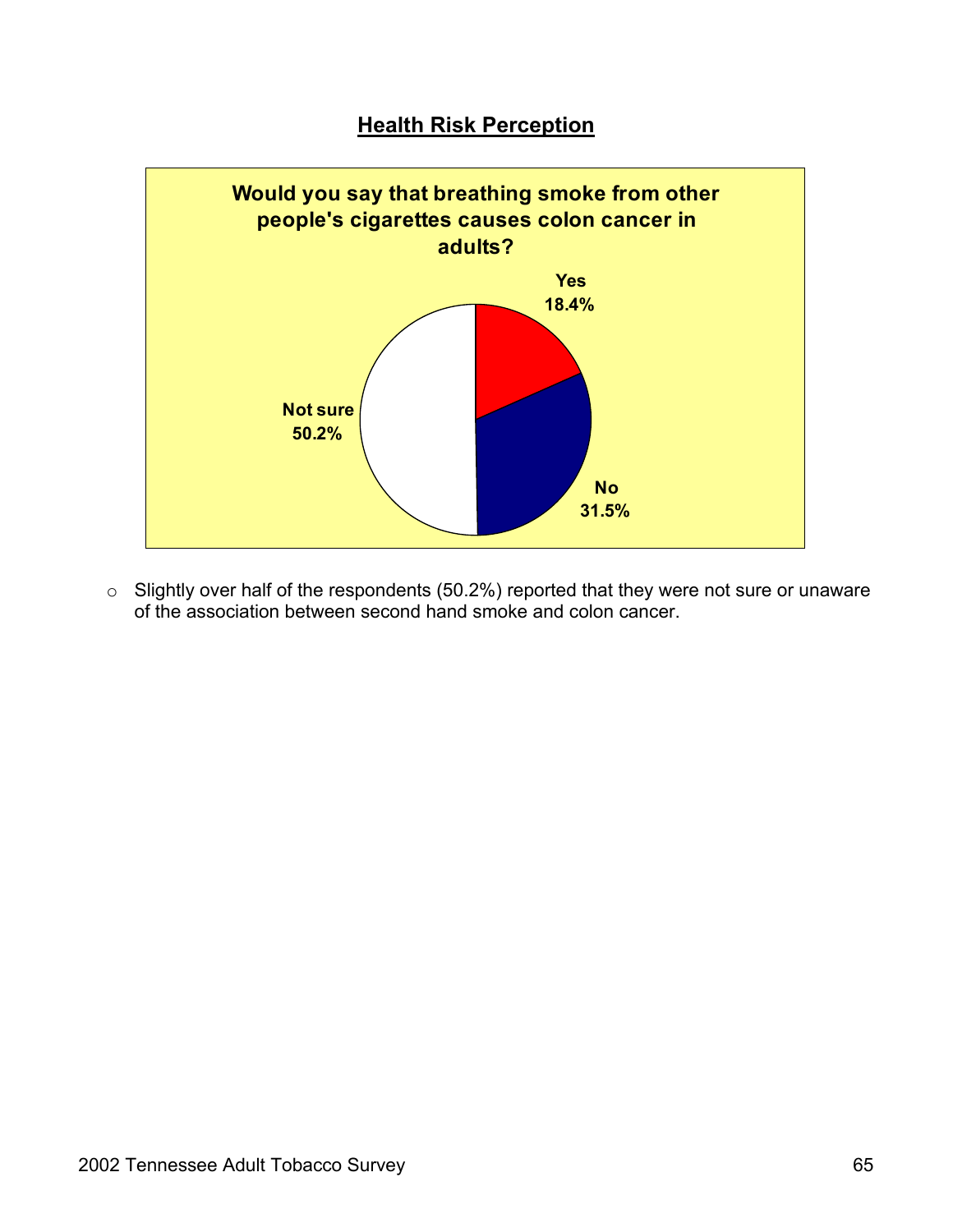## Health Risk Perception

**Would you say that breathing smoke from other people's cigarettes causes colon cancer in adults?**

| Response | Percent |
|---|---|
| Yes | 18.4% |
| No | 31.5% |
| Not sure | 50.2% |

- Slightly over half of the respondents (50.2%) reported that they were not sure or unaware of the association between second hand smoke and colon cancer.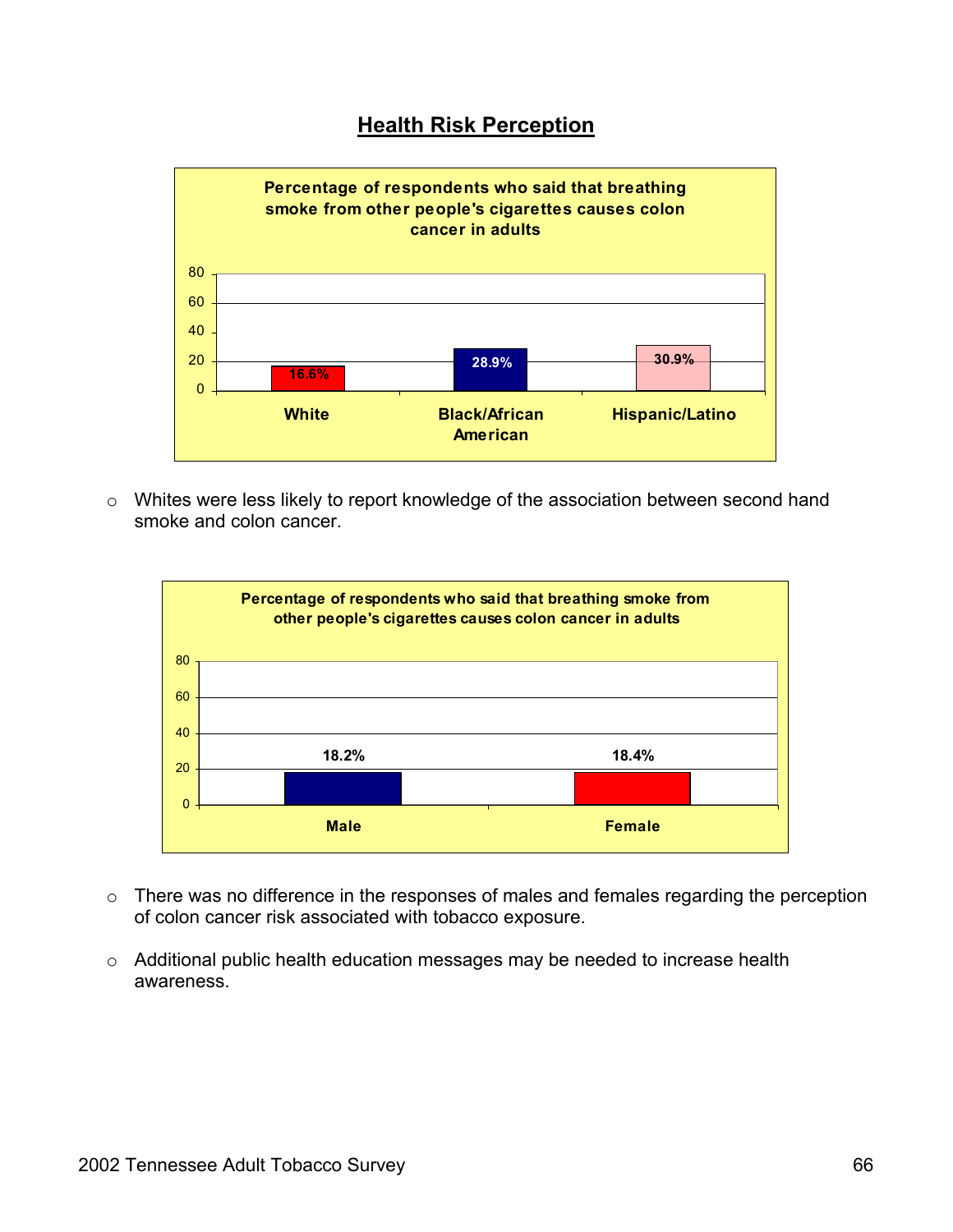# Health Risk Perception

**Percentage of respondents who said that breathing smoke from other people's cigarettes causes colon cancer in adults**

| White | Black/African American | Hispanic/Latino |
|---|---|---|
| 16.6% | 28.9% | 30.9% |

- Whites were less likely to report knowledge of the association between second hand smoke and colon cancer.

**Percentage of respondents who said that breathing smoke from other people's cigarettes causes colon cancer in adults**

| Male | Female |
|---|---|
| 18.2% | 18.4% |

- There was no difference in the responses of males and females regarding the perception of colon cancer risk associated with tobacco exposure.

- Additional public health education messages may be needed to increase health awareness.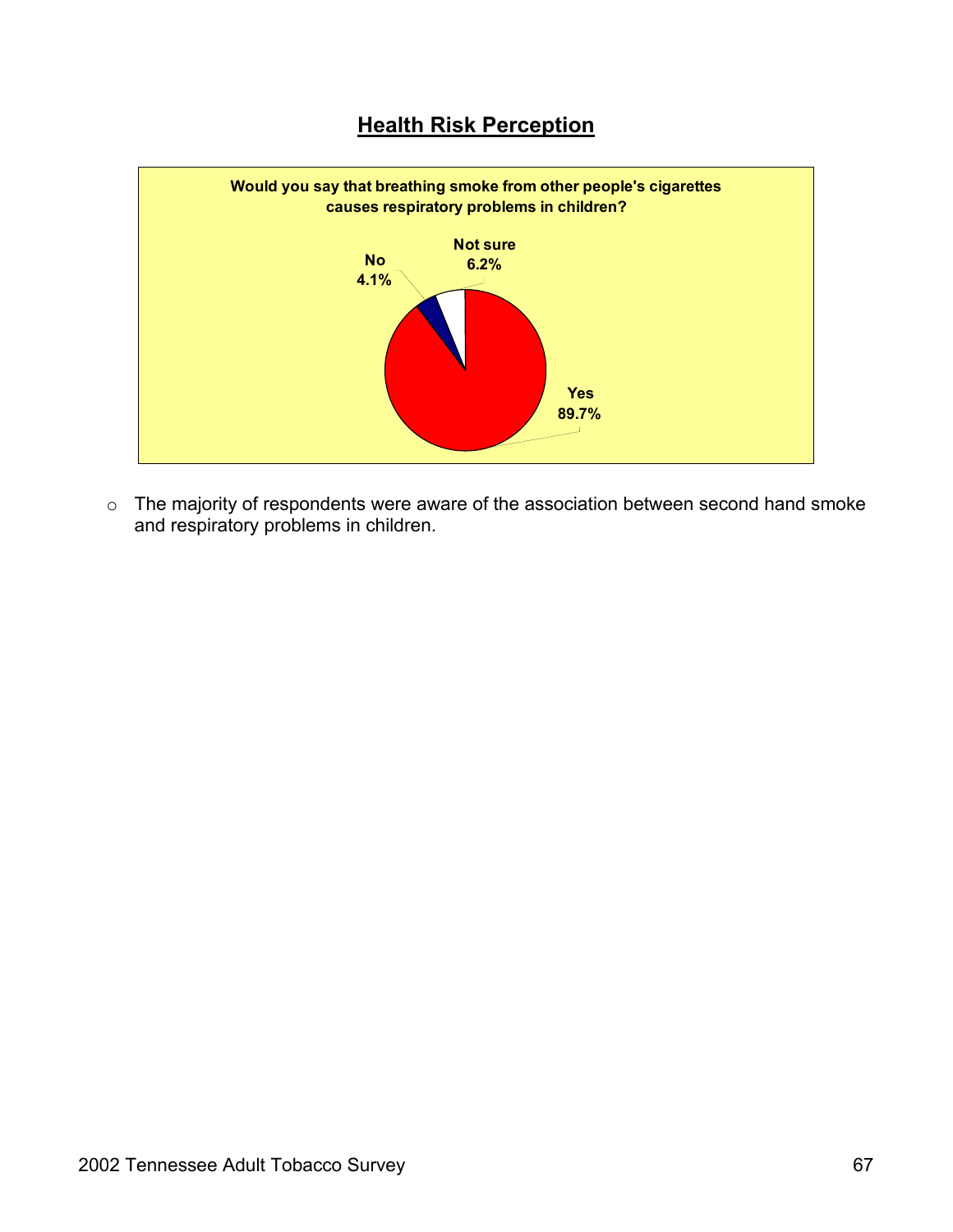## Health Risk Perception

**Would you say that breathing smoke from other people's cigarettes causes respiratory problems in children?**

| Response | Percent |
|---|---|
| Yes | 89.7% |
| No | 4.1% |
| Not sure | 6.2% |

- The majority of respondents were aware of the association between second hand smoke and respiratory problems in children.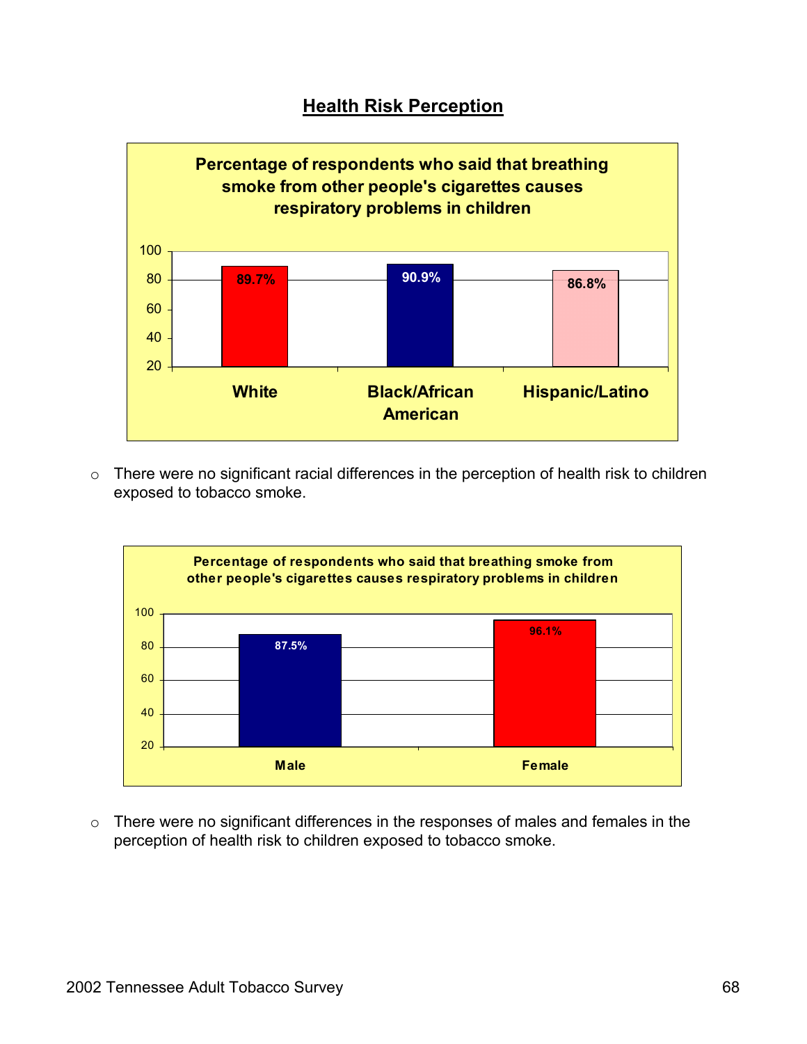## Health Risk Perception

**Percentage of respondents who said that breathing smoke from other people's cigarettes causes respiratory problems in children**

| Race | Percentage |
|---|---|
| White | 89.7% |
| Black/African American | 90.9% |
| Hispanic/Latino | 86.8% |

- There were no significant racial differences in the perception of health risk to children exposed to tobacco smoke.

**Percentage of respondents who said that breathing smoke from other people's cigarettes causes respiratory problems in children**

| Gender | Percentage |
|---|---|
| Male | 87.5% |
| Female | 96.1% |

- There were no significant differences in the responses of males and females in the perception of health risk to children exposed to tobacco smoke.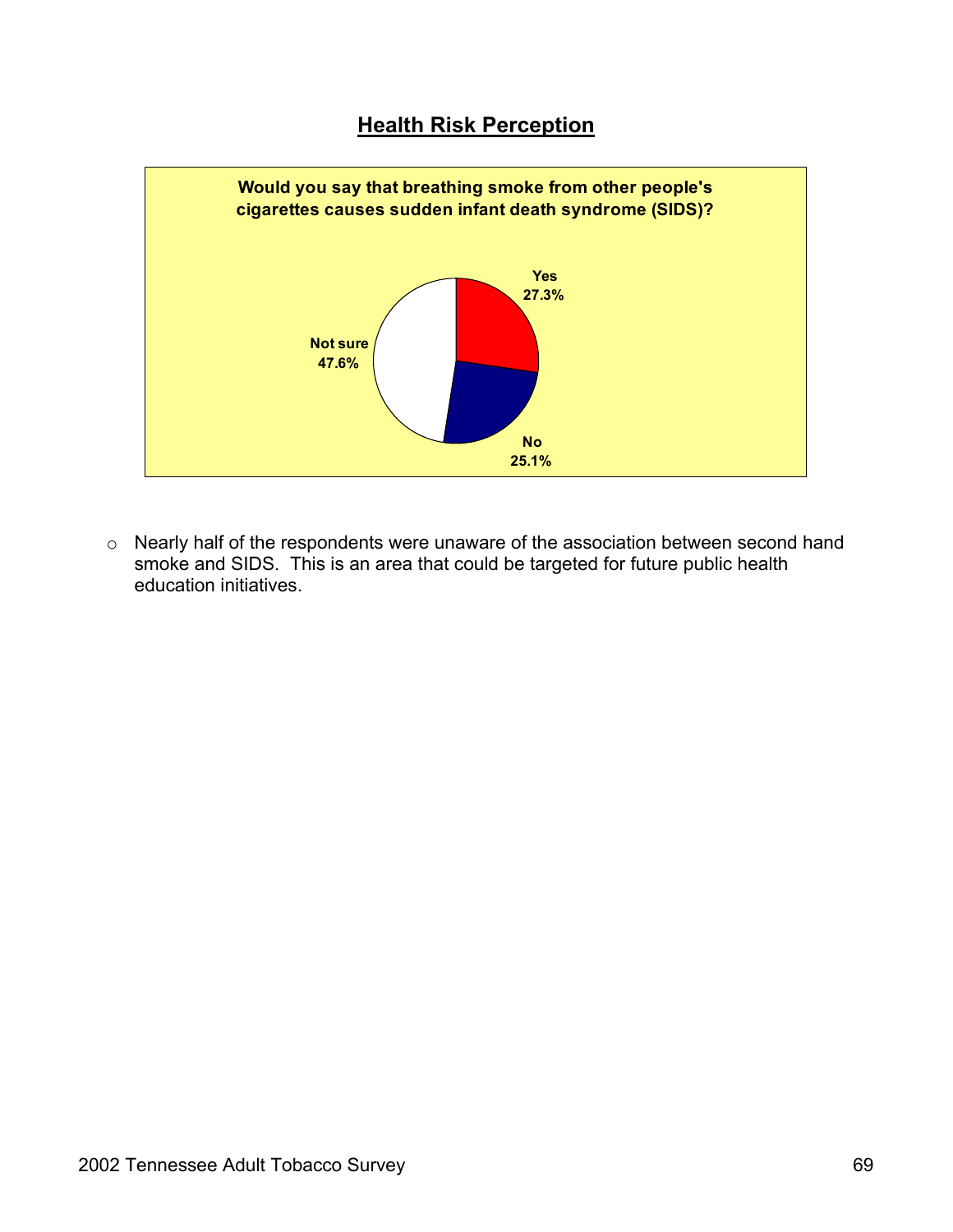## Health Risk Perception

**Would you say that breathing smoke from other people's cigarettes causes sudden infant death syndrome (SIDS)?**

| Response | Percent |
|---|---|
| Yes | 27.3% |
| No | 25.1% |
| Not sure | 47.6% |

- Nearly half of the respondents were unaware of the association between second hand smoke and SIDS. This is an area that could be targeted for future public health education initiatives.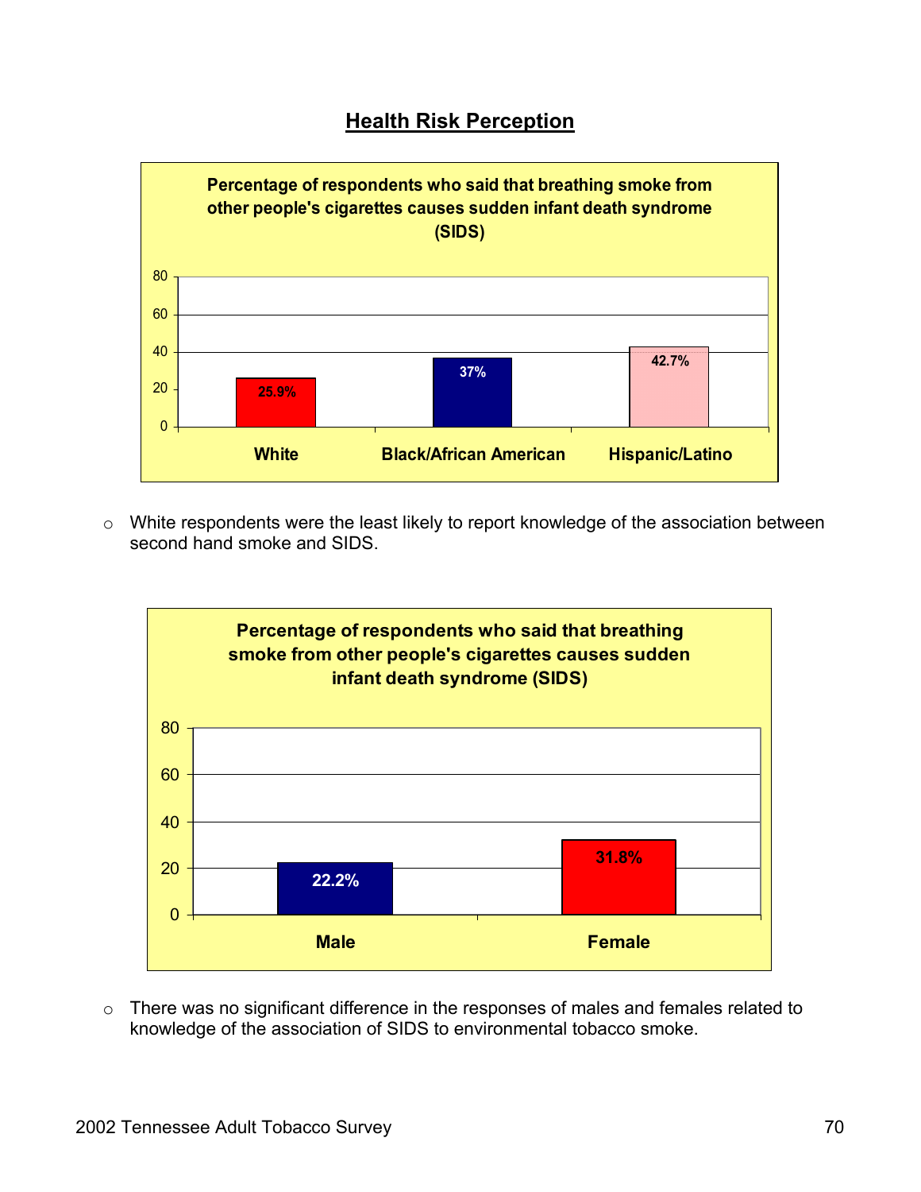## Health Risk Perception

**Percentage of respondents who said that breathing smoke from other people's cigarettes causes sudden infant death syndrome (SIDS)**

| Race/Ethnicity | Percentage |
|---|---|
| White | 25.9% |
| Black/African American | 37% |
| Hispanic/Latino | 42.7% |

- White respondents were the least likely to report knowledge of the association between second hand smoke and SIDS.

**Percentage of respondents who said that breathing smoke from other people's cigarettes causes sudden infant death syndrome (SIDS)**

| Gender | Percentage |
|---|---|
| Male | 22.2% |
| Female | 31.8% |

- There was no significant difference in the responses of males and females related to knowledge of the association of SIDS to environmental tobacco smoke.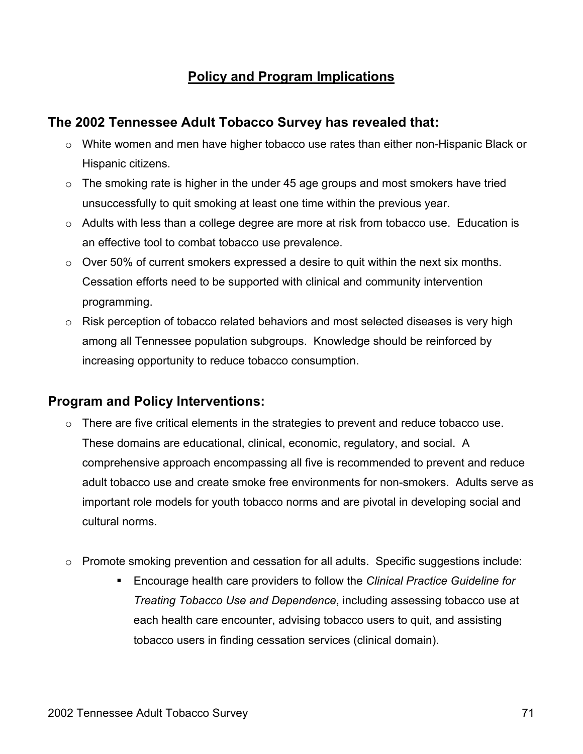# Policy and Program Implications

## The 2002 Tennessee Adult Tobacco Survey has revealed that:

- White women and men have higher tobacco use rates than either non-Hispanic Black or Hispanic citizens.
- The smoking rate is higher in the under 45 age groups and most smokers have tried unsuccessfully to quit smoking at least one time within the previous year.
- Adults with less than a college degree are more at risk from tobacco use. Education is an effective tool to combat tobacco use prevalence.
- Over 50% of current smokers expressed a desire to quit within the next six months. Cessation efforts need to be supported with clinical and community intervention programming.
- Risk perception of tobacco related behaviors and most selected diseases is very high among all Tennessee population subgroups. Knowledge should be reinforced by increasing opportunity to reduce tobacco consumption.

## Program and Policy Interventions:

- There are five critical elements in the strategies to prevent and reduce tobacco use. These domains are educational, clinical, economic, regulatory, and social. A comprehensive approach encompassing all five is recommended to prevent and reduce adult tobacco use and create smoke free environments for non-smokers. Adults serve as important role models for youth tobacco norms and are pivotal in developing social and cultural norms.

- Promote smoking prevention and cessation for all adults. Specific suggestions include:
  - Encourage health care providers to follow the *Clinical Practice Guideline for Treating Tobacco Use and Dependence*, including assessing tobacco use at each health care encounter, advising tobacco users to quit, and assisting tobacco users in finding cessation services (clinical domain).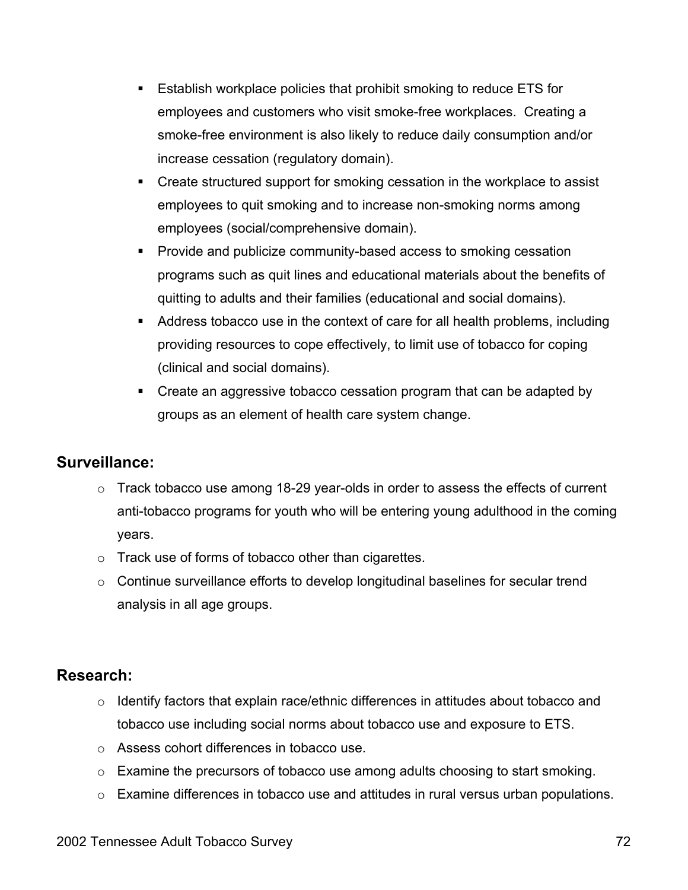- Establish workplace policies that prohibit smoking to reduce ETS for employees and customers who visit smoke-free workplaces. Creating a smoke-free environment is also likely to reduce daily consumption and/or increase cessation (regulatory domain).
- Create structured support for smoking cessation in the workplace to assist employees to quit smoking and to increase non-smoking norms among employees (social/comprehensive domain).
- Provide and publicize community-based access to smoking cessation programs such as quit lines and educational materials about the benefits of quitting to adults and their families (educational and social domains).
- Address tobacco use in the context of care for all health problems, including providing resources to cope effectively, to limit use of tobacco for coping (clinical and social domains).
- Create an aggressive tobacco cessation program that can be adapted by groups as an element of health care system change.

## Surveillance:

- Track tobacco use among 18-29 year-olds in order to assess the effects of current anti-tobacco programs for youth who will be entering young adulthood in the coming years.
- Track use of forms of tobacco other than cigarettes.
- Continue surveillance efforts to develop longitudinal baselines for secular trend analysis in all age groups.

## Research:

- Identify factors that explain race/ethnic differences in attitudes about tobacco and tobacco use including social norms about tobacco use and exposure to ETS.
- Assess cohort differences in tobacco use.
- Examine the precursors of tobacco use among adults choosing to start smoking.
- Examine differences in tobacco use and attitudes in rural versus urban populations.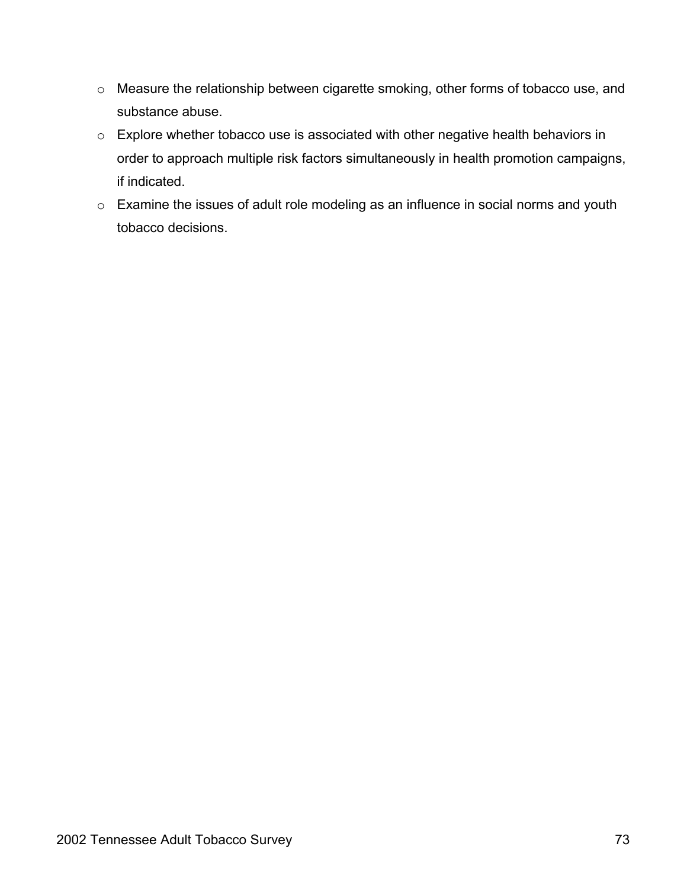- Measure the relationship between cigarette smoking, other forms of tobacco use, and substance abuse.
- Explore whether tobacco use is associated with other negative health behaviors in order to approach multiple risk factors simultaneously in health promotion campaigns, if indicated.
- Examine the issues of adult role modeling as an influence in social norms and youth tobacco decisions.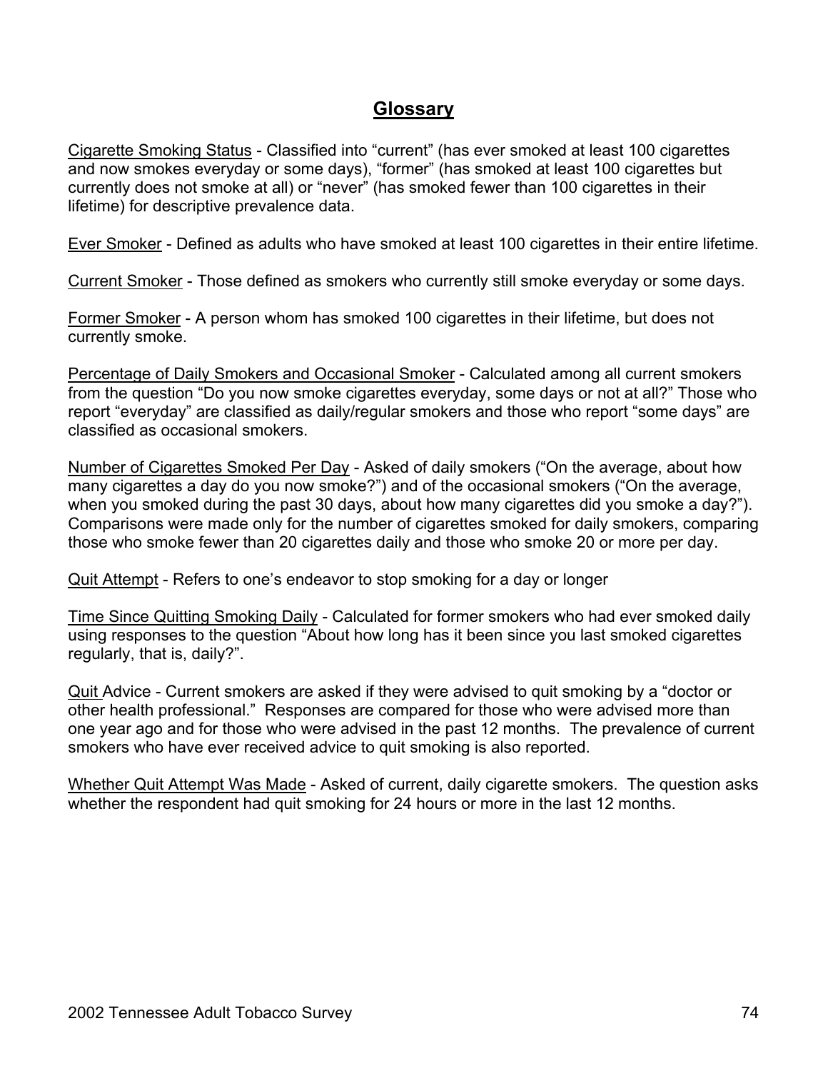## Glossary

Cigarette Smoking Status - Classified into “current” (has ever smoked at least 100 cigarettes and now smokes everyday or some days), “former” (has smoked at least 100 cigarettes but currently does not smoke at all) or “never” (has smoked fewer than 100 cigarettes in their lifetime) for descriptive prevalence data.

Ever Smoker - Defined as adults who have smoked at least 100 cigarettes in their entire lifetime.

Current Smoker - Those defined as smokers who currently still smoke everyday or some days.

Former Smoker - A person whom has smoked 100 cigarettes in their lifetime, but does not currently smoke.

Percentage of Daily Smokers and Occasional Smoker - Calculated among all current smokers from the question “Do you now smoke cigarettes everyday, some days or not at all?” Those who report “everyday” are classified as daily/regular smokers and those who report “some days” are classified as occasional smokers.

Number of Cigarettes Smoked Per Day - Asked of daily smokers (“On the average, about how many cigarettes a day do you now smoke?”) and of the occasional smokers (“On the average, when you smoked during the past 30 days, about how many cigarettes did you smoke a day?”). Comparisons were made only for the number of cigarettes smoked for daily smokers, comparing those who smoke fewer than 20 cigarettes daily and those who smoke 20 or more per day.

Quit Attempt - Refers to one’s endeavor to stop smoking for a day or longer

Time Since Quitting Smoking Daily - Calculated for former smokers who had ever smoked daily using responses to the question “About how long has it been since you last smoked cigarettes regularly, that is, daily?”.

Quit Advice - Current smokers are asked if they were advised to quit smoking by a “doctor or other health professional.” Responses are compared for those who were advised more than one year ago and for those who were advised in the past 12 months. The prevalence of current smokers who have ever received advice to quit smoking is also reported.

Whether Quit Attempt Was Made - Asked of current, daily cigarette smokers. The question asks whether the respondent had quit smoking for 24 hours or more in the last 12 months.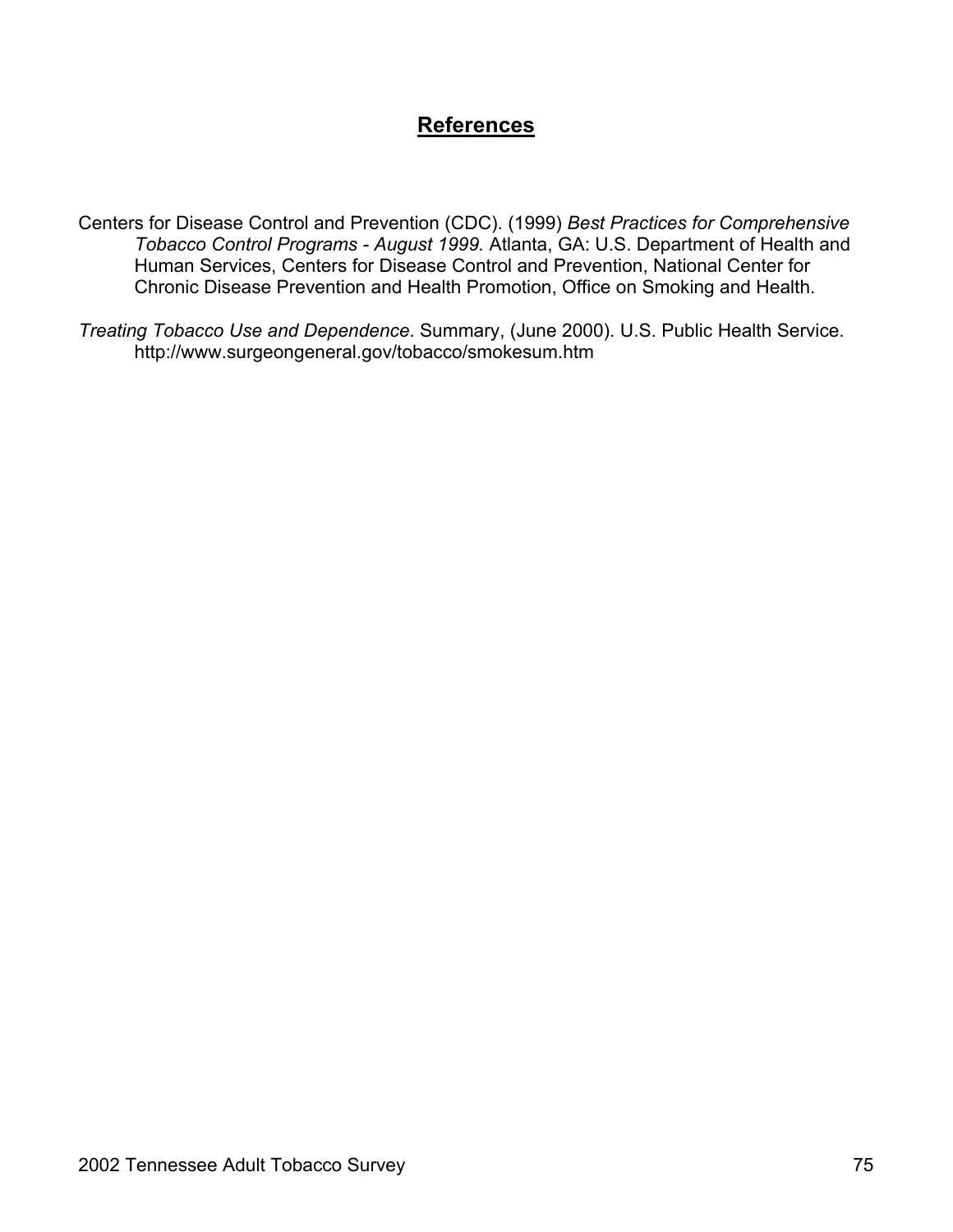# References

Centers for Disease Control and Prevention (CDC). (1999) *Best Practices for Comprehensive Tobacco Control Programs - August 1999.* Atlanta, GA: U.S. Department of Health and Human Services, Centers for Disease Control and Prevention, National Center for Chronic Disease Prevention and Health Promotion, Office on Smoking and Health.

*Treating Tobacco Use and Dependence*. Summary, (June 2000). U.S. Public Health Service. http://www.surgeongeneral.gov/tobacco/smokesum.htm